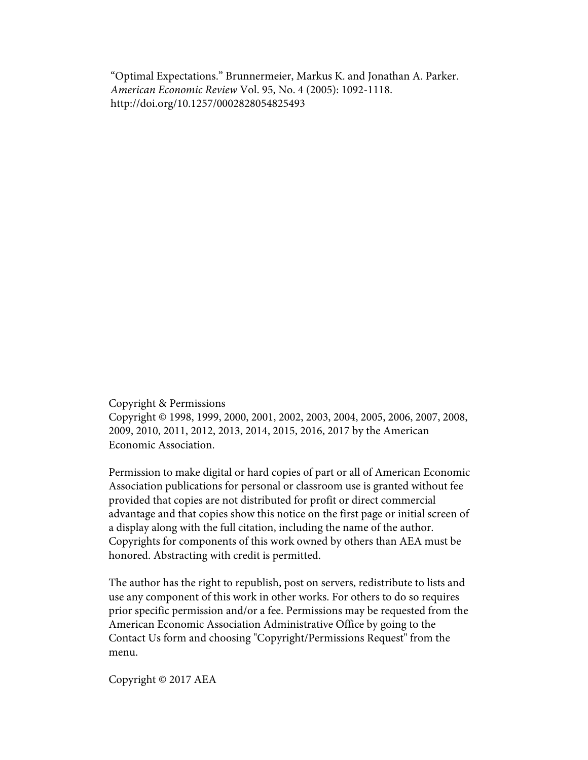"Optimal Expectations." Brunnermeier, Markus K. and Jonathan A. Parker. *American Economic Review* Vol. 95, No. 4 (2005): 1092-1118. http://doi.org/10.1257/0002828054825493

Copyright & Permissions
Copyright © 1998, 1999, 2000, 2001, 2002, 2003, 2004, 2005, 2006, 2007, 2008, 2009, 2010, 2011, 2012, 2013, 2014, 2015, 2016, 2017 by the American Economic Association.

Permission to make digital or hard copies of part or all of American Economic Association publications for personal or classroom use is granted without fee provided that copies are not distributed for profit or direct commercial advantage and that copies show this notice on the first page or initial screen of a display along with the full citation, including the name of the author. Copyrights for components of this work owned by others than AEA must be honored. Abstracting with credit is permitted.

The author has the right to republish, post on servers, redistribute to lists and use any component of this work in other works. For others to do so requires prior specific permission and/or a fee. Permissions may be requested from the American Economic Association Administrative Office by going to the Contact Us form and choosing "Copyright/Permissions Request" from the menu.

Copyright © 2017 AEA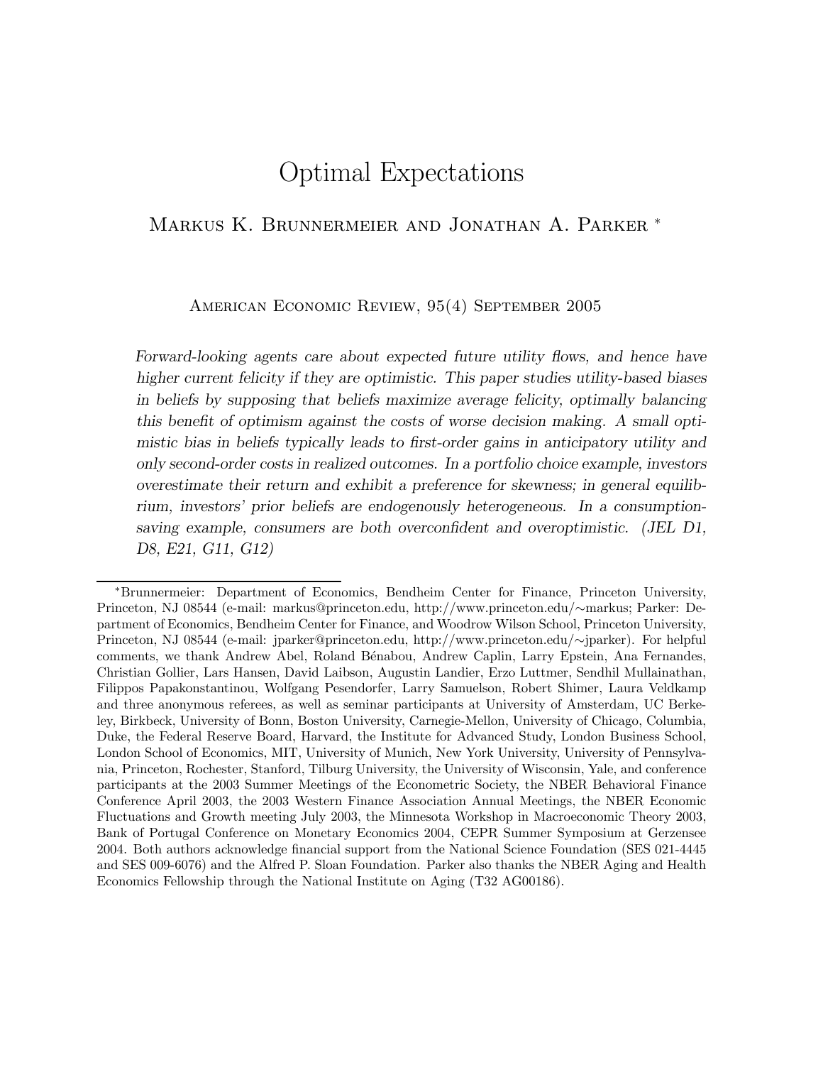# Optimal Expectations

Markus K. Brunnermeier and Jonathan A. Parker *

American Economic Review, 95(4) September 2005

*Forward-looking agents care about expected future utility flows, and hence have higher current felicity if they are optimistic. This paper studies utility-based biases in beliefs by supposing that beliefs maximize average felicity, optimally balancing this benefit of optimism against the costs of worse decision making. A small optimistic bias in beliefs typically leads to first-order gains in anticipatory utility and only second-order costs in realized outcomes. In a portfolio choice example, investors overestimate their return and exhibit a preference for skewness; in general equilibrium, investors' prior beliefs are endogenously heterogeneous. In a consumption-saving example, consumers are both overconfident and overoptimistic. (JEL D1, D8, E21, G11, G12)*

---

*Brunnermeier: Department of Economics, Bendheim Center for Finance, Princeton University, Princeton, NJ 08544 (e-mail: markus@princeton.edu, http://www.princeton.edu/∼markus; Parker: Department of Economics, Bendheim Center for Finance, and Woodrow Wilson School, Princeton University, Princeton, NJ 08544 (e-mail: jparker@princeton.edu, http://www.princeton.edu/∼jparker). For helpful comments, we thank Andrew Abel, Roland Bénabou, Andrew Caplin, Larry Epstein, Ana Fernandes, Christian Gollier, Lars Hansen, David Laibson, Augustin Landier, Erzo Luttmer, Sendhil Mullainathan, Filippos Papakonstantinou, Wolfgang Pesendorfer, Larry Samuelson, Robert Shimer, Laura Veldkamp and three anonymous referees, as well as seminar participants at University of Amsterdam, UC Berkeley, Birkbeck, University of Bonn, Boston University, Carnegie-Mellon, University of Chicago, Columbia, Duke, the Federal Reserve Board, Harvard, the Institute for Advanced Study, London Business School, London School of Economics, MIT, University of Munich, New York University, University of Pennsylvania, Princeton, Rochester, Stanford, Tilburg University, the University of Wisconsin, Yale, and conference participants at the 2003 Summer Meetings of the Econometric Society, the NBER Behavioral Finance Conference April 2003, the 2003 Western Finance Association Annual Meetings, the NBER Economic Fluctuations and Growth meeting July 2003, the Minnesota Workshop in Macroeconomic Theory 2003, Bank of Portugal Conference on Monetary Economics 2004, CEPR Summer Symposium at Gerzensee 2004. Both authors acknowledge financial support from the National Science Foundation (SES 021-4445 and SES 009-6076) and the Alfred P. Sloan Foundation. Parker also thanks the NBER Aging and Health Economics Fellowship through the National Institute on Aging (T32 AG00186).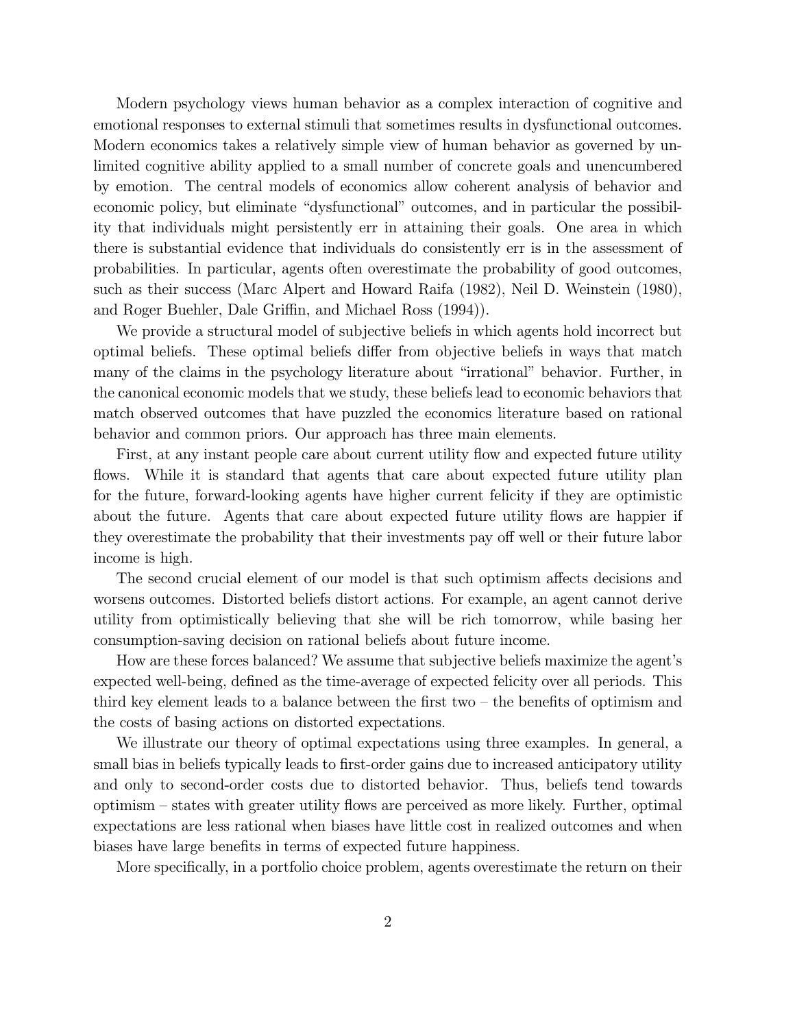Modern psychology views human behavior as a complex interaction of cognitive and emotional responses to external stimuli that sometimes results in dysfunctional outcomes. Modern economics takes a relatively simple view of human behavior as governed by unlimited cognitive ability applied to a small number of concrete goals and unencumbered by emotion. The central models of economics allow coherent analysis of behavior and economic policy, but eliminate "dysfunctional" outcomes, and in particular the possibility that individuals might persistently err in attaining their goals. One area in which there is substantial evidence that individuals do consistently err is in the assessment of probabilities. In particular, agents often overestimate the probability of good outcomes, such as their success (Marc Alpert and Howard Raifa (1982), Neil D. Weinstein (1980), and Roger Buehler, Dale Griffin, and Michael Ross (1994)).

We provide a structural model of subjective beliefs in which agents hold incorrect but optimal beliefs. These optimal beliefs differ from objective beliefs in ways that match many of the claims in the psychology literature about "irrational" behavior. Further, in the canonical economic models that we study, these beliefs lead to economic behaviors that match observed outcomes that have puzzled the economics literature based on rational behavior and common priors. Our approach has three main elements.

First, at any instant people care about current utility flow and expected future utility flows. While it is standard that agents that care about expected future utility plan for the future, forward-looking agents have higher current felicity if they are optimistic about the future. Agents that care about expected future utility flows are happier if they overestimate the probability that their investments pay off well or their future labor income is high.

The second crucial element of our model is that such optimism affects decisions and worsens outcomes. Distorted beliefs distort actions. For example, an agent cannot derive utility from optimistically believing that she will be rich tomorrow, while basing her consumption-saving decision on rational beliefs about future income.

How are these forces balanced? We assume that subjective beliefs maximize the agent's expected well-being, defined as the time-average of expected felicity over all periods. This third key element leads to a balance between the first two – the benefits of optimism and the costs of basing actions on distorted expectations.

We illustrate our theory of optimal expectations using three examples. In general, a small bias in beliefs typically leads to first-order gains due to increased anticipatory utility and only to second-order costs due to distorted behavior. Thus, beliefs tend towards optimism – states with greater utility flows are perceived as more likely. Further, optimal expectations are less rational when biases have little cost in realized outcomes and when biases have large benefits in terms of expected future happiness.

More specifically, in a portfolio choice problem, agents overestimate the return on their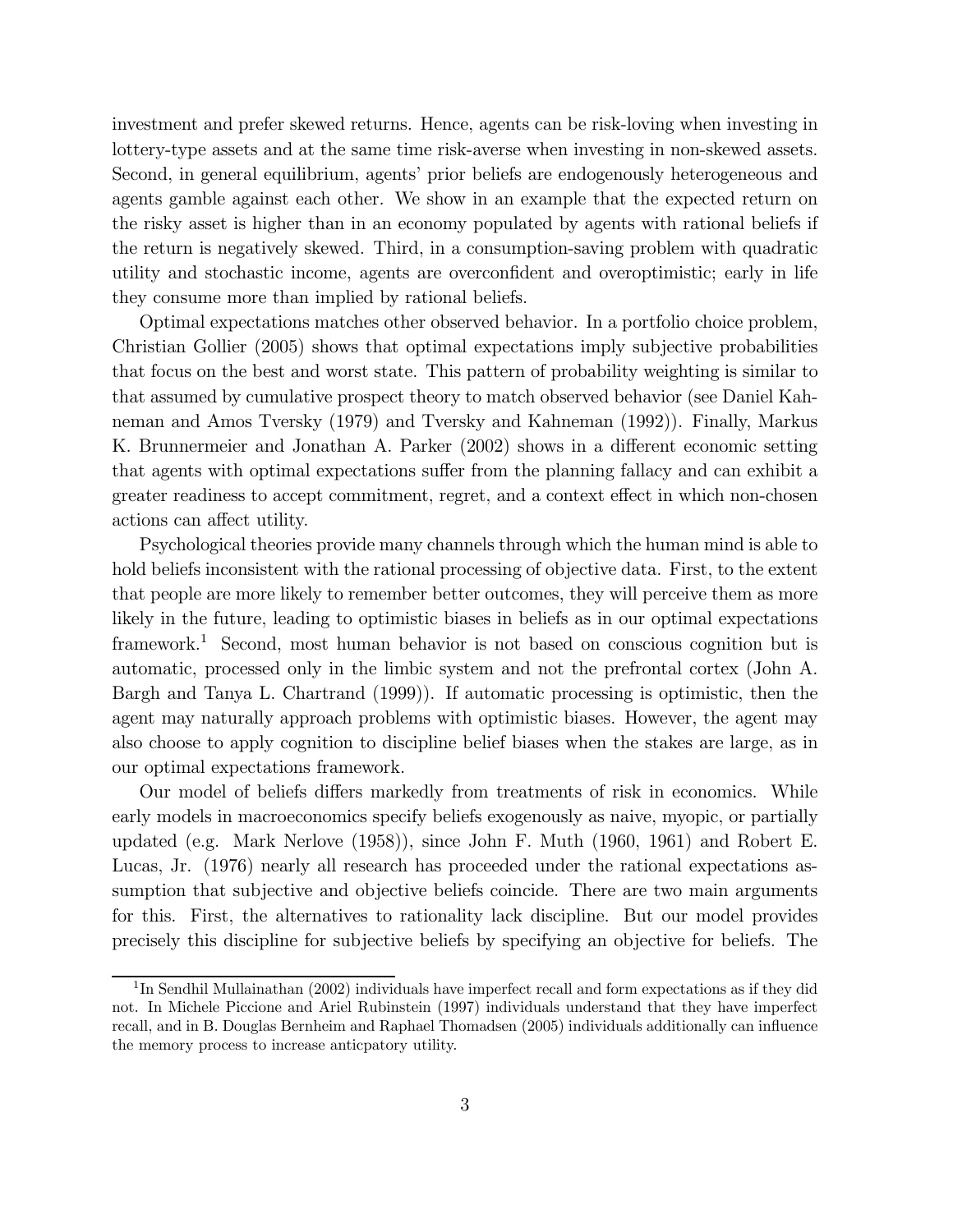investment and prefer skewed returns. Hence, agents can be risk-loving when investing in lottery-type assets and at the same time risk-averse when investing in non-skewed assets. Second, in general equilibrium, agents' prior beliefs are endogenously heterogeneous and agents gamble against each other. We show in an example that the expected return on the risky asset is higher than in an economy populated by agents with rational beliefs if the return is negatively skewed. Third, in a consumption-saving problem with quadratic utility and stochastic income, agents are overconfident and overoptimistic; early in life they consume more than implied by rational beliefs.

Optimal expectations matches other observed behavior. In a portfolio choice problem, Christian Gollier (2005) shows that optimal expectations imply subjective probabilities that focus on the best and worst state. This pattern of probability weighting is similar to that assumed by cumulative prospect theory to match observed behavior (see Daniel Kahneman and Amos Tversky (1979) and Tversky and Kahneman (1992)). Finally, Markus K. Brunnermeier and Jonathan A. Parker (2002) shows in a different economic setting that agents with optimal expectations suffer from the planning fallacy and can exhibit a greater readiness to accept commitment, regret, and a context effect in which non-chosen actions can affect utility.

Psychological theories provide many channels through which the human mind is able to hold beliefs inconsistent with the rational processing of objective data. First, to the extent that people are more likely to remember better outcomes, they will perceive them as more likely in the future, leading to optimistic biases in beliefs as in our optimal expectations framework.[1] Second, most human behavior is not based on conscious cognition but is automatic, processed only in the limbic system and not the prefrontal cortex (John A. Bargh and Tanya L. Chartrand (1999)). If automatic processing is optimistic, then the agent may naturally approach problems with optimistic biases. However, the agent may also choose to apply cognition to discipline belief biases when the stakes are large, as in our optimal expectations framework.

Our model of beliefs differs markedly from treatments of risk in economics. While early models in macroeconomics specify beliefs exogenously as naive, myopic, or partially updated (e.g. Mark Nerlove (1958)), since John F. Muth (1960, 1961) and Robert E. Lucas, Jr. (1976) nearly all research has proceeded under the rational expectations assumption that subjective and objective beliefs coincide. There are two main arguments for this. First, the alternatives to rationality lack discipline. But our model provides precisely this discipline for subjective beliefs by specifying an objective for beliefs. The

[1] In Sendhil Mullainathan (2002) individuals have imperfect recall and form expectations as if they did not. In Michele Piccione and Ariel Rubinstein (1997) individuals understand that they have imperfect recall, and in B. Douglas Bernheim and Raphael Thomadsen (2005) individuals additionally can influence the memory process to increase anticpatory utility.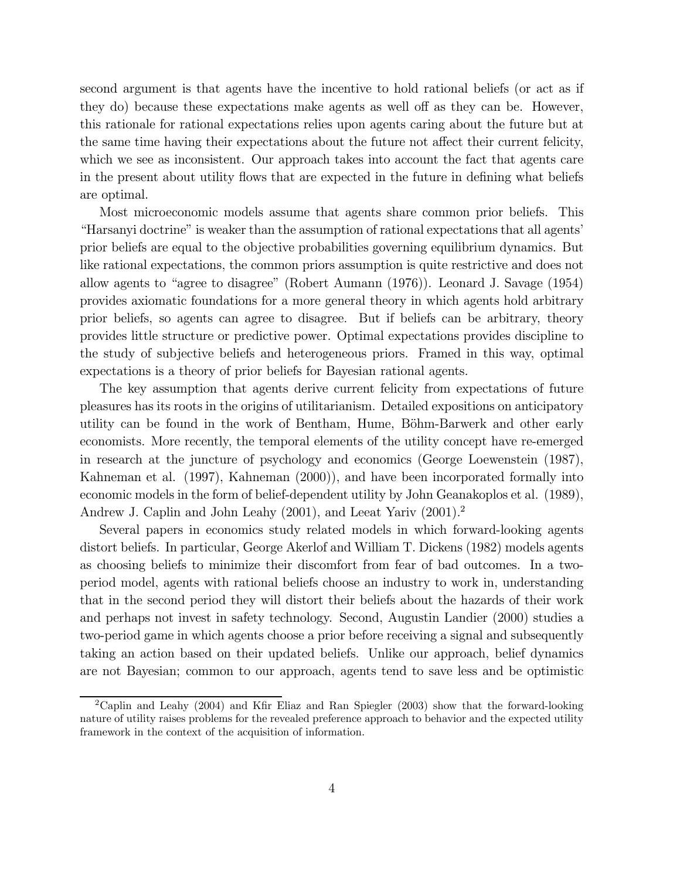second argument is that agents have the incentive to hold rational beliefs (or act as if they do) because these expectations make agents as well off as they can be. However, this rationale for rational expectations relies upon agents caring about the future but at the same time having their expectations about the future not affect their current felicity, which we see as inconsistent. Our approach takes into account the fact that agents care in the present about utility flows that are expected in the future in defining what beliefs are optimal.

Most microeconomic models assume that agents share common prior beliefs. This "Harsanyi doctrine" is weaker than the assumption of rational expectations that all agents' prior beliefs are equal to the objective probabilities governing equilibrium dynamics. But like rational expectations, the common priors assumption is quite restrictive and does not allow agents to "agree to disagree" (Robert Aumann (1976)). Leonard J. Savage (1954) provides axiomatic foundations for a more general theory in which agents hold arbitrary prior beliefs, so agents can agree to disagree. But if beliefs can be arbitrary, theory provides little structure or predictive power. Optimal expectations provides discipline to the study of subjective beliefs and heterogeneous priors. Framed in this way, optimal expectations is a theory of prior beliefs for Bayesian rational agents.

The key assumption that agents derive current felicity from expectations of future pleasures has its roots in the origins of utilitarianism. Detailed expositions on anticipatory utility can be found in the work of Bentham, Hume, Böhm-Barwerk and other early economists. More recently, the temporal elements of the utility concept have re-emerged in research at the juncture of psychology and economics (George Loewenstein (1987), Kahneman et al. (1997), Kahneman (2000)), and have been incorporated formally into economic models in the form of belief-dependent utility by John Geanakoplos et al. (1989), Andrew J. Caplin and John Leahy (2001), and Leeat Yariv (2001).[2]

Several papers in economics study related models in which forward-looking agents distort beliefs. In particular, George Akerlof and William T. Dickens (1982) models agents as choosing beliefs to minimize their discomfort from fear of bad outcomes. In a two-period model, agents with rational beliefs choose an industry to work in, understanding that in the second period they will distort their beliefs about the hazards of their work and perhaps not invest in safety technology. Second, Augustin Landier (2000) studies a two-period game in which agents choose a prior before receiving a signal and subsequently taking an action based on their updated beliefs. Unlike our approach, belief dynamics are not Bayesian; common to our approach, agents tend to save less and be optimistic

[2] Caplin and Leahy (2004) and Kfir Eliaz and Ran Spiegler (2003) show that the forward-looking nature of utility raises problems for the revealed preference approach to behavior and the expected utility framework in the context of the acquisition of information.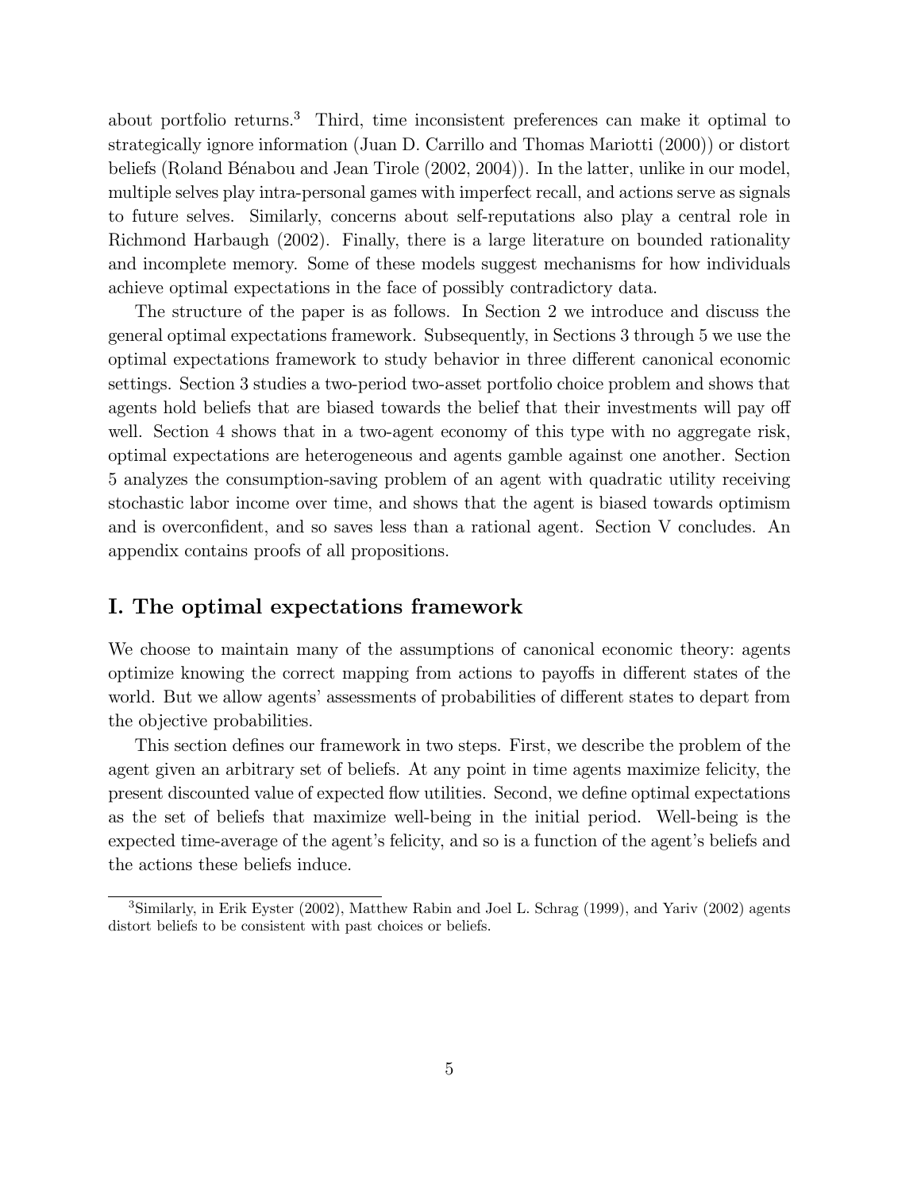about portfolio returns.[3] Third, time inconsistent preferences can make it optimal to strategically ignore information (Juan D. Carrillo and Thomas Mariotti (2000)) or distort beliefs (Roland Bénabou and Jean Tirole (2002, 2004)). In the latter, unlike in our model, multiple selves play intra-personal games with imperfect recall, and actions serve as signals to future selves. Similarly, concerns about self-reputations also play a central role in Richmond Harbaugh (2002). Finally, there is a large literature on bounded rationality and incomplete memory. Some of these models suggest mechanisms for how individuals achieve optimal expectations in the face of possibly contradictory data.

The structure of the paper is as follows. In Section 2 we introduce and discuss the general optimal expectations framework. Subsequently, in Sections 3 through 5 we use the optimal expectations framework to study behavior in three different canonical economic settings. Section 3 studies a two-period two-asset portfolio choice problem and shows that agents hold beliefs that are biased towards the belief that their investments will pay off well. Section 4 shows that in a two-agent economy of this type with no aggregate risk, optimal expectations are heterogeneous and agents gamble against one another. Section 5 analyzes the consumption-saving problem of an agent with quadratic utility receiving stochastic labor income over time, and shows that the agent is biased towards optimism and is overconfident, and so saves less than a rational agent. Section V concludes. An appendix contains proofs of all propositions.

## I. The optimal expectations framework

We choose to maintain many of the assumptions of canonical economic theory: agents optimize knowing the correct mapping from actions to payoffs in different states of the world. But we allow agents' assessments of probabilities of different states to depart from the objective probabilities.

This section defines our framework in two steps. First, we describe the problem of the agent given an arbitrary set of beliefs. At any point in time agents maximize felicity, the present discounted value of expected flow utilities. Second, we define optimal expectations as the set of beliefs that maximize well-being in the initial period. Well-being is the expected time-average of the agent's felicity, and so is a function of the agent's beliefs and the actions these beliefs induce.

[3] Similarly, in Erik Eyster (2002), Matthew Rabin and Joel L. Schrag (1999), and Yariv (2002) agents distort beliefs to be consistent with past choices or beliefs.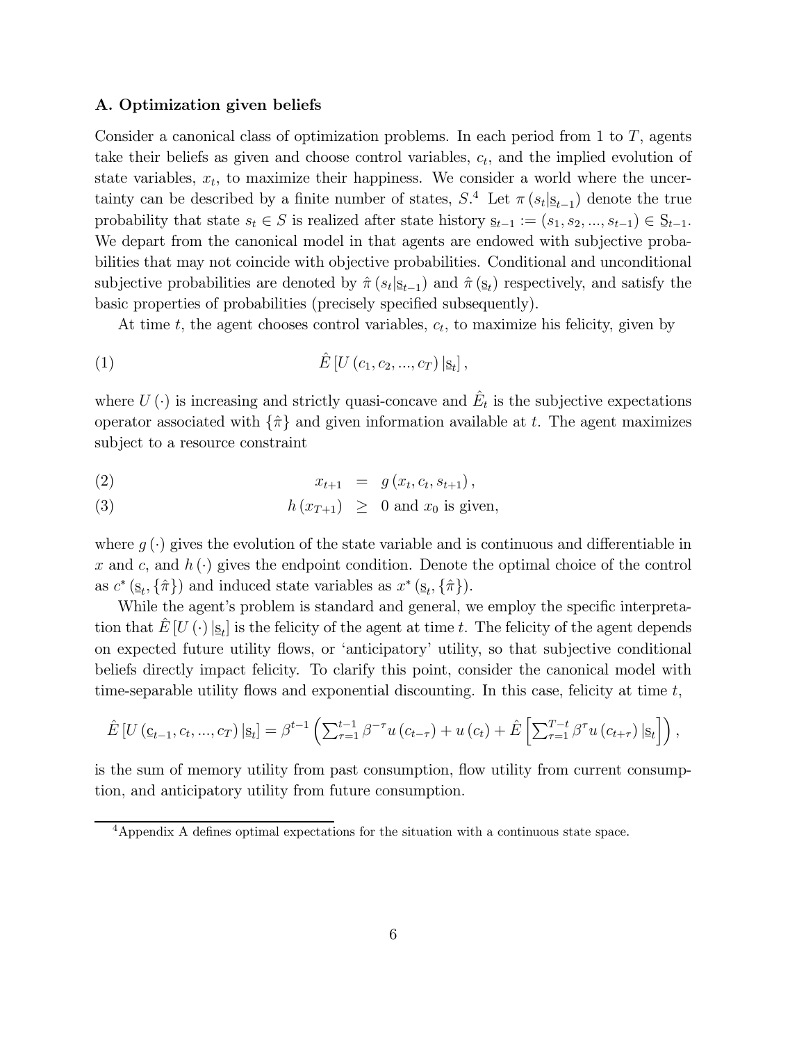### A. Optimization given beliefs

Consider a canonical class of optimization problems. In each period from 1 to $T$, agents take their beliefs as given and choose control variables, $c_t$, and the implied evolution of state variables, $x_t$, to maximize their happiness. We consider a world where the uncertainty can be described by a finite number of states, $S$.[4] Let $\pi(s_t|\underline{s}_{t-1})$ denote the true probability that state $s_t \in S$ is realized after state history $\underline{s}_{t-1} := (s_1, s_2, ..., s_{t-1}) \in \underline{S}_{t-1}$. We depart from the canonical model in that agents are endowed with subjective probabilities that may not coincide with objective probabilities. Conditional and unconditional subjective probabilities are denoted by $\hat{\pi}(s_t|\underline{s}_{t-1})$ and $\hat{\pi}(\underline{s}_t)$ respectively, and satisfy the basic properties of probabilities (precisely specified subsequently).

At time $t$, the agent chooses control variables, $c_t$, to maximize his felicity, given by

$$\hat{E}\left[U(c_1, c_2, ..., c_T)|\underline{s}_t\right], \tag{1}$$

where $U(\cdot)$ is increasing and strictly quasi-concave and $\hat{E}_t$ is the subjective expectations operator associated with $\{\hat{\pi}\}$ and given information available at $t$. The agent maximizes subject to a resource constraint

$$x_{t+1} = g(x_t, c_t, s_{t+1}), \tag{2}$$

$$h(x_{T+1}) \geq 0 \text{ and } x_0 \text{ is given,} \tag{3}$$

where $g(\cdot)$ gives the evolution of the state variable and is continuous and differentiable in $x$ and $c$, and $h(\cdot)$ gives the endpoint condition. Denote the optimal choice of the control as $c^*(\underline{s}_t, \{\hat{\pi}\})$ and induced state variables as $x^*(\underline{s}_t, \{\hat{\pi}\})$.

While the agent's problem is standard and general, we employ the specific interpretation that $\hat{E}\left[U(\cdot)|\underline{s}_t\right]$ is the felicity of the agent at time $t$. The felicity of the agent depends on expected future utility flows, or 'anticipatory' utility, so that subjective conditional beliefs directly impact felicity. To clarify this point, consider the canonical model with time-separable utility flows and exponential discounting. In this case, felicity at time $t$,

$$\hat{E}\left[U(\underline{c}_{t-1}, c_t, ..., c_T)|\underline{s}_t\right] = \beta^{t-1}\left(\sum_{\tau=1}^{t-1}\beta^{-\tau}u(c_{t-\tau}) + u(c_t) + \hat{E}\left[\sum_{\tau=1}^{T-t}\beta^{\tau}u(c_{t+\tau})|\underline{s}_t\right]\right),$$

is the sum of memory utility from past consumption, flow utility from current consumption, and anticipatory utility from future consumption.

[4] Appendix A defines optimal expectations for the situation with a continuous state space.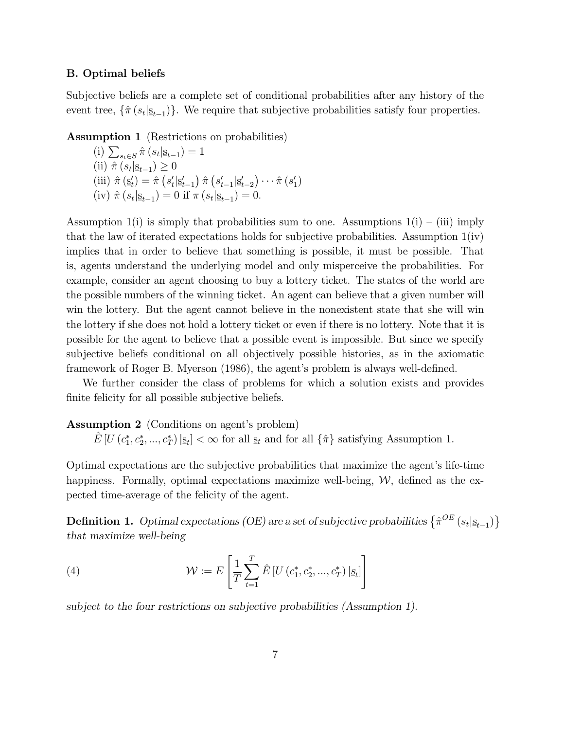**B. Optimal beliefs**

Subjective beliefs are a complete set of conditional probabilities after any history of the event tree, $\{\hat{\pi}(s_t|\underline{s}_{t-1})\}$. We require that subjective probabilities satisfy four properties.

**Assumption 1** (Restrictions on probabilities)

(i) $\sum_{s_t \in S} \hat{\pi}(s_t|\underline{s}_{t-1}) = 1$

(ii) $\hat{\pi}(s_t|\underline{s}_{t-1}) \geq 0$

(iii) $\hat{\pi}(\underline{s}'_t) = \hat{\pi}(s'_t|\underline{s}'_{t-1})\, \hat{\pi}(s'_{t-1}|\underline{s}'_{t-2}) \cdots \hat{\pi}(s'_1)$

(iv) $\hat{\pi}(s_t|\underline{s}_{t-1}) = 0$ if $\pi(s_t|\underline{s}_{t-1}) = 0$.

Assumption 1(i) is simply that probabilities sum to one. Assumptions 1(i) – (iii) imply that the law of iterated expectations holds for subjective probabilities. Assumption 1(iv) implies that in order to believe that something is possible, it must be possible. That is, agents understand the underlying model and only misperceive the probabilities. For example, consider an agent choosing to buy a lottery ticket. The states of the world are the possible numbers of the winning ticket. An agent can believe that a given number will win the lottery. But the agent cannot believe in the nonexistent state that she will win the lottery if she does not hold a lottery ticket or even if there is no lottery. Note that it is possible for the agent to believe that a possible event is impossible. But since we specify subjective beliefs conditional on all objectively possible histories, as in the axiomatic framework of Roger B. Myerson (1986), the agent's problem is always well-defined.

We further consider the class of problems for which a solution exists and provides finite felicity for all possible subjective beliefs.

**Assumption 2** (Conditions on agent's problem)

$\hat{E}[U(c_1^*, c_2^*, ..., c_T^*)|\underline{s}_t] < \infty$ for all $\underline{s}_t$ and for all $\{\hat{\pi}\}$ satisfying Assumption 1.

Optimal expectations are the subjective probabilities that maximize the agent's life-time happiness. Formally, optimal expectations maximize well-being, $\mathcal{W}$, defined as the expected time-average of the felicity of the agent.

**Definition 1.** *Optimal expectations (OE) are a set of subjective probabilities* $\{\hat{\pi}^{OE}(s_t|\underline{s}_{t-1})\}$ *that maximize well-being*

$$\mathcal{W} := E\left[\frac{1}{T}\sum_{t=1}^{T} \hat{E}[U(c_1^*, c_2^*, ..., c_T^*)|\underline{s}_t]\right] \tag{4}$$

*subject to the four restrictions on subjective probabilities (Assumption 1).*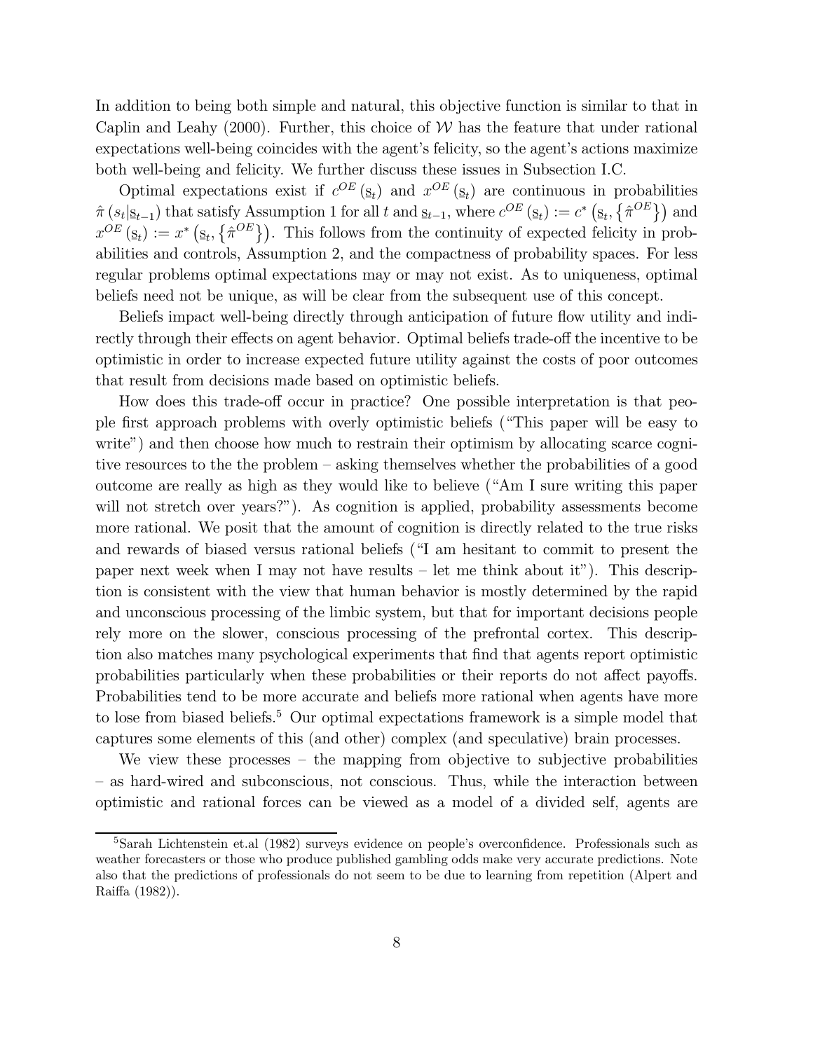In addition to being both simple and natural, this objective function is similar to that in Caplin and Leahy (2000). Further, this choice of $\mathcal{W}$ has the feature that under rational expectations well-being coincides with the agent's felicity, so the agent's actions maximize both well-being and felicity. We further discuss these issues in Subsection I.C.

Optimal expectations exist if $c^{OE}(\underline{s}_t)$ and $x^{OE}(\underline{s}_t)$ are continuous in probabilities $\hat{\pi}(s_t|\underline{s}_{t-1})$ that satisfy Assumption 1 for all $t$ and $\underline{s}_{t-1}$, where $c^{OE}(\underline{s}_t) := c^*(\underline{s}_t, \{\hat{\pi}^{OE}\})$ and $x^{OE}(\underline{s}_t) := x^*(\underline{s}_t, \{\hat{\pi}^{OE}\})$. This follows from the continuity of expected felicity in probabilities and controls, Assumption 2, and the compactness of probability spaces. For less regular problems optimal expectations may or may not exist. As to uniqueness, optimal beliefs need not be unique, as will be clear from the subsequent use of this concept.

Beliefs impact well-being directly through anticipation of future flow utility and indirectly through their effects on agent behavior. Optimal beliefs trade-off the incentive to be optimistic in order to increase expected future utility against the costs of poor outcomes that result from decisions made based on optimistic beliefs.

How does this trade-off occur in practice? One possible interpretation is that people first approach problems with overly optimistic beliefs ("This paper will be easy to write") and then choose how much to restrain their optimism by allocating scarce cognitive resources to the the problem – asking themselves whether the probabilities of a good outcome are really as high as they would like to believe ("Am I sure writing this paper will not stretch over years?"). As cognition is applied, probability assessments become more rational. We posit that the amount of cognition is directly related to the true risks and rewards of biased versus rational beliefs ("I am hesitant to commit to present the paper next week when I may not have results – let me think about it"). This description is consistent with the view that human behavior is mostly determined by the rapid and unconscious processing of the limbic system, but that for important decisions people rely more on the slower, conscious processing of the prefrontal cortex. This description also matches many psychological experiments that find that agents report optimistic probabilities particularly when these probabilities or their reports do not affect payoffs. Probabilities tend to be more accurate and beliefs more rational when agents have more to lose from biased beliefs.[5] Our optimal expectations framework is a simple model that captures some elements of this (and other) complex (and speculative) brain processes.

We view these processes – the mapping from objective to subjective probabilities – as hard-wired and subconscious, not conscious. Thus, while the interaction between optimistic and rational forces can be viewed as a model of a divided self, agents are

[5] Sarah Lichtenstein et.al (1982) surveys evidence on people's overconfidence. Professionals such as weather forecasters or those who produce published gambling odds make very accurate predictions. Note also that the predictions of professionals do not seem to be due to learning from repetition (Alpert and Raiffa (1982)).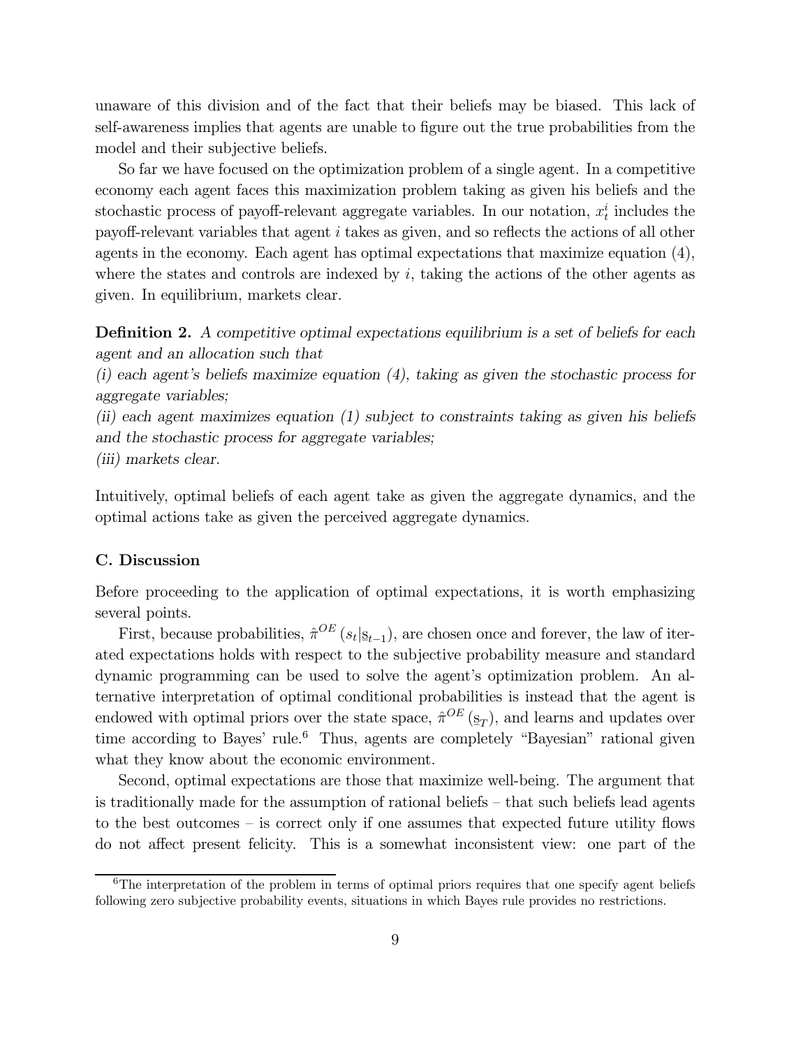unaware of this division and of the fact that their beliefs may be biased. This lack of self-awareness implies that agents are unable to figure out the true probabilities from the model and their subjective beliefs.

So far we have focused on the optimization problem of a single agent. In a competitive economy each agent faces this maximization problem taking as given his beliefs and the stochastic process of payoff-relevant aggregate variables. In our notation, $x_t^i$ includes the payoff-relevant variables that agent $i$ takes as given, and so reflects the actions of all other agents in the economy. Each agent has optimal expectations that maximize equation (4), where the states and controls are indexed by $i$, taking the actions of the other agents as given. In equilibrium, markets clear.

**Definition 2.** *A competitive optimal expectations equilibrium is a set of beliefs for each agent and an allocation such that*
*(i) each agent's beliefs maximize equation (4), taking as given the stochastic process for aggregate variables;*
*(ii) each agent maximizes equation (1) subject to constraints taking as given his beliefs and the stochastic process for aggregate variables;*
*(iii) markets clear.*

Intuitively, optimal beliefs of each agent take as given the aggregate dynamics, and the optimal actions take as given the perceived aggregate dynamics.

### C. Discussion

Before proceeding to the application of optimal expectations, it is worth emphasizing several points.

First, because probabilities, $\hat{\pi}^{OE}(s_t|\underline{s}_{t-1})$, are chosen once and forever, the law of iterated expectations holds with respect to the subjective probability measure and standard dynamic programming can be used to solve the agent's optimization problem. An alternative interpretation of optimal conditional probabilities is instead that the agent is endowed with optimal priors over the state space, $\hat{\pi}^{OE}(\underline{s}_T)$, and learns and updates over time according to Bayes' rule.[6] Thus, agents are completely "Bayesian" rational given what they know about the economic environment.

Second, optimal expectations are those that maximize well-being. The argument that is traditionally made for the assumption of rational beliefs – that such beliefs lead agents to the best outcomes – is correct only if one assumes that expected future utility flows do not affect present felicity. This is a somewhat inconsistent view: one part of the

[6] The interpretation of the problem in terms of optimal priors requires that one specify agent beliefs following zero subjective probability events, situations in which Bayes rule provides no restrictions.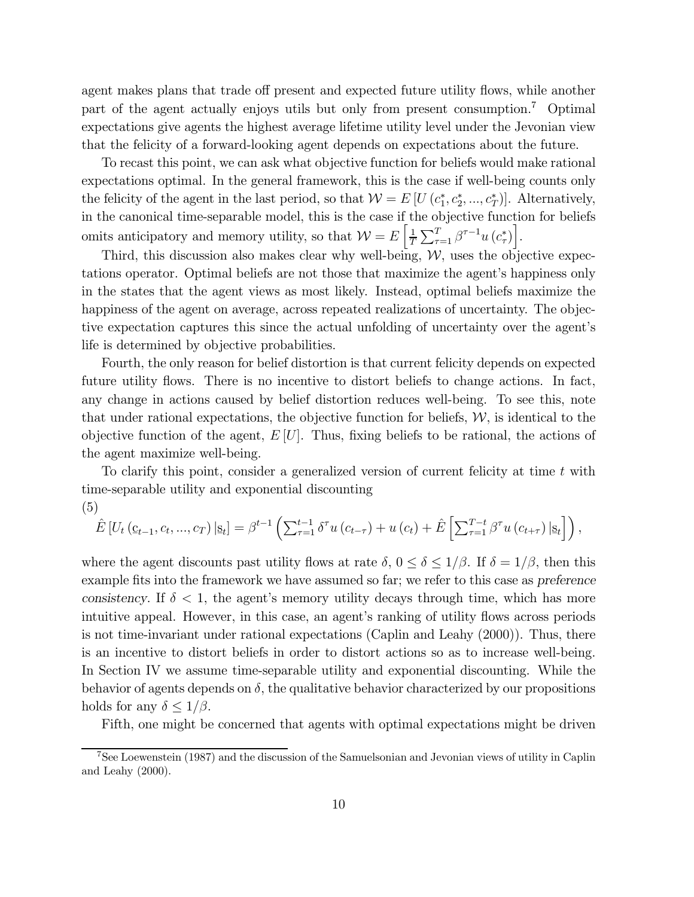agent makes plans that trade off present and expected future utility flows, while another part of the agent actually enjoys utils but only from present consumption.[7] Optimal expectations give agents the highest average lifetime utility level under the Jevonian view that the felicity of a forward-looking agent depends on expectations about the future.

To recast this point, we can ask what objective function for beliefs would make rational expectations optimal. In the general framework, this is the case if well-being counts only the felicity of the agent in the last period, so that $\mathcal{W} = E\left[U\left(c_1^*, c_2^*, ..., c_T^*\right)\right]$. Alternatively, in the canonical time-separable model, this is the case if the objective function for beliefs omits anticipatory and memory utility, so that $\mathcal{W} = E\left[\frac{1}{T}\sum_{\tau=1}^{T}\beta^{\tau-1}u\left(c_\tau^*\right)\right]$.

Third, this discussion also makes clear why well-being, $\mathcal{W}$, uses the objective expectations operator. Optimal beliefs are not those that maximize the agent's happiness only in the states that the agent views as most likely. Instead, optimal beliefs maximize the happiness of the agent on average, across repeated realizations of uncertainty. The objective expectation captures this since the actual unfolding of uncertainty over the agent's life is determined by objective probabilities.

Fourth, the only reason for belief distortion is that current felicity depends on expected future utility flows. There is no incentive to distort beliefs to change actions. In fact, any change in actions caused by belief distortion reduces well-being. To see this, note that under rational expectations, the objective function for beliefs, $\mathcal{W}$, is identical to the objective function of the agent, $E\left[U\right]$. Thus, fixing beliefs to be rational, the actions of the agent maximize well-being.

To clarify this point, consider a generalized version of current felicity at time $t$ with time-separable utility and exponential discounting

(5)

$$\hat{E}\left[U_t\left(\underline{c}_{t-1}, c_t, ..., c_T\right)|\underline{s}_t\right] = \beta^{t-1}\left(\sum_{\tau=1}^{t-1}\delta^{\tau}u\left(c_{t-\tau}\right) + u\left(c_t\right) + \hat{E}\left[\sum_{\tau=1}^{T-t}\beta^{\tau}u\left(c_{t+\tau}\right)|\underline{s}_t\right]\right),$$

where the agent discounts past utility flows at rate $\delta$, $0 \leq \delta \leq 1/\beta$. If $\delta = 1/\beta$, then this example fits into the framework we have assumed so far; we refer to this case as *preference consistency*. If $\delta < 1$, the agent's memory utility decays through time, which has more intuitive appeal. However, in this case, an agent's ranking of utility flows across periods is not time-invariant under rational expectations (Caplin and Leahy (2000)). Thus, there is an incentive to distort beliefs in order to distort actions so as to increase well-being. In Section IV we assume time-separable utility and exponential discounting. While the behavior of agents depends on $\delta$, the qualitative behavior characterized by our propositions holds for any $\delta \leq 1/\beta$.

Fifth, one might be concerned that agents with optimal expectations might be driven

[7] See Loewenstein (1987) and the discussion of the Samuelsonian and Jevonian views of utility in Caplin and Leahy (2000).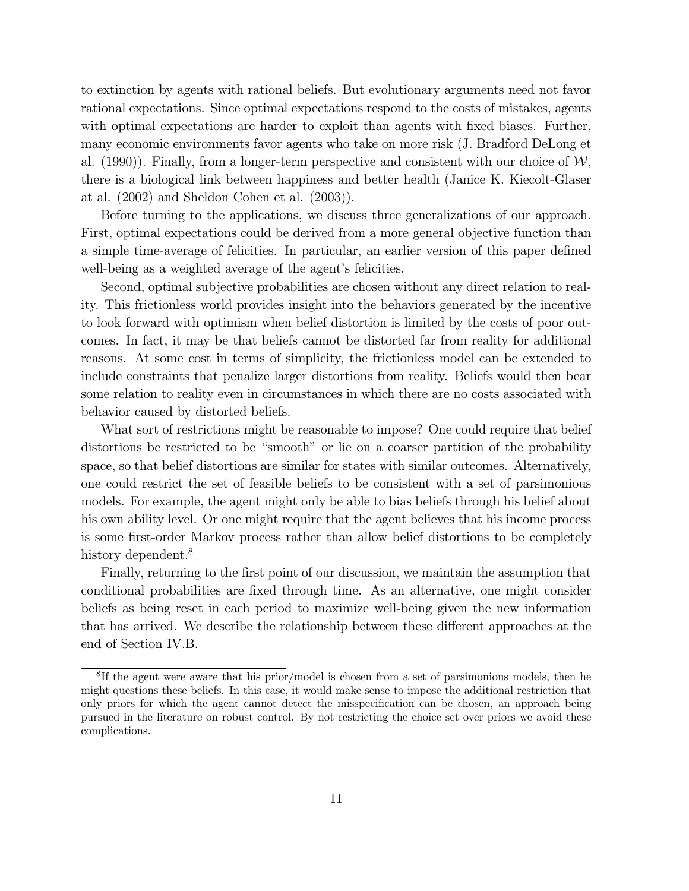to extinction by agents with rational beliefs. But evolutionary arguments need not favor rational expectations. Since optimal expectations respond to the costs of mistakes, agents with optimal expectations are harder to exploit than agents with fixed biases. Further, many economic environments favor agents who take on more risk (J. Bradford DeLong et al. (1990)). Finally, from a longer-term perspective and consistent with our choice of $\mathcal{W}$, there is a biological link between happiness and better health (Janice K. Kiecolt-Glaser at al. (2002) and Sheldon Cohen et al. (2003)).

Before turning to the applications, we discuss three generalizations of our approach. First, optimal expectations could be derived from a more general objective function than a simple time-average of felicities. In particular, an earlier version of this paper defined well-being as a weighted average of the agent's felicities.

Second, optimal subjective probabilities are chosen without any direct relation to reality. This frictionless world provides insight into the behaviors generated by the incentive to look forward with optimism when belief distortion is limited by the costs of poor outcomes. In fact, it may be that beliefs cannot be distorted far from reality for additional reasons. At some cost in terms of simplicity, the frictionless model can be extended to include constraints that penalize larger distortions from reality. Beliefs would then bear some relation to reality even in circumstances in which there are no costs associated with behavior caused by distorted beliefs.

What sort of restrictions might be reasonable to impose? One could require that belief distortions be restricted to be "smooth" or lie on a coarser partition of the probability space, so that belief distortions are similar for states with similar outcomes. Alternatively, one could restrict the set of feasible beliefs to be consistent with a set of parsimonious models. For example, the agent might only be able to bias beliefs through his belief about his own ability level. Or one might require that the agent believes that his income process is some first-order Markov process rather than allow belief distortions to be completely history dependent.[8]

Finally, returning to the first point of our discussion, we maintain the assumption that conditional probabilities are fixed through time. As an alternative, one might consider beliefs as being reset in each period to maximize well-being given the new information that has arrived. We describe the relationship between these different approaches at the end of Section IV.B.

[8] If the agent were aware that his prior/model is chosen from a set of parsimonious models, then he might questions these beliefs. In this case, it would make sense to impose the additional restriction that only priors for which the agent cannot detect the misspecification can be chosen, an approach being pursued in the literature on robust control. By not restricting the choice set over priors we avoid these complications.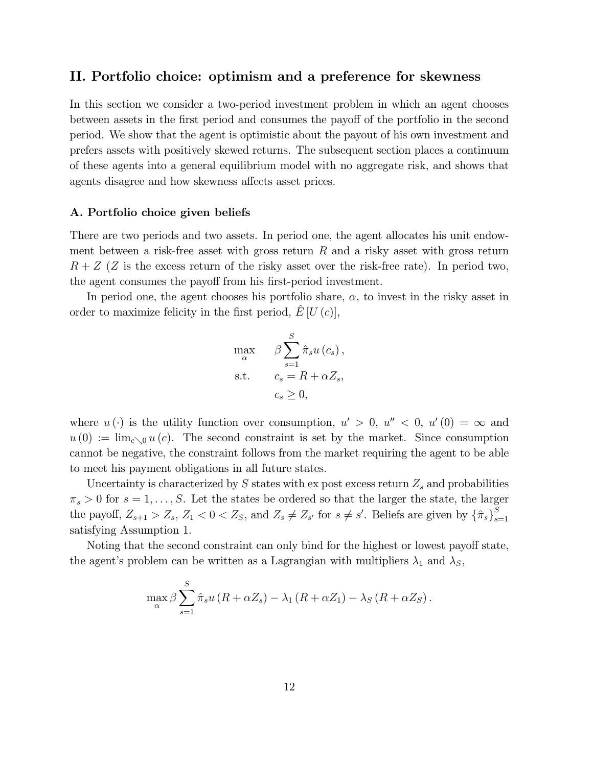## II. Portfolio choice: optimism and a preference for skewness

In this section we consider a two-period investment problem in which an agent chooses between assets in the first period and consumes the payoff of the portfolio in the second period. We show that the agent is optimistic about the payout of his own investment and prefers assets with positively skewed returns. The subsequent section places a continuum of these agents into a general equilibrium model with no aggregate risk, and shows that agents disagree and how skewness affects asset prices.

### A. Portfolio choice given beliefs

There are two periods and two assets. In period one, the agent allocates his unit endowment between a risk-free asset with gross return $R$ and a risky asset with gross return $R + Z$ ($Z$ is the excess return of the risky asset over the risk-free rate). In period two, the agent consumes the payoff from his first-period investment.

In period one, the agent chooses his portfolio share, $\alpha$, to invest in the risky asset in order to maximize felicity in the first period, $\hat{E}[U(c)]$,

$$
\begin{aligned}
\max_{\alpha} \quad & \beta \sum_{s=1}^{S} \hat{\pi}_s u(c_s), \\
\text{s.t.} \quad & c_s = R + \alpha Z_s, \\
& c_s \geq 0,
\end{aligned}
$$

where $u(\cdot)$ is the utility function over consumption, $u' > 0$, $u'' < 0$, $u'(0) = \infty$ and $u(0) := \lim_{c \searrow 0} u(c)$. The second constraint is set by the market. Since consumption cannot be negative, the constraint follows from the market requiring the agent to be able to meet his payment obligations in all future states.

Uncertainty is characterized by $S$ states with ex post excess return $Z_s$ and probabilities $\pi_s > 0$ for $s = 1, \ldots, S$. Let the states be ordered so that the larger the state, the larger the payoff, $Z_{s+1} > Z_s$, $Z_1 < 0 < Z_S$, and $Z_s \neq Z_{s'}$ for $s \neq s'$. Beliefs are given by $\{\hat{\pi}_s\}_{s=1}^{S}$ satisfying Assumption 1.

Noting that the second constraint can only bind for the highest or lowest payoff state, the agent's problem can be written as a Lagrangian with multipliers $\lambda_1$ and $\lambda_S$,

$$
\max_{\alpha} \beta \sum_{s=1}^{S} \hat{\pi}_s u(R + \alpha Z_s) - \lambda_1 (R + \alpha Z_1) - \lambda_S (R + \alpha Z_S).
$$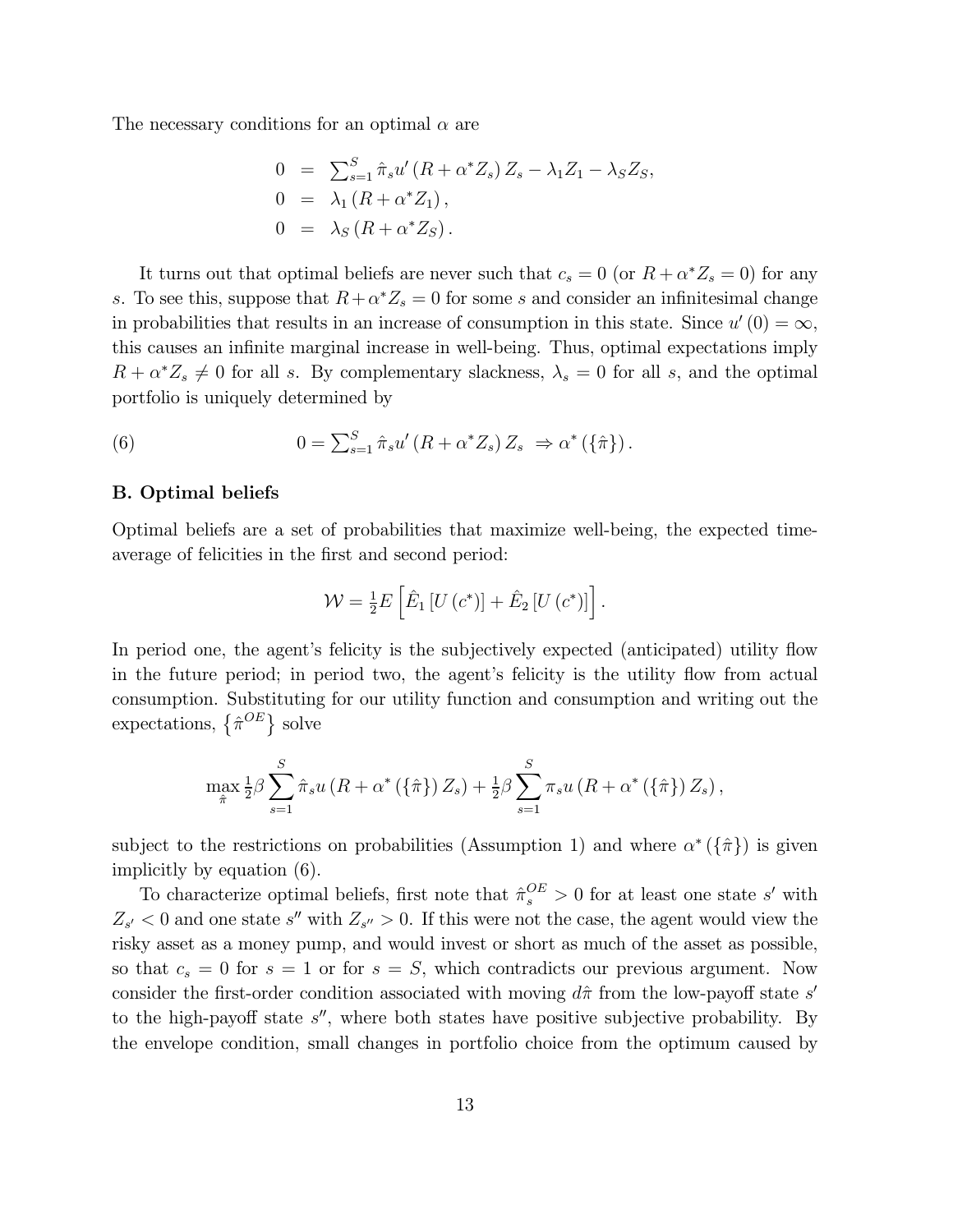The necessary conditions for an optimal $\alpha$ are

$$
\begin{aligned}
0 &= \sum_{s=1}^{S} \hat{\pi}_s u'\left(R + \alpha^* Z_s\right) Z_s - \lambda_1 Z_1 - \lambda_S Z_S, \\
0 &= \lambda_1 \left(R + \alpha^* Z_1\right), \\
0 &= \lambda_S \left(R + \alpha^* Z_S\right).
\end{aligned}
$$

It turns out that optimal beliefs are never such that $c_s = 0$ (or $R + \alpha^* Z_s = 0$) for any $s$. To see this, suppose that $R + \alpha^* Z_s = 0$ for some $s$ and consider an infinitesimal change in probabilities that results in an increase of consumption in this state. Since $u'(0) = \infty$, this causes an infinite marginal increase in well-being. Thus, optimal expectations imply $R + \alpha^* Z_s \neq 0$ for all $s$. By complementary slackness, $\lambda_s = 0$ for all $s$, and the optimal portfolio is uniquely determined by

$$
0 = \sum_{s=1}^{S} \hat{\pi}_s u'\left(R + \alpha^* Z_s\right) Z_s \;\Rightarrow \alpha^*\left(\{\hat{\pi}\}\right). \tag{6}
$$

### B. Optimal beliefs

Optimal beliefs are a set of probabilities that maximize well-being, the expected time-average of felicities in the first and second period:

$$
\mathcal{W} = \tfrac{1}{2} E\left[\hat{E}_1\left[U\left(c^*\right)\right] + \hat{E}_2\left[U\left(c^*\right)\right]\right].
$$

In period one, the agent's felicity is the subjectively expected (anticipated) utility flow in the future period; in period two, the agent's felicity is the utility flow from actual consumption. Substituting for our utility function and consumption and writing out the expectations, $\left\{\hat{\pi}^{OE}\right\}$ solve

$$
\max_{\hat{\pi}} \tfrac{1}{2}\beta \sum_{s=1}^{S} \hat{\pi}_s u\left(R + \alpha^*\left(\{\hat{\pi}\}\right) Z_s\right) + \tfrac{1}{2}\beta \sum_{s=1}^{S} \pi_s u\left(R + \alpha^*\left(\{\hat{\pi}\}\right) Z_s\right),
$$

subject to the restrictions on probabilities (Assumption 1) and where $\alpha^*\left(\{\hat{\pi}\}\right)$ is given implicitly by equation (6).

To characterize optimal beliefs, first note that $\hat{\pi}_s^{OE} > 0$ for at least one state $s'$ with $Z_{s'} < 0$ and one state $s''$ with $Z_{s''} > 0$. If this were not the case, the agent would view the risky asset as a money pump, and would invest or short as much of the asset as possible, so that $c_s = 0$ for $s = 1$ or for $s = S$, which contradicts our previous argument. Now consider the first-order condition associated with moving $d\hat{\pi}$ from the low-payoff state $s'$ to the high-payoff state $s''$, where both states have positive subjective probability. By the envelope condition, small changes in portfolio choice from the optimum caused by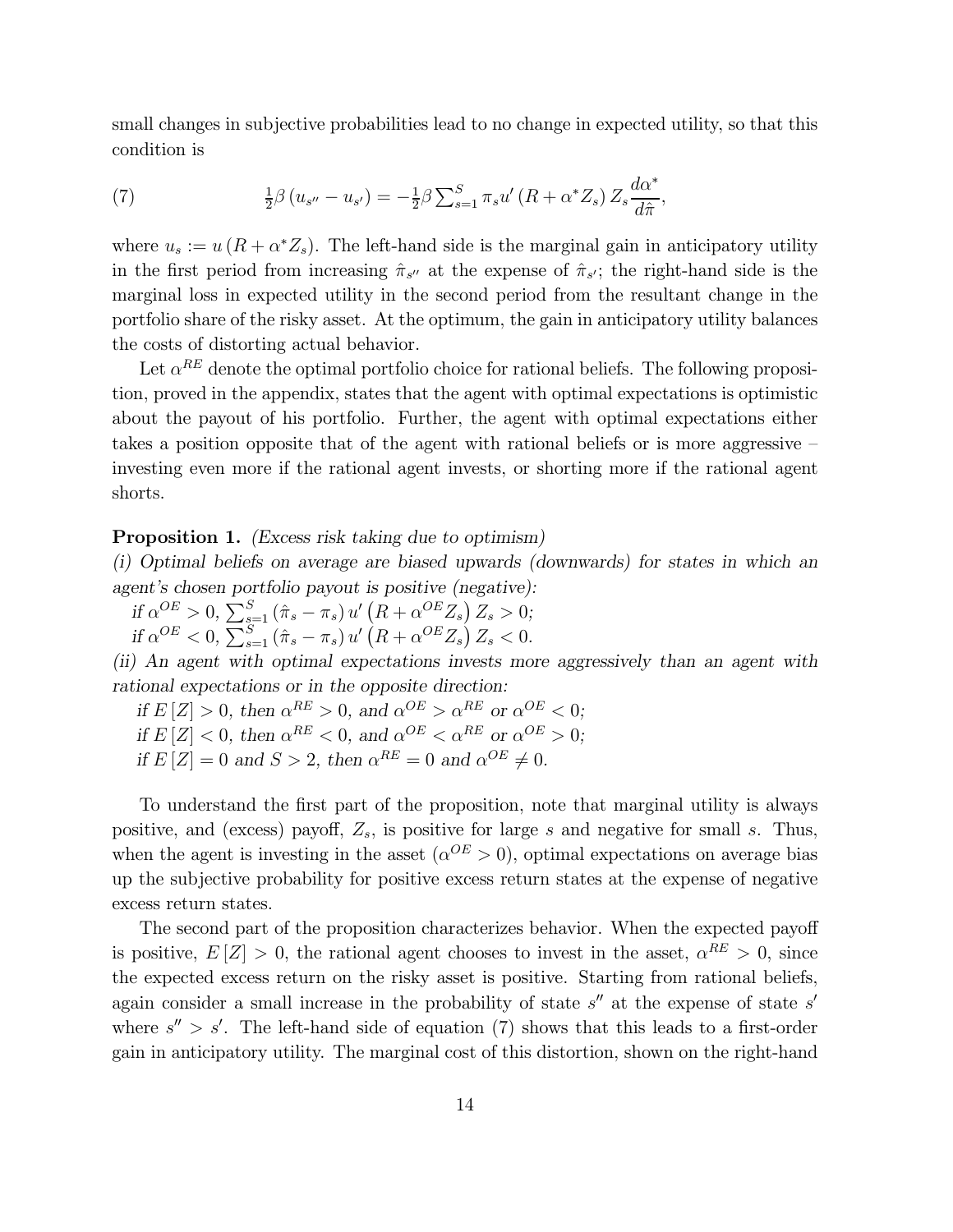small changes in subjective probabilities lead to no change in expected utility, so that this condition is

$$\frac{1}{2}\beta\left(u_{s''}-u_{s'}\right)=-\frac{1}{2}\beta\sum_{s=1}^{S}\pi_s u'\left(R+\alpha^* Z_s\right)Z_s\frac{d\alpha^*}{d\hat{\pi}}, \tag{7}$$

where $u_s := u\left(R+\alpha^* Z_s\right)$. The left-hand side is the marginal gain in anticipatory utility in the first period from increasing $\hat{\pi}_{s''}$ at the expense of $\hat{\pi}_{s'}$; the right-hand side is the marginal loss in expected utility in the second period from the resultant change in the portfolio share of the risky asset. At the optimum, the gain in anticipatory utility balances the costs of distorting actual behavior.

Let $\alpha^{RE}$ denote the optimal portfolio choice for rational beliefs. The following proposition, proved in the appendix, states that the agent with optimal expectations is optimistic about the payout of his portfolio. Further, the agent with optimal expectations either takes a position opposite that of the agent with rational beliefs or is more aggressive – investing even more if the rational agent invests, or shorting more if the rational agent shorts.

**Proposition 1.** *(Excess risk taking due to optimism)*

*(i) Optimal beliefs on average are biased upwards (downwards) for states in which an agent's chosen portfolio payout is positive (negative):*

*if* $\alpha^{OE}>0$, $\sum_{s=1}^{S}\left(\hat{\pi}_s-\pi_s\right)u'\left(R+\alpha^{OE}Z_s\right)Z_s>0$;

*if* $\alpha^{OE}<0$, $\sum_{s=1}^{S}\left(\hat{\pi}_s-\pi_s\right)u'\left(R+\alpha^{OE}Z_s\right)Z_s<0$.

*(ii) An agent with optimal expectations invests more aggressively than an agent with rational expectations or in the opposite direction:*

*if* $E\left[Z\right]>0$*, then* $\alpha^{RE}>0$*, and* $\alpha^{OE}>\alpha^{RE}$ *or* $\alpha^{OE}<0$*;*

*if* $E\left[Z\right]<0$*, then* $\alpha^{RE}<0$*, and* $\alpha^{OE}<\alpha^{RE}$ *or* $\alpha^{OE}>0$*;*

*if* $E\left[Z\right]=0$ *and* $S>2$*, then* $\alpha^{RE}=0$ *and* $\alpha^{OE}\neq 0$.

To understand the first part of the proposition, note that marginal utility is always positive, and (excess) payoff, $Z_s$, is positive for large $s$ and negative for small $s$. Thus, when the agent is investing in the asset ($\alpha^{OE}>0$), optimal expectations on average bias up the subjective probability for positive excess return states at the expense of negative excess return states.

The second part of the proposition characterizes behavior. When the expected payoff is positive, $E\left[Z\right]>0$, the rational agent chooses to invest in the asset, $\alpha^{RE}>0$, since the expected excess return on the risky asset is positive. Starting from rational beliefs, again consider a small increase in the probability of state $s''$ at the expense of state $s'$ where $s''>s'$. The left-hand side of equation (7) shows that this leads to a first-order gain in anticipatory utility. The marginal cost of this distortion, shown on the right-hand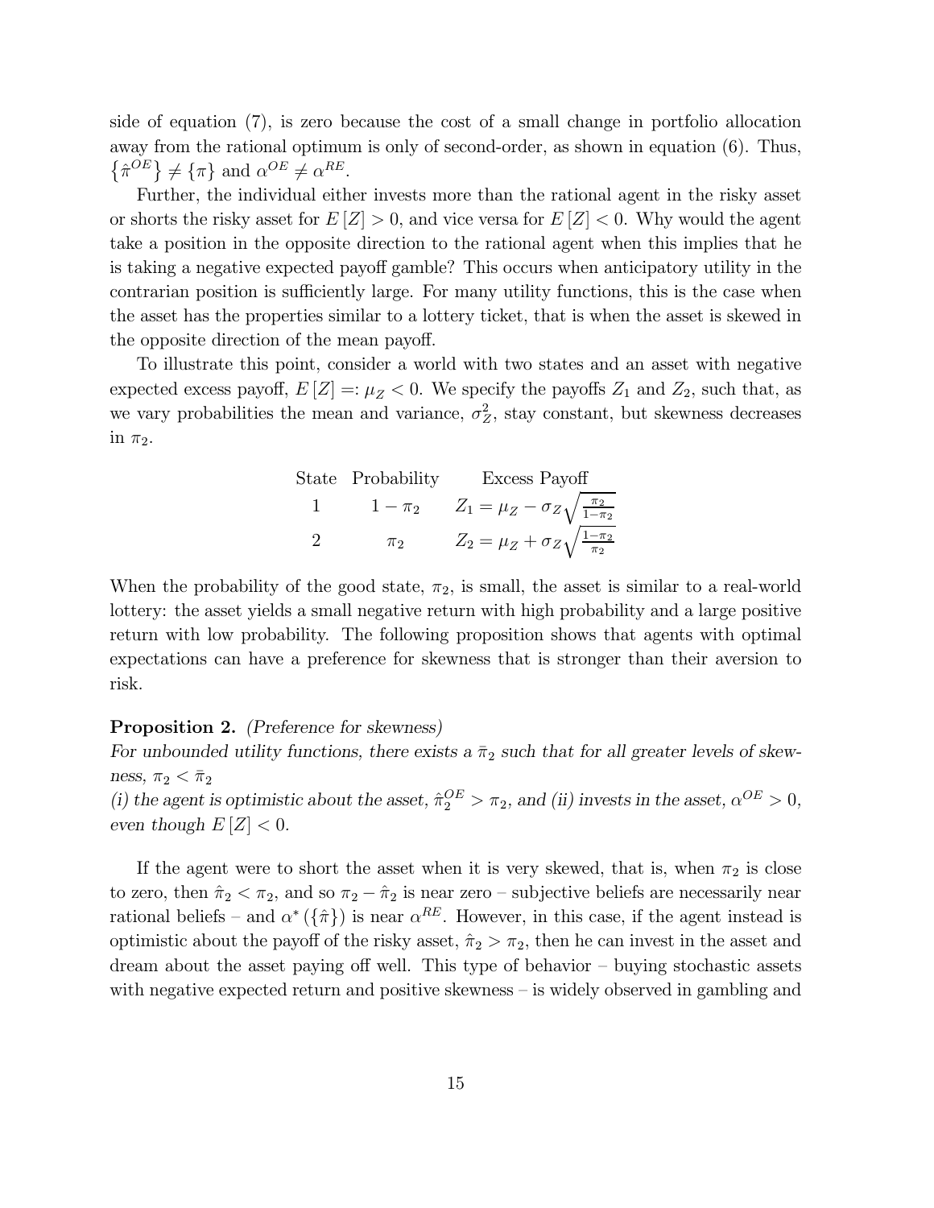side of equation (7), is zero because the cost of a small change in portfolio allocation away from the rational optimum is only of second-order, as shown in equation (6). Thus, $\{\hat{\pi}^{OE}\} \neq \{\pi\}$ and $\alpha^{OE} \neq \alpha^{RE}$.

Further, the individual either invests more than the rational agent in the risky asset or shorts the risky asset for $E[Z] > 0$, and vice versa for $E[Z] < 0$. Why would the agent take a position in the opposite direction to the rational agent when this implies that he is taking a negative expected payoff gamble? This occurs when anticipatory utility in the contrarian position is sufficiently large. For many utility functions, this is the case when the asset has the properties similar to a lottery ticket, that is when the asset is skewed in the opposite direction of the mean payoff.

To illustrate this point, consider a world with two states and an asset with negative expected excess payoff, $E[Z] =: \mu_Z < 0$. We specify the payoffs $Z_1$ and $Z_2$, such that, as we vary probabilities the mean and variance, $\sigma_Z^2$, stay constant, but skewness decreases in $\pi_2$.

| State | Probability | Excess Payoff |
|---|---|---|
| 1 | $1 - \pi_2$ | $Z_1 = \mu_Z - \sigma_Z \sqrt{\frac{\pi_2}{1-\pi_2}}$ |
| 2 | $\pi_2$ | $Z_2 = \mu_Z + \sigma_Z \sqrt{\frac{1-\pi_2}{\pi_2}}$ |

When the probability of the good state, $\pi_2$, is small, the asset is similar to a real-world lottery: the asset yields a small negative return with high probability and a large positive return with low probability. The following proposition shows that agents with optimal expectations can have a preference for skewness that is stronger than their aversion to risk.

**Proposition 2.** *(Preference for skewness)*
*For unbounded utility functions, there exists a $\bar{\pi}_2$ such that for all greater levels of skewness, $\pi_2 < \bar{\pi}_2$*
*(i) the agent is optimistic about the asset, $\hat{\pi}_2^{OE} > \pi_2$, and (ii) invests in the asset, $\alpha^{OE} > 0$, even though $E[Z] < 0$.*

If the agent were to short the asset when it is very skewed, that is, when $\pi_2$ is close to zero, then $\hat{\pi}_2 < \pi_2$, and so $\pi_2 - \hat{\pi}_2$ is near zero – subjective beliefs are necessarily near rational beliefs – and $\alpha^* (\{\hat{\pi}\})$ is near $\alpha^{RE}$. However, in this case, if the agent instead is optimistic about the payoff of the risky asset, $\hat{\pi}_2 > \pi_2$, then he can invest in the asset and dream about the asset paying off well. This type of behavior – buying stochastic assets with negative expected return and positive skewness – is widely observed in gambling and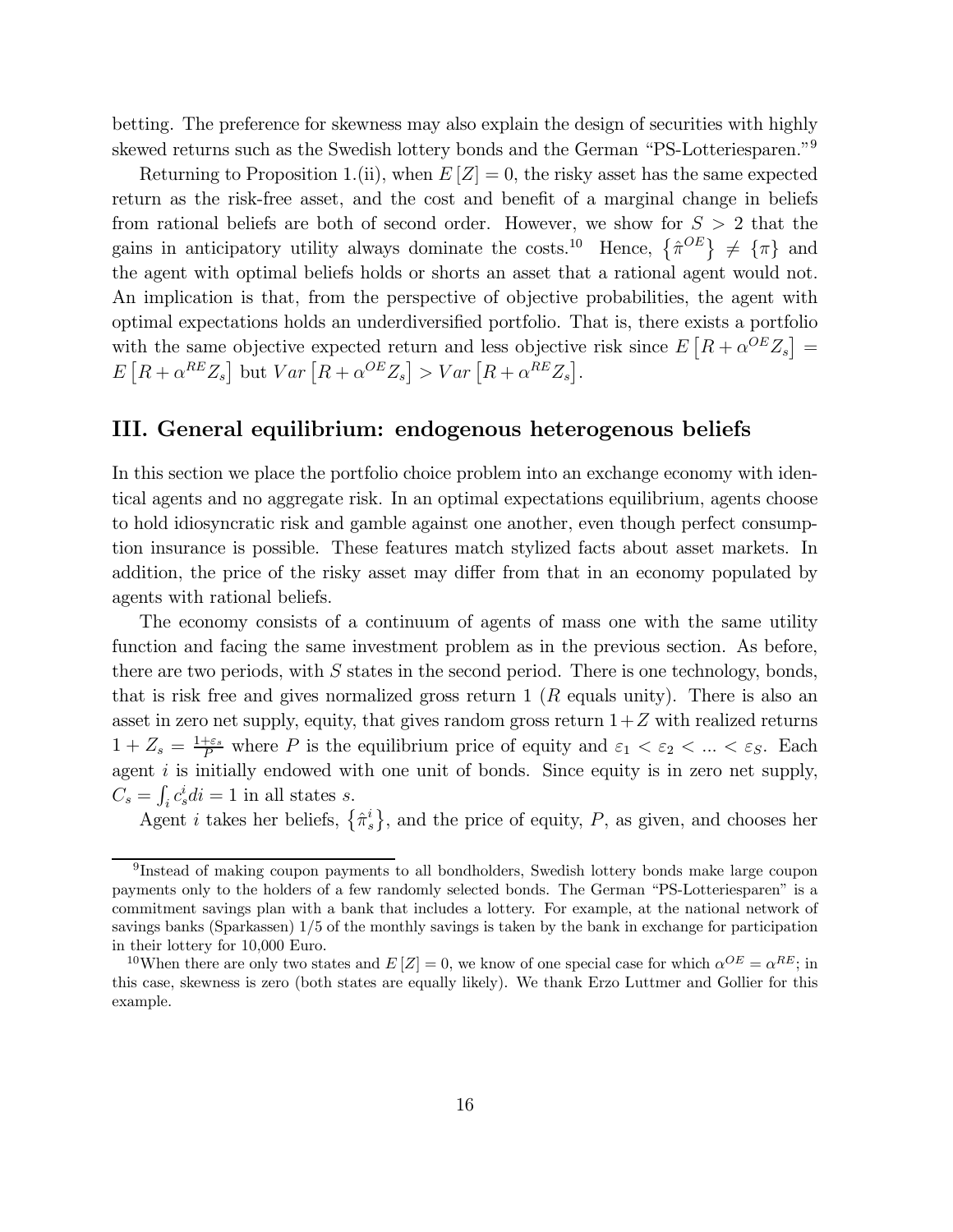betting. The preference for skewness may also explain the design of securities with highly skewed returns such as the Swedish lottery bonds and the German "PS-Lotteriesparen."[9]

Returning to Proposition 1.(ii), when $E[Z] = 0$, the risky asset has the same expected return as the risk-free asset, and the cost and benefit of a marginal change in beliefs from rational beliefs are both of second order. However, we show for $S > 2$ that the gains in anticipatory utility always dominate the costs.[10] Hence, $\{\hat{\pi}^{OE}\} \neq \{\pi\}$ and the agent with optimal beliefs holds or shorts an asset that a rational agent would not. An implication is that, from the perspective of objective probabilities, the agent with optimal expectations holds an underdiversified portfolio. That is, there exists a portfolio with the same objective expected return and less objective risk since $E\left[R + \alpha^{OE} Z_s\right] = E\left[R + \alpha^{RE} Z_s\right]$ but $Var\left[R + \alpha^{OE} Z_s\right] > Var\left[R + \alpha^{RE} Z_s\right]$.

## III. General equilibrium: endogenous heterogenous beliefs

In this section we place the portfolio choice problem into an exchange economy with identical agents and no aggregate risk. In an optimal expectations equilibrium, agents choose to hold idiosyncratic risk and gamble against one another, even though perfect consumption insurance is possible. These features match stylized facts about asset markets. In addition, the price of the risky asset may differ from that in an economy populated by agents with rational beliefs.

The economy consists of a continuum of agents of mass one with the same utility function and facing the same investment problem as in the previous section. As before, there are two periods, with $S$ states in the second period. There is one technology, bonds, that is risk free and gives normalized gross return 1 ($R$ equals unity). There is also an asset in zero net supply, equity, that gives random gross return $1+Z$ with realized returns $1 + Z_s = \frac{1+\varepsilon_s}{P}$ where $P$ is the equilibrium price of equity and $\varepsilon_1 < \varepsilon_2 < ... < \varepsilon_S$. Each agent $i$ is initially endowed with one unit of bonds. Since equity is in zero net supply, $C_s = \int_i c_s^i di = 1$ in all states $s$.

Agent $i$ takes her beliefs, $\{\hat{\pi}_s^i\}$, and the price of equity, $P$, as given, and chooses her

[9] Instead of making coupon payments to all bondholders, Swedish lottery bonds make large coupon payments only to the holders of a few randomly selected bonds. The German "PS-Lotteriesparen" is a commitment savings plan with a bank that includes a lottery. For example, at the national network of savings banks (Sparkassen) 1/5 of the monthly savings is taken by the bank in exchange for participation in their lottery for 10,000 Euro.

[10] When there are only two states and $E[Z] = 0$, we know of one special case for which $\alpha^{OE} = \alpha^{RE}$; in this case, skewness is zero (both states are equally likely). We thank Erzo Luttmer and Gollier for this example.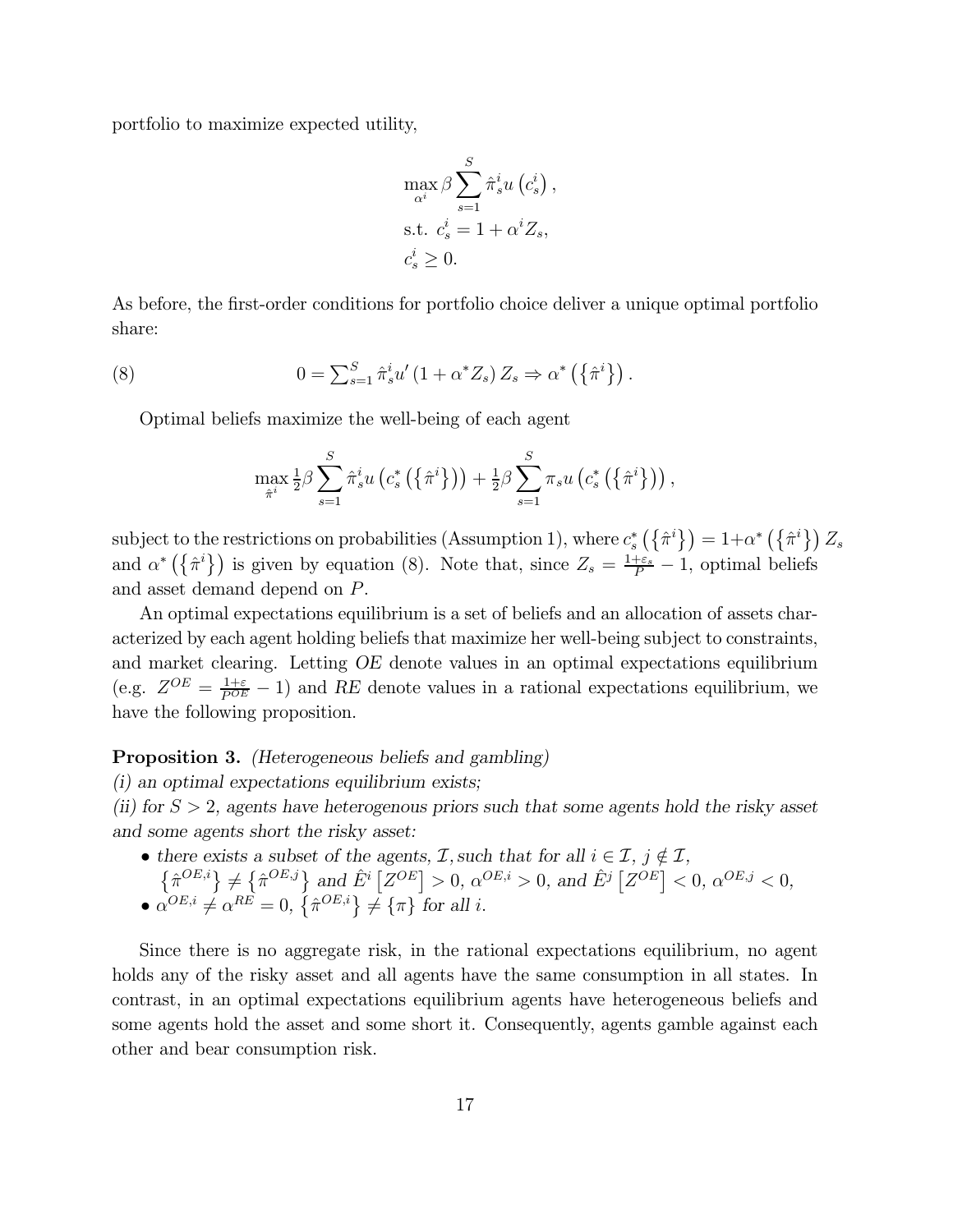portfolio to maximize expected utility,

$$
\begin{aligned}
&\max_{\alpha^i} \beta \sum_{s=1}^{S} \hat{\pi}_s^i u\left(c_s^i\right), \\
&\text{s.t. } c_s^i = 1 + \alpha^i Z_s, \\
&c_s^i \geq 0.
\end{aligned}
$$

As before, the first-order conditions for portfolio choice deliver a unique optimal portfolio share:

$$
0 = \textstyle\sum_{s=1}^{S} \hat{\pi}_s^i u'\left(1 + \alpha^* Z_s\right) Z_s \Rightarrow \alpha^*\left(\left\{\hat{\pi}^i\right\}\right). \tag{8}
$$

Optimal beliefs maximize the well-being of each agent

$$
\max_{\hat{\pi}^i} \tfrac{1}{2}\beta \sum_{s=1}^{S} \hat{\pi}_s^i u\left(c_s^*\left(\left\{\hat{\pi}^i\right\}\right)\right) + \tfrac{1}{2}\beta \sum_{s=1}^{S} \pi_s u\left(c_s^*\left(\left\{\hat{\pi}^i\right\}\right)\right),
$$

subject to the restrictions on probabilities (Assumption 1), where $c_s^*\left(\left\{\hat{\pi}^i\right\}\right) = 1 + \alpha^*\left(\left\{\hat{\pi}^i\right\}\right) Z_s$ and $\alpha^*\left(\left\{\hat{\pi}^i\right\}\right)$ is given by equation (8). Note that, since $Z_s = \frac{1+\varepsilon_s}{P} - 1$, optimal beliefs and asset demand depend on $P$.

An optimal expectations equilibrium is a set of beliefs and an allocation of assets characterized by each agent holding beliefs that maximize her well-being subject to constraints, and market clearing. Letting $OE$ denote values in an optimal expectations equilibrium (e.g. $Z^{OE} = \frac{1+\varepsilon}{P^{OE}} - 1$) and $RE$ denote values in a rational expectations equilibrium, we have the following proposition.

**Proposition 3.** *(Heterogeneous beliefs and gambling)*
*(i) an optimal expectations equilibrium exists;*
*(ii) for $S > 2$, agents have heterogenous priors such that some agents hold the risky asset and some agents short the risky asset:*

- *there exists a subset of the agents, $\mathcal{I}$, such that for all $i \in \mathcal{I}$, $j \notin \mathcal{I}$, $\left\{\hat{\pi}^{OE,i}\right\} \neq \left\{\hat{\pi}^{OE,j}\right\}$ and $\hat{E}^i\left[Z^{OE}\right] > 0$, $\alpha^{OE,i} > 0$, and $\hat{E}^j\left[Z^{OE}\right] < 0$, $\alpha^{OE,j} < 0$,*
- *$\alpha^{OE,i} \neq \alpha^{RE} = 0$, $\left\{\hat{\pi}^{OE,i}\right\} \neq \{\pi\}$ for all $i$.*

Since there is no aggregate risk, in the rational expectations equilibrium, no agent holds any of the risky asset and all agents have the same consumption in all states. In contrast, in an optimal expectations equilibrium agents have heterogeneous beliefs and some agents hold the asset and some short it. Consequently, agents gamble against each other and bear consumption risk.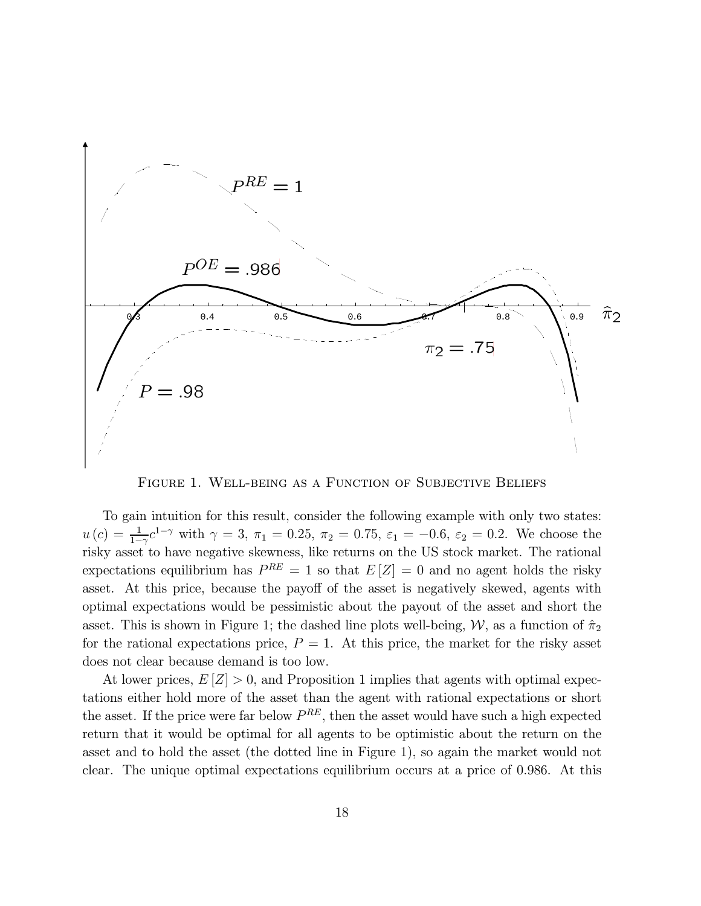Figure 1. Well-being as a Function of Subjective Beliefs

To gain intuition for this result, consider the following example with only two states: $u(c) = \frac{1}{1-\gamma}c^{1-\gamma}$ with $\gamma = 3$, $\pi_1 = 0.25$, $\pi_2 = 0.75$, $\varepsilon_1 = -0.6$, $\varepsilon_2 = 0.2$. We choose the risky asset to have negative skewness, like returns on the US stock market. The rational expectations equilibrium has $P^{RE} = 1$ so that $E[Z] = 0$ and no agent holds the risky asset. At this price, because the payoff of the asset is negatively skewed, agents with optimal expectations would be pessimistic about the payout of the asset and short the asset. This is shown in Figure 1; the dashed line plots well-being, $\mathcal{W}$, as a function of $\hat{\pi}_2$ for the rational expectations price, $P = 1$. At this price, the market for the risky asset does not clear because demand is too low.

At lower prices, $E[Z] > 0$, and Proposition 1 implies that agents with optimal expectations either hold more of the asset than the agent with rational expectations or short the asset. If the price were far below $P^{RE}$, then the asset would have such a high expected return that it would be optimal for all agents to be optimistic about the return on the asset and to hold the asset (the dotted line in Figure 1), so again the market would not clear. The unique optimal expectations equilibrium occurs at a price of 0.986. At this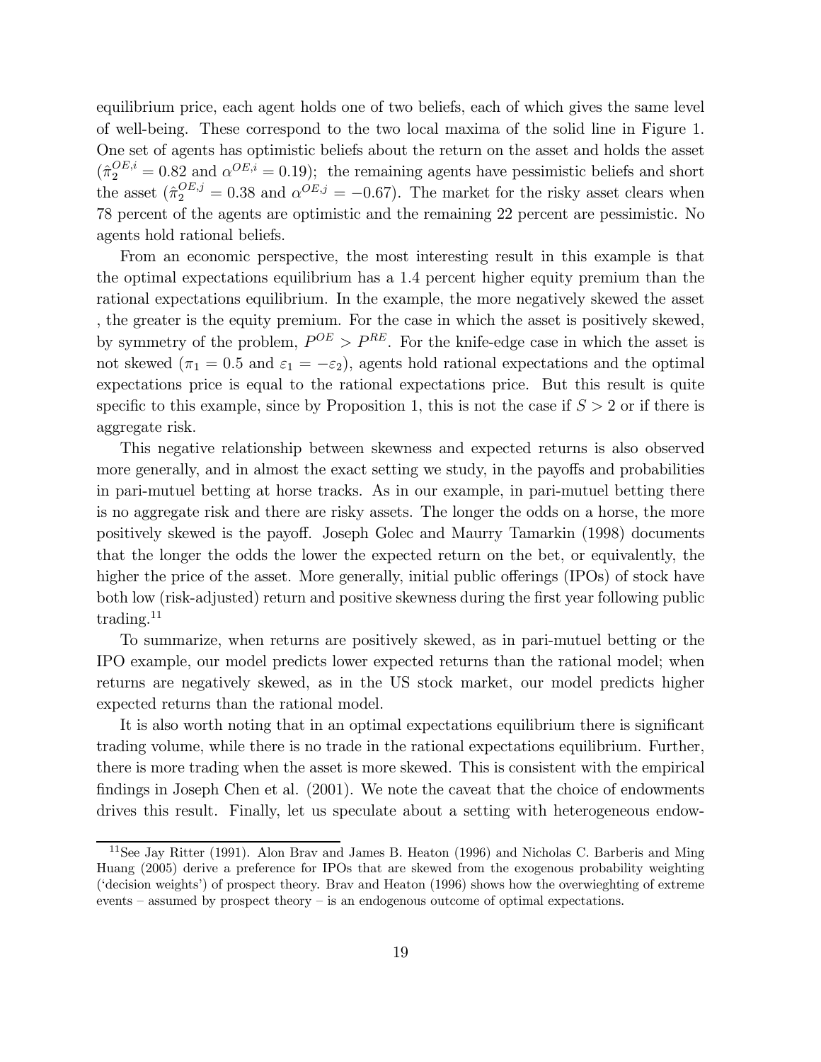equilibrium price, each agent holds one of two beliefs, each of which gives the same level of well-being. These correspond to the two local maxima of the solid line in Figure 1. One set of agents has optimistic beliefs about the return on the asset and holds the asset ($\hat{\pi}_2^{OE,i} = 0.82$ and $\alpha^{OE,i} = 0.19$); the remaining agents have pessimistic beliefs and short the asset ($\hat{\pi}_2^{OE,j} = 0.38$ and $\alpha^{OE,j} = -0.67$). The market for the risky asset clears when 78 percent of the agents are optimistic and the remaining 22 percent are pessimistic. No agents hold rational beliefs.

From an economic perspective, the most interesting result in this example is that the optimal expectations equilibrium has a 1.4 percent higher equity premium than the rational expectations equilibrium. In the example, the more negatively skewed the asset , the greater is the equity premium. For the case in which the asset is positively skewed, by symmetry of the problem, $P^{OE} > P^{RE}$. For the knife-edge case in which the asset is not skewed ($\pi_1 = 0.5$ and $\varepsilon_1 = -\varepsilon_2$), agents hold rational expectations and the optimal expectations price is equal to the rational expectations price. But this result is quite specific to this example, since by Proposition 1, this is not the case if $S > 2$ or if there is aggregate risk.

This negative relationship between skewness and expected returns is also observed more generally, and in almost the exact setting we study, in the payoffs and probabilities in pari-mutuel betting at horse tracks. As in our example, in pari-mutuel betting there is no aggregate risk and there are risky assets. The longer the odds on a horse, the more positively skewed is the payoff. Joseph Golec and Maurry Tamarkin (1998) documents that the longer the odds the lower the expected return on the bet, or equivalently, the higher the price of the asset. More generally, initial public offerings (IPOs) of stock have both low (risk-adjusted) return and positive skewness during the first year following public trading.[11]

To summarize, when returns are positively skewed, as in pari-mutuel betting or the IPO example, our model predicts lower expected returns than the rational model; when returns are negatively skewed, as in the US stock market, our model predicts higher expected returns than the rational model.

It is also worth noting that in an optimal expectations equilibrium there is significant trading volume, while there is no trade in the rational expectations equilibrium. Further, there is more trading when the asset is more skewed. This is consistent with the empirical findings in Joseph Chen et al. (2001). We note the caveat that the choice of endowments drives this result. Finally, let us speculate about a setting with heterogeneous endow-

[11] See Jay Ritter (1991). Alon Brav and James B. Heaton (1996) and Nicholas C. Barberis and Ming Huang (2005) derive a preference for IPOs that are skewed from the exogenous probability weighting ('decision weights') of prospect theory. Brav and Heaton (1996) shows how the overwieghting of extreme events – assumed by prospect theory – is an endogenous outcome of optimal expectations.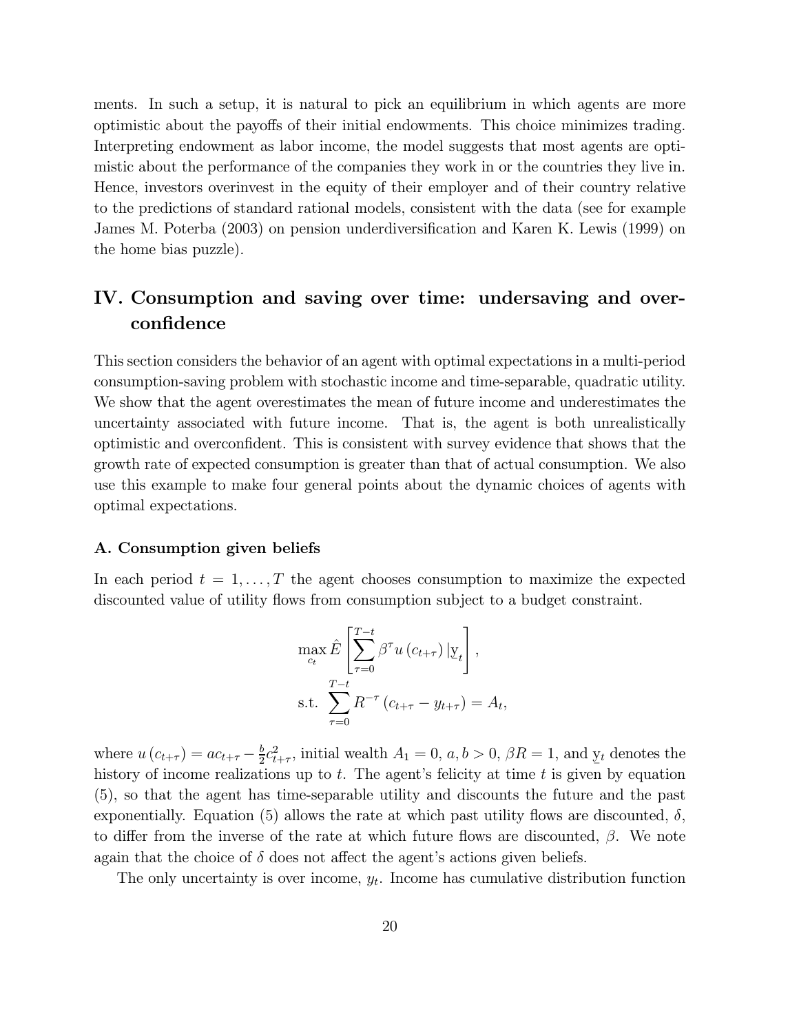ments. In such a setup, it is natural to pick an equilibrium in which agents are more optimistic about the payoffs of their initial endowments. This choice minimizes trading. Interpreting endowment as labor income, the model suggests that most agents are optimistic about the performance of the companies they work in or the countries they live in. Hence, investors overinvest in the equity of their employer and of their country relative to the predictions of standard rational models, consistent with the data (see for example James M. Poterba (2003) on pension underdiversification and Karen K. Lewis (1999) on the home bias puzzle).

## IV. Consumption and saving over time: undersaving and overconfidence

This section considers the behavior of an agent with optimal expectations in a multi-period consumption-saving problem with stochastic income and time-separable, quadratic utility. We show that the agent overestimates the mean of future income and underestimates the uncertainty associated with future income. That is, the agent is both unrealistically optimistic and overconfident. This is consistent with survey evidence that shows that the growth rate of expected consumption is greater than that of actual consumption. We also use this example to make four general points about the dynamic choices of agents with optimal expectations.

### A. Consumption given beliefs

In each period $t = 1, \ldots, T$ the agent chooses consumption to maximize the expected discounted value of utility flows from consumption subject to a budget constraint.

$$\max_{c_t} \hat{E}\left[\sum_{\tau=0}^{T-t} \beta^{\tau} u\left(c_{t+\tau}\right) | \underset{\sim}{\mathrm{y}}_t\right],$$
$$\text{s.t.} \sum_{\tau=0}^{T-t} R^{-\tau}\left(c_{t+\tau} - y_{t+\tau}\right) = A_t,$$

where $u\left(c_{t+\tau}\right) = ac_{t+\tau} - \frac{b}{2}c_{t+\tau}^2$, initial wealth $A_1 = 0$, $a, b > 0$, $\beta R = 1$, and $\underset{\sim}{\mathrm{y}}_t$ denotes the history of income realizations up to $t$. The agent's felicity at time $t$ is given by equation (5), so that the agent has time-separable utility and discounts the future and the past exponentially. Equation (5) allows the rate at which past utility flows are discounted, $\delta$, to differ from the inverse of the rate at which future flows are discounted, $\beta$. We note again that the choice of $\delta$ does not affect the agent's actions given beliefs.

The only uncertainty is over income, $y_t$. Income has cumulative distribution function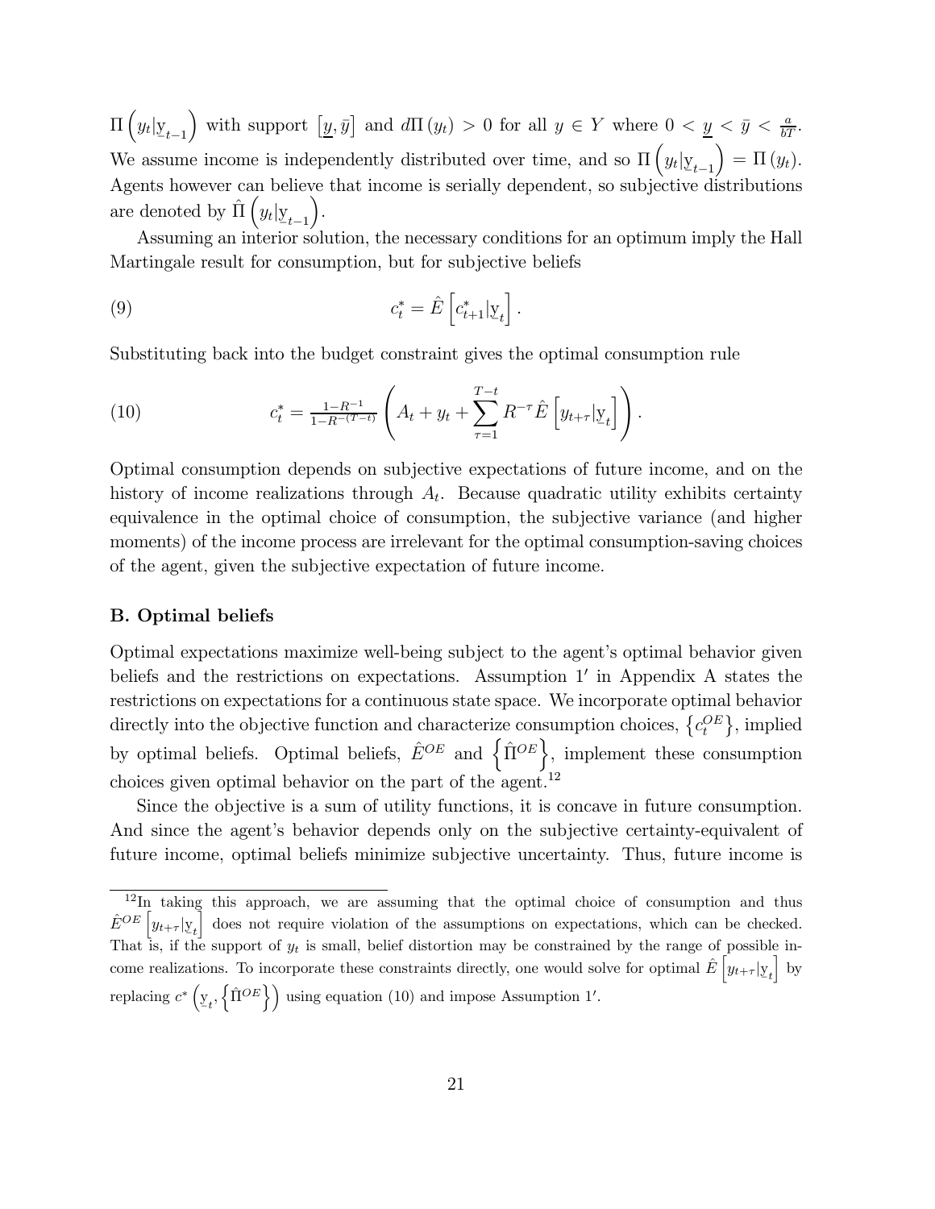$\Pi\left(y_t|\underset{\sim}{y}_{t-1}\right)$ with support $\left[\underline{y}, \bar{y}\right]$ and $d\Pi\left(y_t\right) > 0$ for all $y \in Y$ where $0 < \underline{y} < \bar{y} < \frac{a}{bT}$. We assume income is independently distributed over time, and so $\Pi\left(y_t|\underset{\sim}{y}_{t-1}\right) = \Pi\left(y_t\right)$. Agents however can believe that income is serially dependent, so subjective distributions are denoted by $\hat{\Pi}\left(y_t|\underset{\sim}{y}_{t-1}\right)$.

Assuming an interior solution, the necessary conditions for an optimum imply the Hall Martingale result for consumption, but for subjective beliefs

$$c_t^* = \hat{E}\left[c_{t+1}^*|\underset{\sim}{y}_t\right]. \tag{9}$$

Substituting back into the budget constraint gives the optimal consumption rule

$$c_t^* = \tfrac{1-R^{-1}}{1-R^{-(T-t)}}\left(A_t + y_t + \sum_{\tau=1}^{T-t} R^{-\tau}\hat{E}\left[y_{t+\tau}|\underset{\sim}{y}_t\right]\right). \tag{10}$$

Optimal consumption depends on subjective expectations of future income, and on the history of income realizations through $A_t$. Because quadratic utility exhibits certainty equivalence in the optimal choice of consumption, the subjective variance (and higher moments) of the income process are irrelevant for the optimal consumption-saving choices of the agent, given the subjective expectation of future income.

### B. Optimal beliefs

Optimal expectations maximize well-being subject to the agent's optimal behavior given beliefs and the restrictions on expectations. Assumption 1′ in Appendix A states the restrictions on expectations for a continuous state space. We incorporate optimal behavior directly into the objective function and characterize consumption choices, $\left\{c_t^{OE}\right\}$, implied by optimal beliefs. Optimal beliefs, $\hat{E}^{OE}$ and $\left\{\hat{\Pi}^{OE}\right\}$, implement these consumption choices given optimal behavior on the part of the agent.[12]

Since the objective is a sum of utility functions, it is concave in future consumption. And since the agent's behavior depends only on the subjective certainty-equivalent of future income, optimal beliefs minimize subjective uncertainty. Thus, future income is

[12] In taking this approach, we are assuming that the optimal choice of consumption and thus $\hat{E}^{OE}\left[y_{t+\tau}|\underset{\sim}{y}_t\right]$ does not require violation of the assumptions on expectations, which can be checked. That is, if the support of $y_t$ is small, belief distortion may be constrained by the range of possible income realizations. To incorporate these constraints directly, one would solve for optimal $\hat{E}\left[y_{t+\tau}|\underset{\sim}{y}_t\right]$ by replacing $c^*\left(\underset{\sim}{y}_t, \left\{\hat{\Pi}^{OE}\right\}\right)$ using equation (10) and impose Assumption 1′.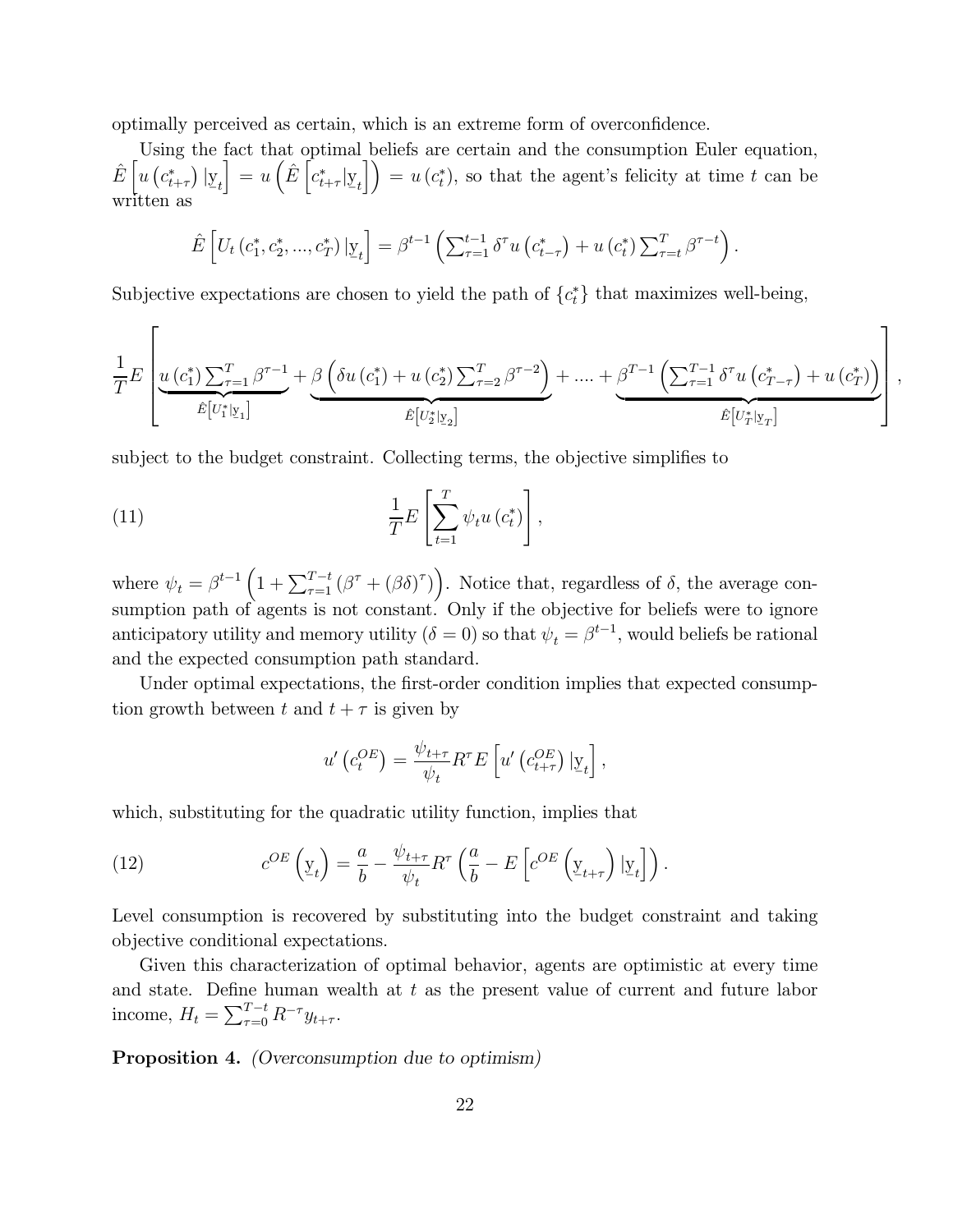optimally perceived as certain, which is an extreme form of overconfidence.

Using the fact that optimal beliefs are certain and the consumption Euler equation, $\hat{E}\left[u\left(c^*_{t+\tau}\right)|\underline{y}_t\right] = u\left(\hat{E}\left[c^*_{t+\tau}|\underline{y}_t\right]\right) = u\left(c^*_t\right)$, so that the agent's felicity at time $t$ can be written as

$$\hat{E}\left[U_t\left(c^*_1, c^*_2, ..., c^*_T\right)|\underline{y}_t\right] = \beta^{t-1}\left(\sum_{\tau=1}^{t-1}\delta^\tau u\left(c^*_{t-\tau}\right) + u\left(c^*_t\right)\sum_{\tau=t}^{T}\beta^{\tau-t}\right).$$

Subjective expectations are chosen to yield the path of $\{c^*_t\}$ that maximizes well-being,

$$\frac{1}{T}E\left[\underbrace{u\left(c^*_1\right)\sum_{\tau=1}^{T}\beta^{\tau-1}}_{\hat{E}\left[U^*_1|\underline{y}_1\right]} + \underbrace{\beta\left(\delta u\left(c^*_1\right) + u\left(c^*_2\right)\sum_{\tau=2}^{T}\beta^{\tau-2}\right)}_{\hat{E}\left[U^*_2|\underline{y}_2\right]} + .... + \underbrace{\beta^{T-1}\left(\sum_{\tau=1}^{T-1}\delta^\tau u\left(c^*_{T-\tau}\right) + u\left(c^*_T\right)\right)}_{\hat{E}\left[U^*_T|\underline{y}_T\right]}\right],$$

subject to the budget constraint. Collecting terms, the objective simplifies to

$$\frac{1}{T}E\left[\sum_{t=1}^{T}\psi_t u\left(c^*_t\right)\right], \tag{11}$$

where $\psi_t = \beta^{t-1}\left(1 + \sum_{\tau=1}^{T-t}\left(\beta^\tau + \left(\beta\delta\right)^\tau\right)\right)$. Notice that, regardless of $\delta$, the average consumption path of agents is not constant. Only if the objective for beliefs were to ignore anticipatory utility and memory utility ($\delta = 0$) so that $\psi_t = \beta^{t-1}$, would beliefs be rational and the expected consumption path standard.

Under optimal expectations, the first-order condition implies that expected consumption growth between $t$ and $t + \tau$ is given by

$$u'\left(c^{OE}_t\right) = \frac{\psi_{t+\tau}}{\psi_t}R^\tau E\left[u'\left(c^{OE}_{t+\tau}\right)|\underline{y}_t\right],$$

which, substituting for the quadratic utility function, implies that

$$c^{OE}\left(\underline{y}_t\right) = \frac{a}{b} - \frac{\psi_{t+\tau}}{\psi_t}R^\tau\left(\frac{a}{b} - E\left[c^{OE}\left(\underline{y}_{t+\tau}\right)|\underline{y}_t\right]\right). \tag{12}$$

Level consumption is recovered by substituting into the budget constraint and taking objective conditional expectations.

Given this characterization of optimal behavior, agents are optimistic at every time and state. Define human wealth at $t$ as the present value of current and future labor income, $H_t = \sum_{\tau=0}^{T-t}R^{-\tau}y_{t+\tau}$.

**Proposition 4.** *(Overconsumption due to optimism)*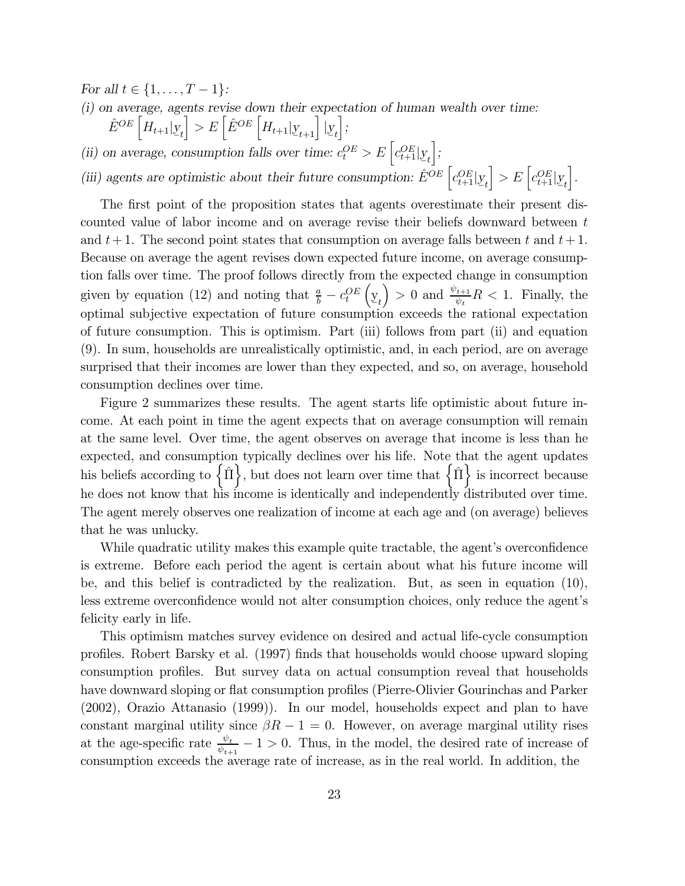*For all $t \in \{1, \ldots, T-1\}$:*

*(i) on average, agents revise down their expectation of human wealth over time:*
$\hat{E}^{OE}\left[H_{t+1}|\underset{\sim}{y}_t\right] > E\left[\hat{E}^{OE}\left[H_{t+1}|\underset{\sim}{y}_{t+1}\right]|\underset{\sim}{y}_t\right]$*;*

*(ii) on average, consumption falls over time: $c_t^{OE} > E\left[c_{t+1}^{OE}|\underset{\sim}{y}_t\right]$;*

*(iii) agents are optimistic about their future consumption: $\hat{E}^{OE}\left[c_{t+1}^{OE}|\underset{\sim}{y}_t\right] > E\left[c_{t+1}^{OE}|\underset{\sim}{y}_t\right]$.*

The first point of the proposition states that agents overestimate their present discounted value of labor income and on average revise their beliefs downward between $t$ and $t+1$. The second point states that consumption on average falls between $t$ and $t+1$. Because on average the agent revises down expected future income, on average consumption falls over time. The proof follows directly from the expected change in consumption given by equation (12) and noting that $\frac{a}{b} - c_t^{OE}\left(\underset{\sim}{y}_t\right) > 0$ and $\frac{\psi_{t+1}}{\psi_t}R < 1$. Finally, the optimal subjective expectation of future consumption exceeds the rational expectation of future consumption. This is optimism. Part (iii) follows from part (ii) and equation (9). In sum, households are unrealistically optimistic, and, in each period, are on average surprised that their incomes are lower than they expected, and so, on average, household consumption declines over time.

Figure 2 summarizes these results. The agent starts life optimistic about future income. At each point in time the agent expects that on average consumption will remain at the same level. Over time, the agent observes on average that income is less than he expected, and consumption typically declines over his life. Note that the agent updates his beliefs according to $\left\{\hat{\Pi}\right\}$, but does not learn over time that $\left\{\hat{\Pi}\right\}$ is incorrect because he does not know that his income is identically and independently distributed over time. The agent merely observes one realization of income at each age and (on average) believes that he was unlucky.

While quadratic utility makes this example quite tractable, the agent's overconfidence is extreme. Before each period the agent is certain about what his future income will be, and this belief is contradicted by the realization. But, as seen in equation (10), less extreme overconfidence would not alter consumption choices, only reduce the agent's felicity early in life.

This optimism matches survey evidence on desired and actual life-cycle consumption profiles. Robert Barsky et al. (1997) finds that households would choose upward sloping consumption profiles. But survey data on actual consumption reveal that households have downward sloping or flat consumption profiles (Pierre-Olivier Gourinchas and Parker (2002), Orazio Attanasio (1999)). In our model, households expect and plan to have constant marginal utility since $\beta R - 1 = 0$. However, on average marginal utility rises at the age-specific rate $\frac{\psi_t}{\psi_{t+1}} - 1 > 0$. Thus, in the model, the desired rate of increase of consumption exceeds the average rate of increase, as in the real world. In addition, the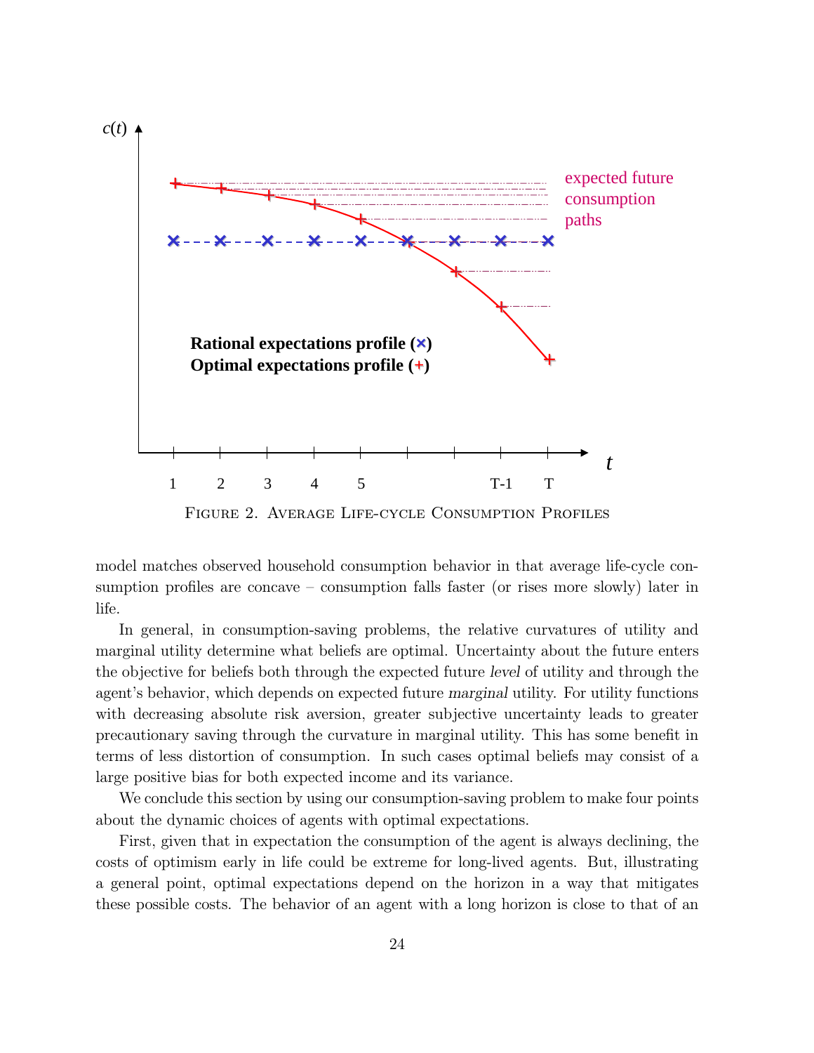FIGURE 2. AVERAGE LIFE-CYCLE CONSUMPTION PROFILES

model matches observed household consumption behavior in that average life-cycle consumption profiles are concave – consumption falls faster (or rises more slowly) later in life.

In general, in consumption-saving problems, the relative curvatures of utility and marginal utility determine what beliefs are optimal. Uncertainty about the future enters the objective for beliefs both through the expected future *level* of utility and through the agent's behavior, which depends on expected future *marginal* utility. For utility functions with decreasing absolute risk aversion, greater subjective uncertainty leads to greater precautionary saving through the curvature in marginal utility. This has some benefit in terms of less distortion of consumption. In such cases optimal beliefs may consist of a large positive bias for both expected income and its variance.

We conclude this section by using our consumption-saving problem to make four points about the dynamic choices of agents with optimal expectations.

First, given that in expectation the consumption of the agent is always declining, the costs of optimism early in life could be extreme for long-lived agents. But, illustrating a general point, optimal expectations depend on the horizon in a way that mitigates these possible costs. The behavior of an agent with a long horizon is close to that of an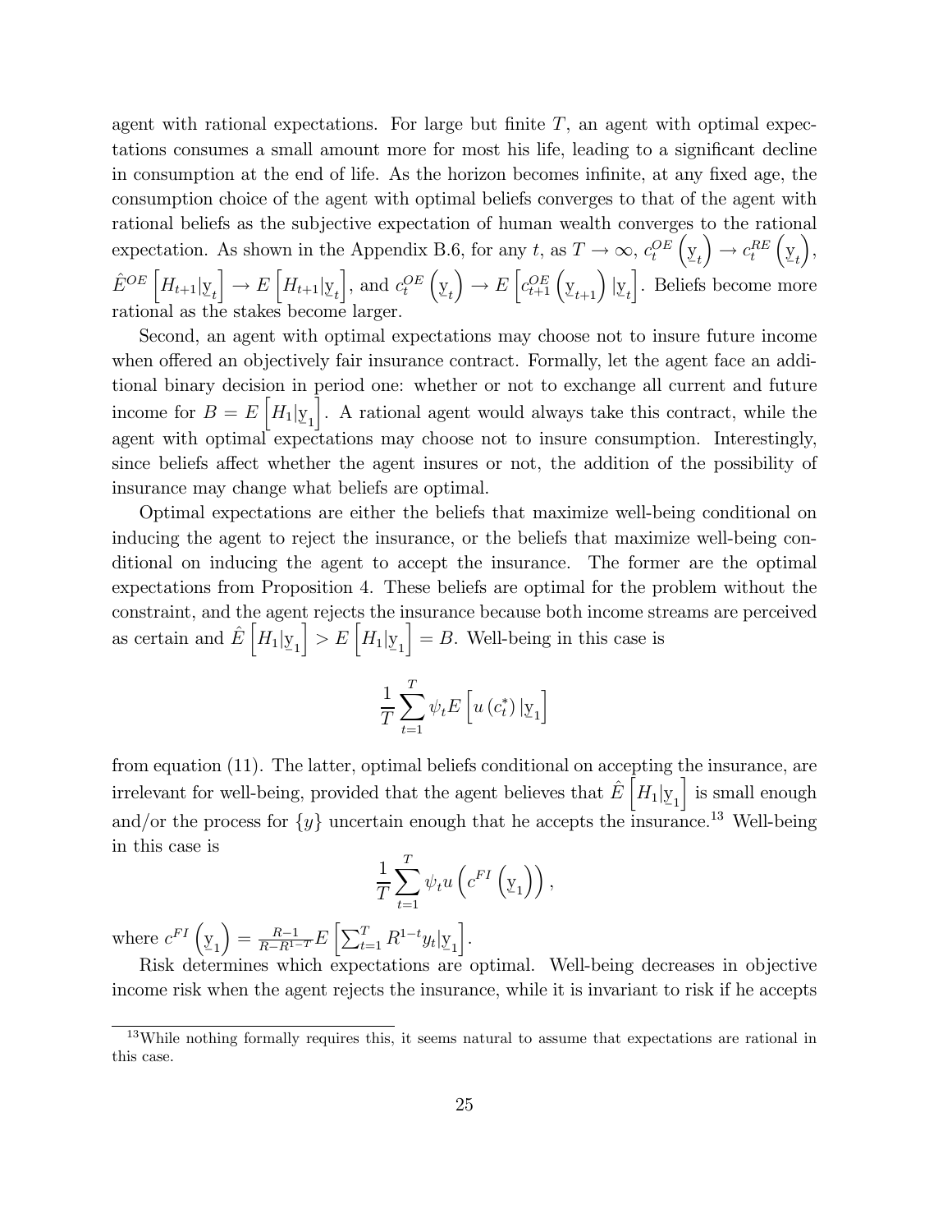agent with rational expectations. For large but finite $T$, an agent with optimal expectations consumes a small amount more for most his life, leading to a significant decline in consumption at the end of life. As the horizon becomes infinite, at any fixed age, the consumption choice of the agent with optimal beliefs converges to that of the agent with rational beliefs as the subjective expectation of human wealth converges to the rational expectation. As shown in the Appendix B.6, for any $t$, as $T \to \infty$, $c_t^{OE}\left(\underset{\sim}{y}_t\right) \to c_t^{RE}\left(\underset{\sim}{y}_t\right)$, $\hat{E}^{OE}\left[H_{t+1}|\underset{\sim}{y}_t\right] \to E\left[H_{t+1}|\underset{\sim}{y}_t\right]$, and $c_t^{OE}\left(\underset{\sim}{y}_t\right) \to E\left[c_{t+1}^{OE}\left(\underset{\sim}{y}_{t+1}\right)|\underset{\sim}{y}_t\right]$. Beliefs become more rational as the stakes become larger.

Second, an agent with optimal expectations may choose not to insure future income when offered an objectively fair insurance contract. Formally, let the agent face an additional binary decision in period one: whether or not to exchange all current and future income for $B = E\left[H_1|\underset{\sim}{y}_1\right]$. A rational agent would always take this contract, while the agent with optimal expectations may choose not to insure consumption. Interestingly, since beliefs affect whether the agent insures or not, the addition of the possibility of insurance may change what beliefs are optimal.

Optimal expectations are either the beliefs that maximize well-being conditional on inducing the agent to reject the insurance, or the beliefs that maximize well-being conditional on inducing the agent to accept the insurance. The former are the optimal expectations from Proposition 4. These beliefs are optimal for the problem without the constraint, and the agent rejects the insurance because both income streams are perceived as certain and $\hat{E}\left[H_1|\underset{\sim}{y}_1\right] > E\left[H_1|\underset{\sim}{y}_1\right] = B$. Well-being in this case is

$$\frac{1}{T}\sum_{t=1}^{T}\psi_t E\left[u\left(c_t^*\right)|\underset{\sim}{y}_1\right]$$

from equation (11). The latter, optimal beliefs conditional on accepting the insurance, are irrelevant for well-being, provided that the agent believes that $\hat{E}\left[H_1|\underset{\sim}{y}_1\right]$ is small enough and/or the process for $\{y\}$ uncertain enough that he accepts the insurance.[13] Well-being in this case is

$$\frac{1}{T}\sum_{t=1}^{T}\psi_t u\left(c^{FI}\left(\underset{\sim}{y}_1\right)\right),$$

where $c^{FI}\left(\underset{\sim}{y}_1\right) = \frac{R-1}{R-R^{1-T}}E\left[\sum_{t=1}^{T}R^{1-t}y_t|\underset{\sim}{y}_1\right]$.

Risk determines which expectations are optimal. Well-being decreases in objective income risk when the agent rejects the insurance, while it is invariant to risk if he accepts

[13] While nothing formally requires this, it seems natural to assume that expectations are rational in this case.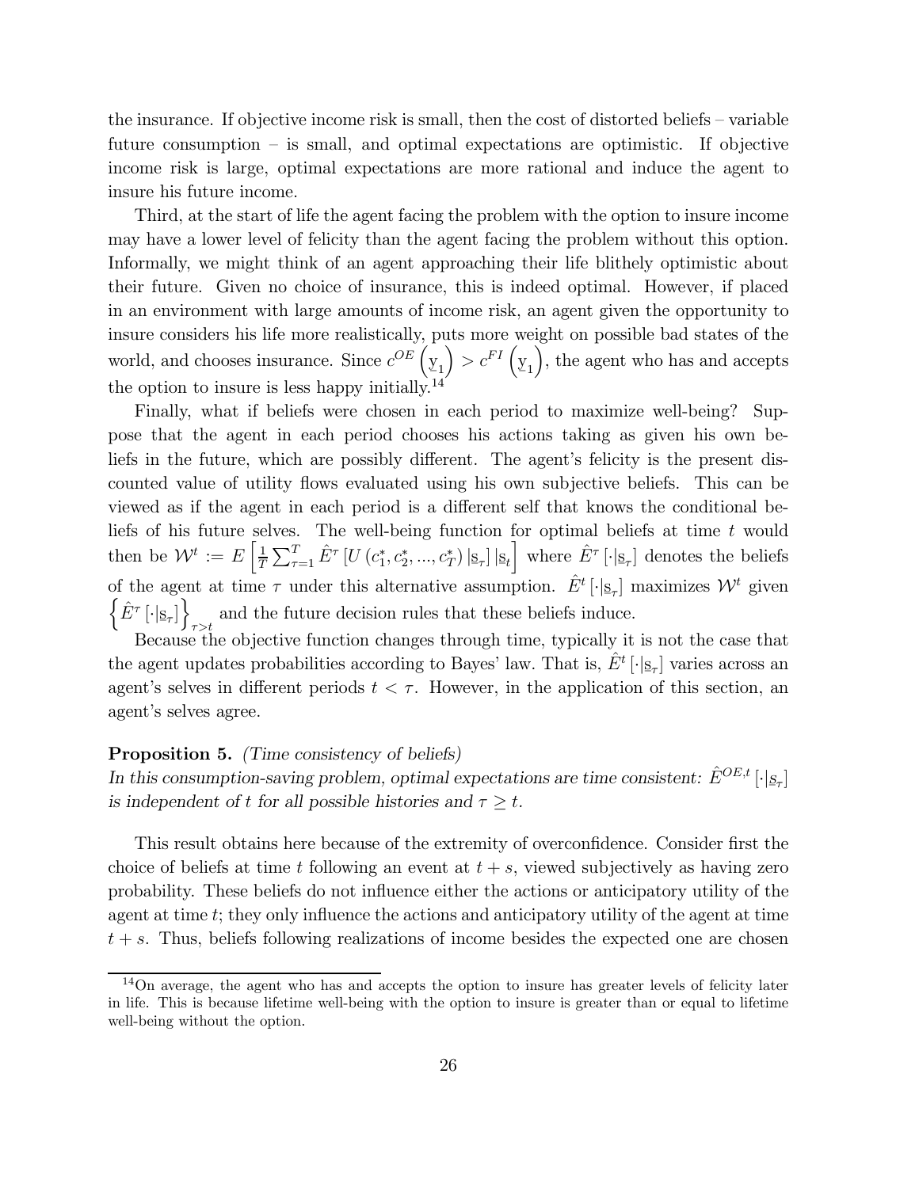the insurance. If objective income risk is small, then the cost of distorted beliefs – variable future consumption – is small, and optimal expectations are optimistic. If objective income risk is large, optimal expectations are more rational and induce the agent to insure his future income.

Third, at the start of life the agent facing the problem with the option to insure income may have a lower level of felicity than the agent facing the problem without this option. Informally, we might think of an agent approaching their life blithely optimistic about their future. Given no choice of insurance, this is indeed optimal. However, if placed in an environment with large amounts of income risk, an agent given the opportunity to insure considers his life more realistically, puts more weight on possible bad states of the world, and chooses insurance. Since $c^{OE}\left(\underset{\sim}{y}_1\right) > c^{FI}\left(\underset{\sim}{y}_1\right)$, the agent who has and accepts the option to insure is less happy initially.[14]

Finally, what if beliefs were chosen in each period to maximize well-being? Suppose that the agent in each period chooses his actions taking as given his own beliefs in the future, which are possibly different. The agent's felicity is the present discounted value of utility flows evaluated using his own subjective beliefs. This can be viewed as if the agent in each period is a different self that knows the conditional beliefs of his future selves. The well-being function for optimal beliefs at time $t$ would then be $\mathcal{W}^t := E\left[\frac{1}{T}\sum_{\tau=1}^{T}\hat{E}^{\tau}\left[U\left(c_1^*, c_2^*, ..., c_T^*\right)|\underline{s}_{\tau}\right]|\underline{s}_t\right]$ where $\hat{E}^{\tau}\left[\cdot|\underline{s}_{\tau}\right]$ denotes the beliefs of the agent at time $\tau$ under this alternative assumption. $\hat{E}^{t}\left[\cdot|\underline{s}_{\tau}\right]$ maximizes $\mathcal{W}^t$ given $\left\{\hat{E}^{\tau}\left[\cdot|\underline{s}_{\tau}\right]\right\}_{\tau>t}$ and the future decision rules that these beliefs induce.

Because the objective function changes through time, typically it is not the case that the agent updates probabilities according to Bayes' law. That is, $\hat{E}^{t}\left[\cdot|\underline{s}_{\tau}\right]$ varies across an agent's selves in different periods $t < \tau$. However, in the application of this section, an agent's selves agree.

**Proposition 5.** *(Time consistency of beliefs)*
*In this consumption-saving problem, optimal expectations are time consistent: $\hat{E}^{OE,t}\left[\cdot|\underline{s}_{\tau}\right]$ is independent of $t$ for all possible histories and $\tau \geq t$.*

This result obtains here because of the extremity of overconfidence. Consider first the choice of beliefs at time $t$ following an event at $t+s$, viewed subjectively as having zero probability. These beliefs do not influence either the actions or anticipatory utility of the agent at time $t$; they only influence the actions and anticipatory utility of the agent at time $t+s$. Thus, beliefs following realizations of income besides the expected one are chosen

[14] On average, the agent who has and accepts the option to insure has greater levels of felicity later in life. This is because lifetime well-being with the option to insure is greater than or equal to lifetime well-being without the option.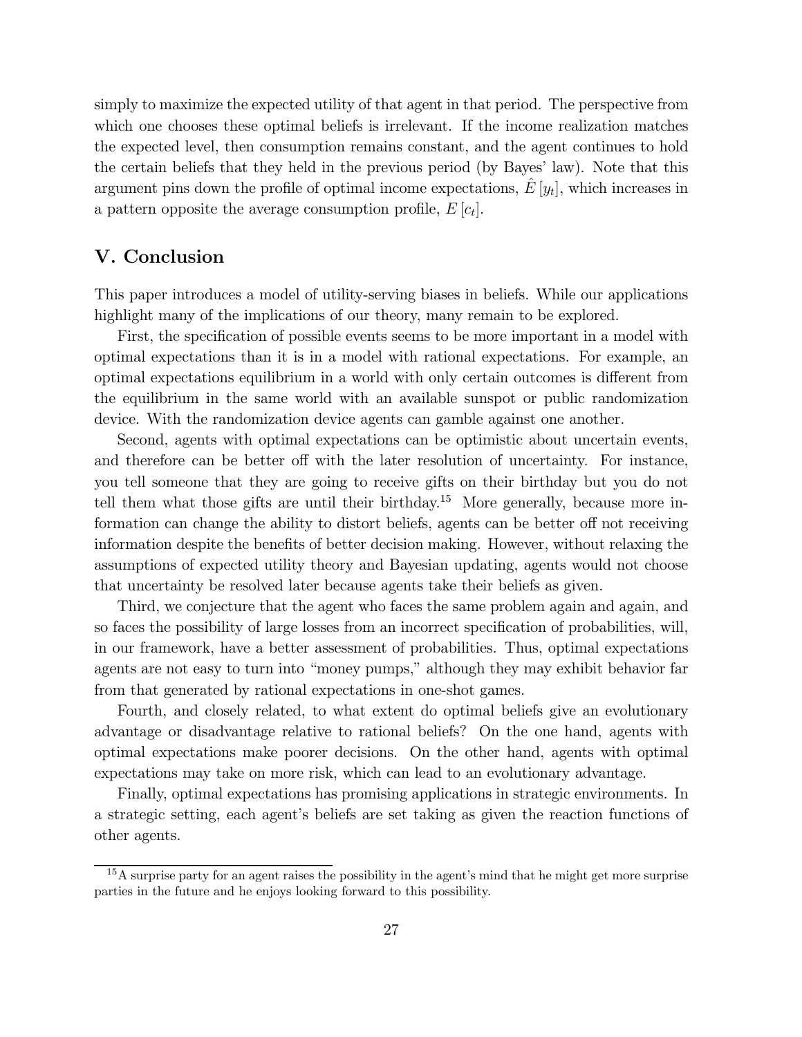simply to maximize the expected utility of that agent in that period. The perspective from which one chooses these optimal beliefs is irrelevant. If the income realization matches the expected level, then consumption remains constant, and the agent continues to hold the certain beliefs that they held in the previous period (by Bayes' law). Note that this argument pins down the profile of optimal income expectations, $\hat{E}[y_t]$, which increases in a pattern opposite the average consumption profile, $E[c_t]$.

## V. Conclusion

This paper introduces a model of utility-serving biases in beliefs. While our applications highlight many of the implications of our theory, many remain to be explored.

First, the specification of possible events seems to be more important in a model with optimal expectations than it is in a model with rational expectations. For example, an optimal expectations equilibrium in a world with only certain outcomes is different from the equilibrium in the same world with an available sunspot or public randomization device. With the randomization device agents can gamble against one another.

Second, agents with optimal expectations can be optimistic about uncertain events, and therefore can be better off with the later resolution of uncertainty. For instance, you tell someone that they are going to receive gifts on their birthday but you do not tell them what those gifts are until their birthday.[15] More generally, because more information can change the ability to distort beliefs, agents can be better off not receiving information despite the benefits of better decision making. However, without relaxing the assumptions of expected utility theory and Bayesian updating, agents would not choose that uncertainty be resolved later because agents take their beliefs as given.

Third, we conjecture that the agent who faces the same problem again and again, and so faces the possibility of large losses from an incorrect specification of probabilities, will, in our framework, have a better assessment of probabilities. Thus, optimal expectations agents are not easy to turn into "money pumps," although they may exhibit behavior far from that generated by rational expectations in one-shot games.

Fourth, and closely related, to what extent do optimal beliefs give an evolutionary advantage or disadvantage relative to rational beliefs? On the one hand, agents with optimal expectations make poorer decisions. On the other hand, agents with optimal expectations may take on more risk, which can lead to an evolutionary advantage.

Finally, optimal expectations has promising applications in strategic environments. In a strategic setting, each agent's beliefs are set taking as given the reaction functions of other agents.

[15] A surprise party for an agent raises the possibility in the agent's mind that he might get more surprise parties in the future and he enjoys looking forward to this possibility.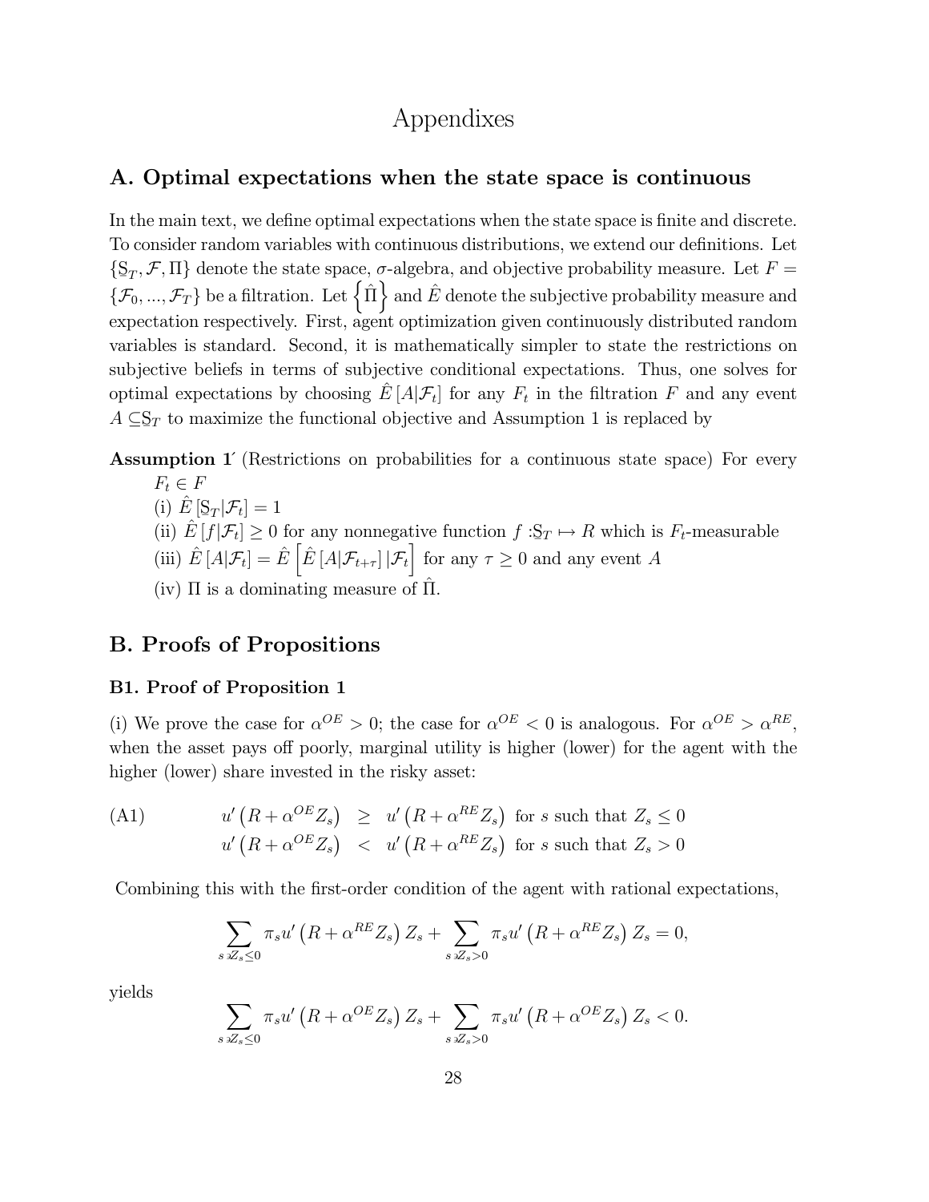// Appendixes

## A. Optimal expectations when the state space is continuous

In the main text, we define optimal expectations when the state space is finite and discrete. To consider random variables with continuous distributions, we extend our definitions. Let $\{\mathbb{S}_T, \mathcal{F}, \Pi\}$ denote the state space, $\sigma$-algebra, and objective probability measure. Let $F = \{\mathcal{F}_0, ..., \mathcal{F}_T\}$ be a filtration. Let $\{\hat{\Pi}\}$ and $\hat{E}$ denote the subjective probability measure and expectation respectively. First, agent optimization given continuously distributed random variables is standard. Second, it is mathematically simpler to state the restrictions on subjective beliefs in terms of subjective conditional expectations. Thus, one solves for optimal expectations by choosing $\hat{E}[A|\mathcal{F}_t]$ for any $F_t$ in the filtration $F$ and any event $A \subseteq \mathbb{S}_T$ to maximize the functional objective and Assumption 1 is replaced by

**Assumption 1´** (Restrictions on probabilities for a continuous state space) For every $F_t \in F$

(i) $\hat{E}[\mathbb{S}_T|\mathcal{F}_t] = 1$

(ii) $\hat{E}[f|\mathcal{F}_t] \geq 0$ for any nonnegative function $f : \mathbb{S}_T \mapsto R$ which is $F_t$-measurable

(iii) $\hat{E}[A|\mathcal{F}_t] = \hat{E}\left[\hat{E}[A|\mathcal{F}_{t+\tau}]|\mathcal{F}_t\right]$ for any $\tau \geq 0$ and any event $A$

(iv) $\Pi$ is a dominating measure of $\hat{\Pi}$.

## B. Proofs of Propositions

### B1. Proof of Proposition 1

(i) We prove the case for $\alpha^{OE} > 0$; the case for $\alpha^{OE} < 0$ is analogous. For $\alpha^{OE} > \alpha^{RE}$, when the asset pays off poorly, marginal utility is higher (lower) for the agent with the higher (lower) share invested in the risky asset:

$$
\text{(A1)} \qquad \begin{aligned} u'\left(R + \alpha^{OE} Z_s\right) &\geq u'\left(R + \alpha^{RE} Z_s\right) \text{ for } s \text{ such that } Z_s \leq 0 \\ u'\left(R + \alpha^{OE} Z_s\right) &< u'\left(R + \alpha^{RE} Z_s\right) \text{ for } s \text{ such that } Z_s > 0 \end{aligned}
$$

Combining this with the first-order condition of the agent with rational expectations,

$$
\sum_{s \ni Z_s \leq 0} \pi_s u'\left(R + \alpha^{RE} Z_s\right) Z_s + \sum_{s \ni Z_s > 0} \pi_s u'\left(R + \alpha^{RE} Z_s\right) Z_s = 0,
$$

yields

$$
\sum_{s \ni Z_s \leq 0} \pi_s u'\left(R + \alpha^{OE} Z_s\right) Z_s + \sum_{s \ni Z_s > 0} \pi_s u'\left(R + \alpha^{OE} Z_s\right) Z_s < 0.
$$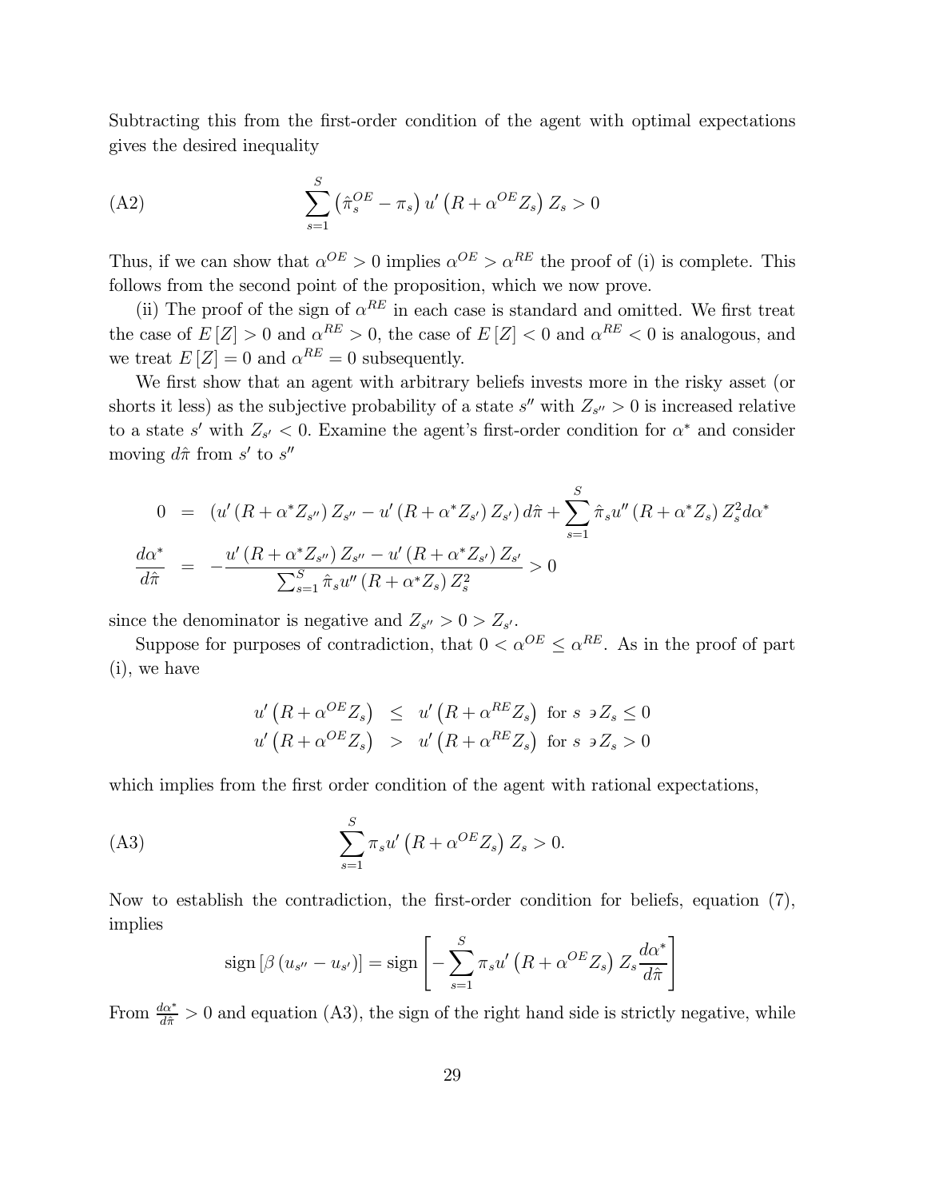Subtracting this from the first-order condition of the agent with optimal expectations gives the desired inequality

$$\text{(A2)} \qquad \sum_{s=1}^{S} \left(\hat{\pi}_s^{OE} - \pi_s\right) u'\left(R + \alpha^{OE} Z_s\right) Z_s > 0$$

Thus, if we can show that $\alpha^{OE} > 0$ implies $\alpha^{OE} > \alpha^{RE}$ the proof of (i) is complete. This follows from the second point of the proposition, which we now prove.

(ii) The proof of the sign of $\alpha^{RE}$ in each case is standard and omitted. We first treat the case of $E[Z] > 0$ and $\alpha^{RE} > 0$, the case of $E[Z] < 0$ and $\alpha^{RE} < 0$ is analogous, and we treat $E[Z] = 0$ and $\alpha^{RE} = 0$ subsequently.

We first show that an agent with arbitrary beliefs invests more in the risky asset (or shorts it less) as the subjective probability of a state $s''$ with $Z_{s''} > 0$ is increased relative to a state $s'$ with $Z_{s'} < 0$. Examine the agent's first-order condition for $\alpha^*$ and consider moving $d\hat{\pi}$ from $s'$ to $s''$

$$\begin{aligned}
0 &= \left(u'\left(R + \alpha^* Z_{s''}\right) Z_{s''} - u'\left(R + \alpha^* Z_{s'}\right) Z_{s'}\right) d\hat{\pi} + \sum_{s=1}^{S} \hat{\pi}_s u''\left(R + \alpha^* Z_s\right) Z_s^2 d\alpha^* \\
\frac{d\alpha^*}{d\hat{\pi}} &= -\frac{u'\left(R + \alpha^* Z_{s''}\right) Z_{s''} - u'\left(R + \alpha^* Z_{s'}\right) Z_{s'}}{\sum_{s=1}^{S} \hat{\pi}_s u''\left(R + \alpha^* Z_s\right) Z_s^2} > 0
\end{aligned}$$

since the denominator is negative and $Z_{s''} > 0 > Z_{s'}$.

Suppose for purposes of contradiction, that $0 < \alpha^{OE} \leq \alpha^{RE}$. As in the proof of part (i), we have

$$\begin{aligned}
u'\left(R + \alpha^{OE} Z_s\right) &\leq u'\left(R + \alpha^{RE} Z_s\right) \text{ for } s \ni Z_s \leq 0 \\
u'\left(R + \alpha^{OE} Z_s\right) &> u'\left(R + \alpha^{RE} Z_s\right) \text{ for } s \ni Z_s > 0
\end{aligned}$$

which implies from the first order condition of the agent with rational expectations,

$$\text{(A3)} \qquad \sum_{s=1}^{S} \pi_s u'\left(R + \alpha^{OE} Z_s\right) Z_s > 0.$$

Now to establish the contradiction, the first-order condition for beliefs, equation (7), implies

$$\text{sign}\left[\beta\left(u_{s''} - u_{s'}\right)\right] = \text{sign}\left[-\sum_{s=1}^{S} \pi_s u'\left(R + \alpha^{OE} Z_s\right) Z_s \frac{d\alpha^*}{d\hat{\pi}}\right]$$

From $\frac{d\alpha^*}{d\hat{\pi}} > 0$ and equation (A3), the sign of the right hand side is strictly negative, while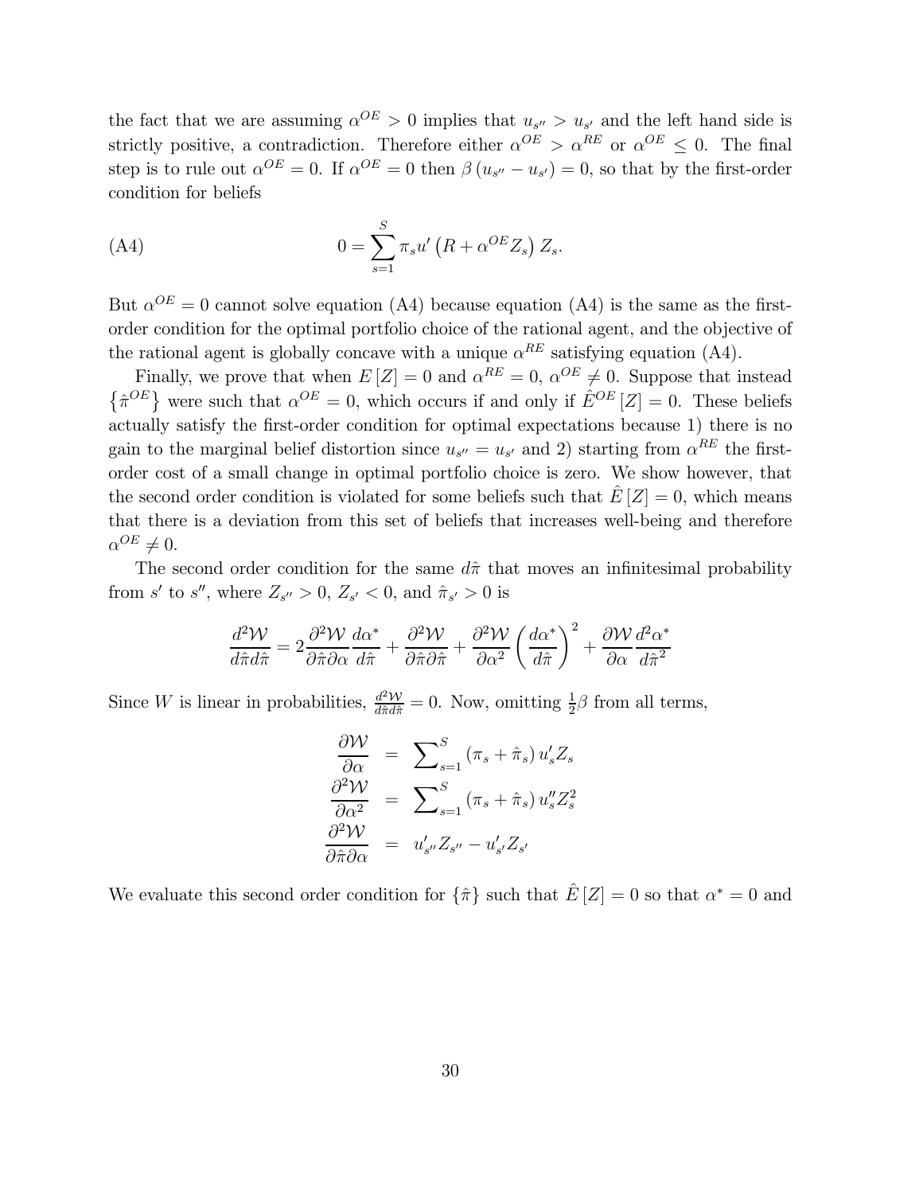the fact that we are assuming $\alpha^{OE} > 0$ implies that $u_{s''} > u_{s'}$ and the left hand side is strictly positive, a contradiction. Therefore either $\alpha^{OE} > \alpha^{RE}$ or $\alpha^{OE} \leq 0$. The final step is to rule out $\alpha^{OE} = 0$. If $\alpha^{OE} = 0$ then $\beta(u_{s''} - u_{s'}) = 0$, so that by the first-order condition for beliefs

$$0 = \sum_{s=1}^{S} \pi_s u'\left(R + \alpha^{OE} Z_s\right) Z_s. \tag{A4}$$

But $\alpha^{OE} = 0$ cannot solve equation (A4) because equation (A4) is the same as the first-order condition for the optimal portfolio choice of the rational agent, and the objective of the rational agent is globally concave with a unique $\alpha^{RE}$ satisfying equation (A4).

Finally, we prove that when $E[Z] = 0$ and $\alpha^{RE} = 0$, $\alpha^{OE} \neq 0$. Suppose that instead $\{\hat{\pi}^{OE}\}$ were such that $\alpha^{OE} = 0$, which occurs if and only if $\hat{E}^{OE}[Z] = 0$. These beliefs actually satisfy the first-order condition for optimal expectations because 1) there is no gain to the marginal belief distortion since $u_{s''} = u_{s'}$ and 2) starting from $\alpha^{RE}$ the first-order cost of a small change in optimal portfolio choice is zero. We show however, that the second order condition is violated for some beliefs such that $\hat{E}[Z] = 0$, which means that there is a deviation from this set of beliefs that increases well-being and therefore $\alpha^{OE} \neq 0$.

The second order condition for the same $d\hat{\pi}$ that moves an infinitesimal probability from $s'$ to $s''$, where $Z_{s''} > 0$, $Z_{s'} < 0$, and $\hat{\pi}_{s'} > 0$ is

$$\frac{d^2\mathcal{W}}{d\hat{\pi} d\hat{\pi}} = 2\frac{\partial^2 \mathcal{W}}{\partial \hat{\pi} \partial \alpha}\frac{d\alpha^*}{d\hat{\pi}} + \frac{\partial^2 \mathcal{W}}{\partial \hat{\pi} \partial \hat{\pi}} + \frac{\partial^2 \mathcal{W}}{\partial \alpha^2}\left(\frac{d\alpha^*}{d\hat{\pi}}\right)^2 + \frac{\partial \mathcal{W}}{\partial \alpha}\frac{d^2\alpha^*}{d\hat{\pi}^2}$$

Since $W$ is linear in probabilities, $\frac{d^2\mathcal{W}}{d\hat{\pi}d\hat{\pi}} = 0$. Now, omitting $\frac{1}{2}\beta$ from all terms,

$$\begin{aligned}
\frac{\partial \mathcal{W}}{\partial \alpha} &= \sum\nolimits_{s=1}^{S} (\pi_s + \hat{\pi}_s) u'_s Z_s \\
\frac{\partial^2 \mathcal{W}}{\partial \alpha^2} &= \sum\nolimits_{s=1}^{S} (\pi_s + \hat{\pi}_s) u''_s Z_s^2 \\
\frac{\partial^2 \mathcal{W}}{\partial \hat{\pi} \partial \alpha} &= u'_{s''} Z_{s''} - u'_{s'} Z_{s'}
\end{aligned}$$

We evaluate this second order condition for $\{\hat{\pi}\}$ such that $\hat{E}[Z] = 0$ so that $\alpha^* = 0$ and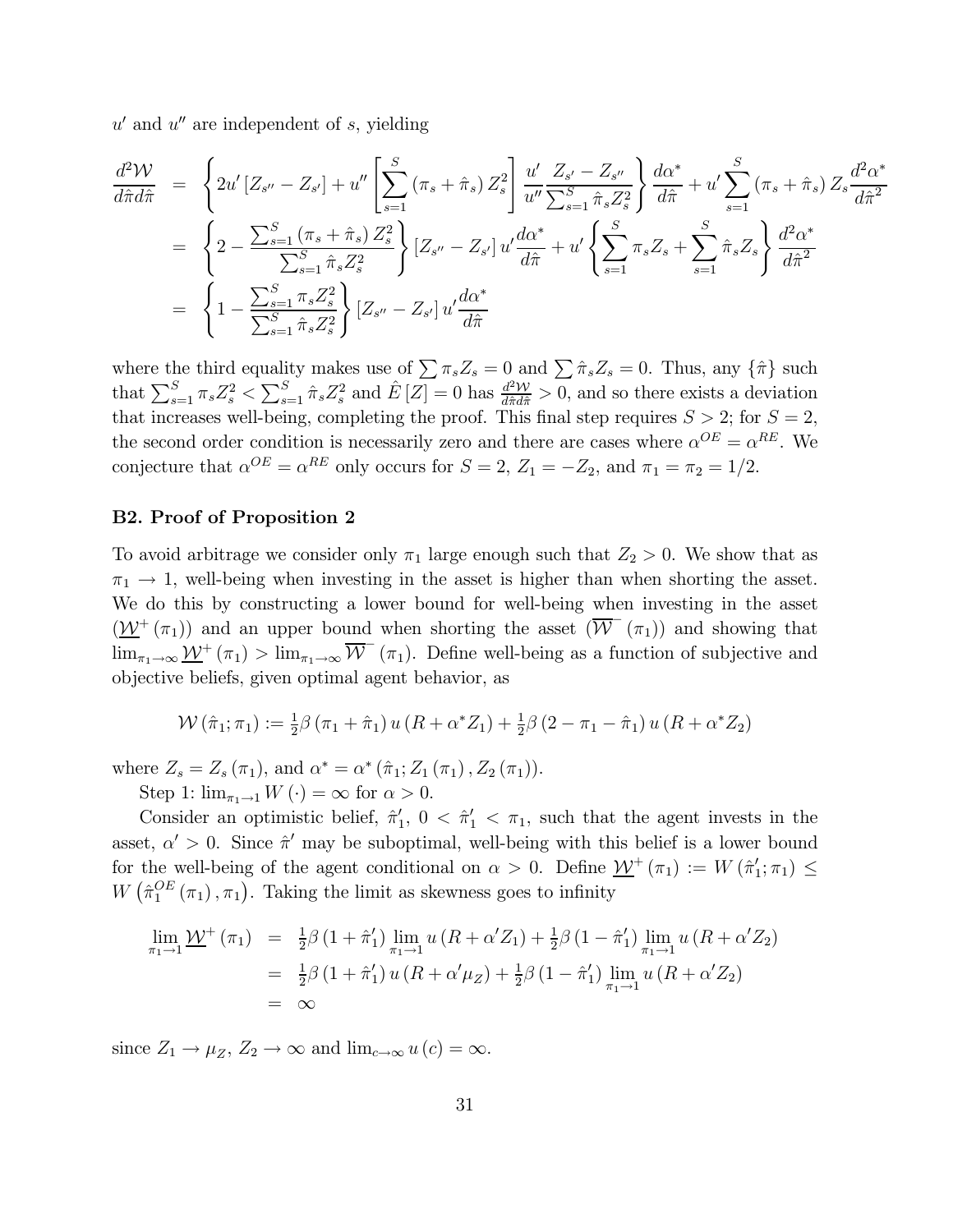$u'$ and $u''$ are independent of $s$, yielding

$$
\begin{aligned}
\frac{d^2\mathcal{W}}{d\hat{\pi}d\hat{\pi}} &= \left\{2u'\left[Z_{s''}-Z_{s'}\right]+u''\left[\sum_{s=1}^{S}\left(\pi_s+\hat{\pi}_s\right)Z_s^2\right]\frac{u'}{u''}\frac{Z_{s'}-Z_{s''}}{\sum_{s=1}^{S}\hat{\pi}_sZ_s^2}\right\}\frac{d\alpha^*}{d\hat{\pi}}+u'\sum_{s=1}^{S}\left(\pi_s+\hat{\pi}_s\right)Z_s\frac{d^2\alpha^*}{d\hat{\pi}^2} \\
&= \left\{2-\frac{\sum_{s=1}^{S}\left(\pi_s+\hat{\pi}_s\right)Z_s^2}{\sum_{s=1}^{S}\hat{\pi}_sZ_s^2}\right\}\left[Z_{s''}-Z_{s'}\right]u'\frac{d\alpha^*}{d\hat{\pi}}+u'\left\{\sum_{s=1}^{S}\pi_sZ_s+\sum_{s=1}^{S}\hat{\pi}_sZ_s\right\}\frac{d^2\alpha^*}{d\hat{\pi}^2} \\
&= \left\{1-\frac{\sum_{s=1}^{S}\pi_sZ_s^2}{\sum_{s=1}^{S}\hat{\pi}_sZ_s^2}\right\}\left[Z_{s''}-Z_{s'}\right]u'\frac{d\alpha^*}{d\hat{\pi}}
\end{aligned}
$$

where the third equality makes use of $\sum\pi_sZ_s=0$ and $\sum\hat{\pi}_sZ_s=0$. Thus, any $\{\hat{\pi}\}$ such that $\sum_{s=1}^{S}\pi_sZ_s^2<\sum_{s=1}^{S}\hat{\pi}_sZ_s^2$ and $\hat{E}[Z]=0$ has $\frac{d^2\mathcal{W}}{d\hat{\pi}d\hat{\pi}}>0$, and so there exists a deviation that increases well-being, completing the proof. This final step requires $S>2$; for $S=2$, the second order condition is necessarily zero and there are cases where $\alpha^{OE}=\alpha^{RE}$. We conjecture that $\alpha^{OE}=\alpha^{RE}$ only occurs for $S=2$, $Z_1=-Z_2$, and $\pi_1=\pi_2=1/2$.

## B2. Proof of Proposition 2

To avoid arbitrage we consider only $\pi_1$ large enough such that $Z_2>0$. We show that as $\pi_1\to 1$, well-being when investing in the asset is higher than when shorting the asset. We do this by constructing a lower bound for well-being when investing in the asset ($\underline{\mathcal{W}}^+(\pi_1)$) and an upper bound when shorting the asset ($\overline{\mathcal{W}}^-(\pi_1)$) and showing that $\lim_{\pi_1\to\infty}\underline{\mathcal{W}}^+(\pi_1)>\lim_{\pi_1\to\infty}\overline{\mathcal{W}}^-(\pi_1)$. Define well-being as a function of subjective and objective beliefs, given optimal agent behavior, as

$$
\mathcal{W}(\hat{\pi}_1;\pi_1):=\tfrac{1}{2}\beta\left(\pi_1+\hat{\pi}_1\right)u\left(R+\alpha^*Z_1\right)+\tfrac{1}{2}\beta\left(2-\pi_1-\hat{\pi}_1\right)u\left(R+\alpha^*Z_2\right)
$$

where $Z_s=Z_s(\pi_1)$, and $\alpha^*=\alpha^*\left(\hat{\pi}_1;Z_1(\pi_1),Z_2(\pi_1)\right)$.

Step 1: $\lim_{\pi_1\to 1}W(\cdot)=\infty$ for $\alpha>0$.

Consider an optimistic belief, $\hat{\pi}_1'$, $0<\hat{\pi}_1'<\pi_1$, such that the agent invests in the asset, $\alpha'>0$. Since $\hat{\pi}'$ may be suboptimal, well-being with this belief is a lower bound for the well-being of the agent conditional on $\alpha>0$. Define $\underline{\mathcal{W}}^+(\pi_1):=W(\hat{\pi}_1';\pi_1)\leq W\left(\hat{\pi}_1^{OE}(\pi_1),\pi_1\right)$. Taking the limit as skewness goes to infinity

$$
\begin{aligned}
\lim_{\pi_1\to 1}\underline{\mathcal{W}}^+(\pi_1) &= \tfrac{1}{2}\beta\left(1+\hat{\pi}_1'\right)\lim_{\pi_1\to 1}u\left(R+\alpha'Z_1\right)+\tfrac{1}{2}\beta\left(1-\hat{\pi}_1'\right)\lim_{\pi_1\to 1}u\left(R+\alpha'Z_2\right) \\
&= \tfrac{1}{2}\beta\left(1+\hat{\pi}_1'\right)u\left(R+\alpha'\mu_Z\right)+\tfrac{1}{2}\beta\left(1-\hat{\pi}_1'\right)\lim_{\pi_1\to 1}u\left(R+\alpha'Z_2\right) \\
&= \infty
\end{aligned}
$$

since $Z_1\to\mu_Z$, $Z_2\to\infty$ and $\lim_{c\to\infty}u(c)=\infty$.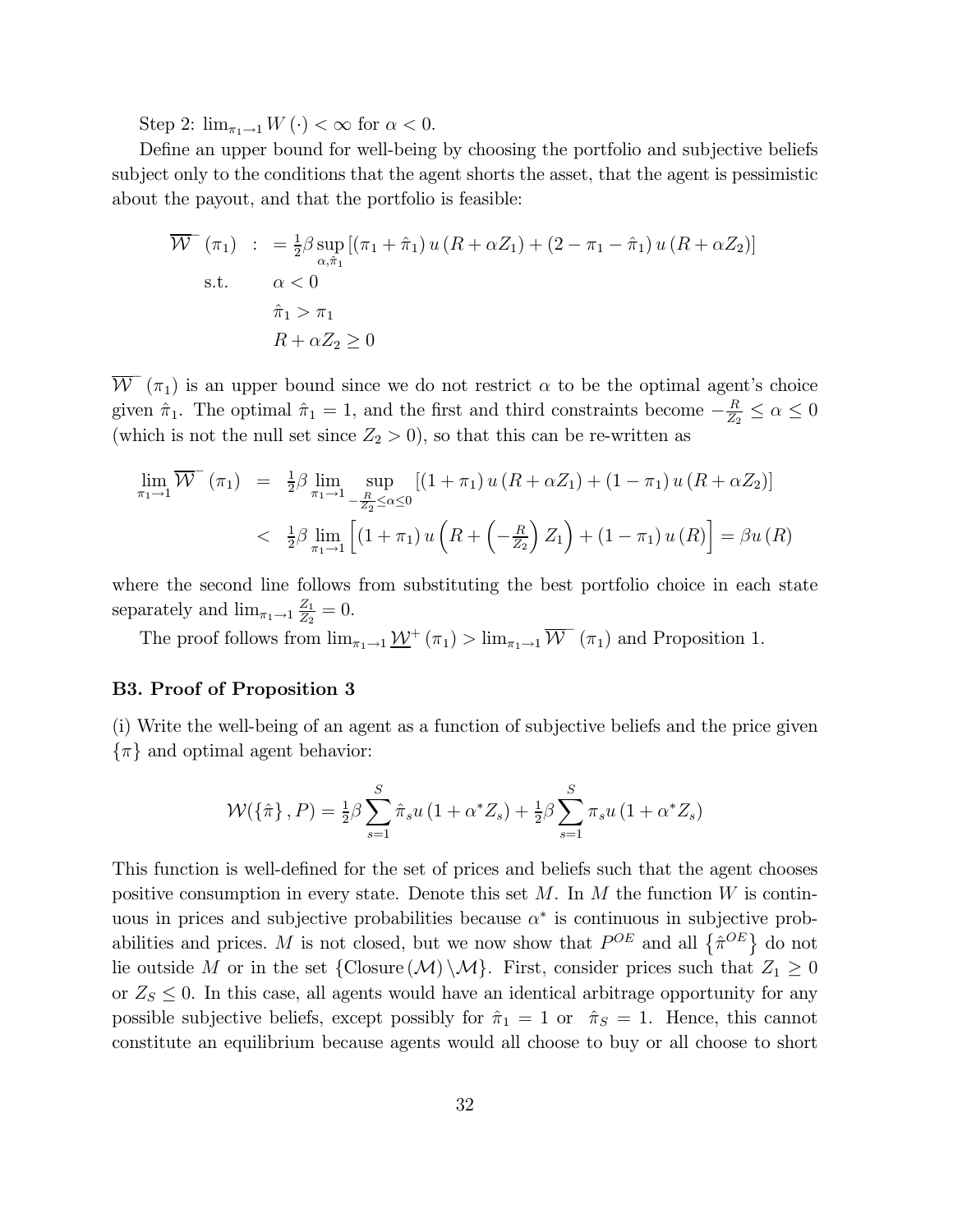Step 2: $\lim_{\pi_1 \to 1} W(\cdot) < \infty$ for $\alpha < 0$.

Define an upper bound for well-being by choosing the portfolio and subjective beliefs subject only to the conditions that the agent shorts the asset, that the agent is pessimistic about the payout, and that the portfolio is feasible:

$$
\begin{aligned}
\overline{\mathcal{W}}^{-}(\pi_1) \quad &: \quad = \tfrac{1}{2}\beta \sup_{\alpha, \hat{\pi}_1} \left[ (\pi_1 + \hat{\pi}_1) u(R + \alpha Z_1) + (2 - \pi_1 - \hat{\pi}_1) u(R + \alpha Z_2) \right] \\
\text{s.t.} \quad & \quad \alpha < 0 \\
& \quad \hat{\pi}_1 > \pi_1 \\
& \quad R + \alpha Z_2 \geq 0
\end{aligned}
$$

$\overline{\mathcal{W}}^{-}(\pi_1)$ is an upper bound since we do not restrict $\alpha$ to be the optimal agent's choice given $\hat{\pi}_1$. The optimal $\hat{\pi}_1 = 1$, and the first and third constraints become $-\frac{R}{Z_2} \leq \alpha \leq 0$ (which is not the null set since $Z_2 > 0$), so that this can be re-written as

$$
\begin{aligned}
\lim_{\pi_1 \to 1} \overline{\mathcal{W}}^{-}(\pi_1) &= \tfrac{1}{2}\beta \lim_{\pi_1 \to 1} \sup_{-\frac{R}{Z_2} \leq \alpha \leq 0} \left[ (1 + \pi_1) u(R + \alpha Z_1) + (1 - \pi_1) u(R + \alpha Z_2) \right] \\
&< \tfrac{1}{2}\beta \lim_{\pi_1 \to 1} \left[ (1 + \pi_1) u\left(R + \left(-\tfrac{R}{Z_2}\right) Z_1\right) + (1 - \pi_1) u(R) \right] = \beta u(R)
\end{aligned}
$$

where the second line follows from substituting the best portfolio choice in each state separately and $\lim_{\pi_1 \to 1} \frac{Z_1}{Z_2} = 0$.

The proof follows from $\lim_{\pi_1 \to 1} \underline{\mathcal{W}}^{+}(\pi_1) > \lim_{\pi_1 \to 1} \overline{\mathcal{W}}^{-}(\pi_1)$ and Proposition 1.

### B3. Proof of Proposition 3

(i) Write the well-being of an agent as a function of subjective beliefs and the price given $\{\pi\}$ and optimal agent behavior:

$$
\mathcal{W}(\{\hat{\pi}\}, P) = \tfrac{1}{2}\beta \sum_{s=1}^{S} \hat{\pi}_s u(1 + \alpha^* Z_s) + \tfrac{1}{2}\beta \sum_{s=1}^{S} \pi_s u(1 + \alpha^* Z_s)
$$

This function is well-defined for the set of prices and beliefs such that the agent chooses positive consumption in every state. Denote this set $M$. In $M$ the function $W$ is continuous in prices and subjective probabilities because $\alpha^*$ is continuous in subjective probabilities and prices. $M$ is not closed, but we now show that $P^{OE}$ and all $\{\hat{\pi}^{OE}\}$ do not lie outside $M$ or in the set $\{\text{Closure}(\mathcal{M}) \backslash \mathcal{M}\}$. First, consider prices such that $Z_1 \geq 0$ or $Z_S \leq 0$. In this case, all agents would have an identical arbitrage opportunity for any possible subjective beliefs, except possibly for $\hat{\pi}_1 = 1$ or $\hat{\pi}_S = 1$. Hence, this cannot constitute an equilibrium because agents would all choose to buy or all choose to short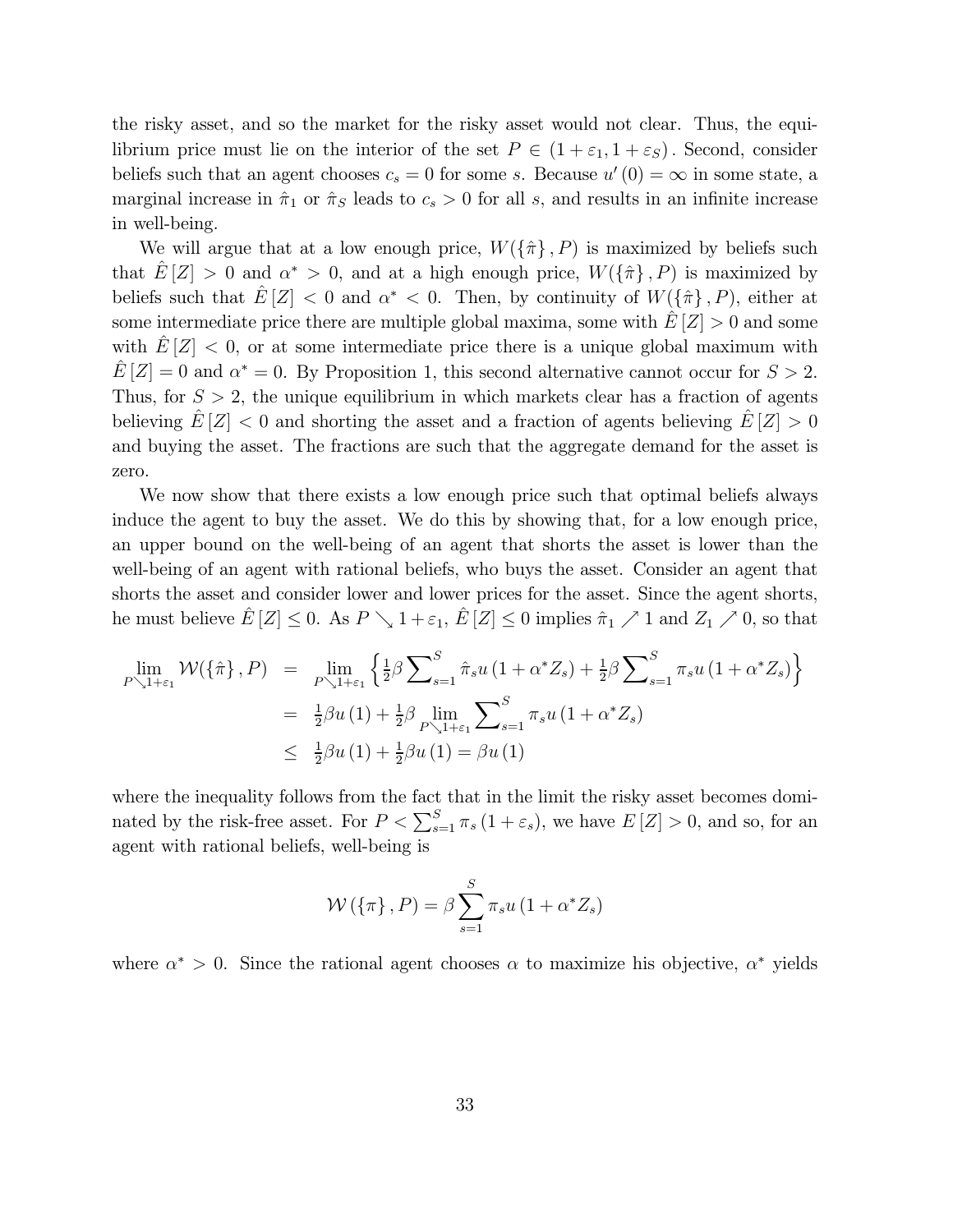the risky asset, and so the market for the risky asset would not clear. Thus, the equilibrium price must lie on the interior of the set $P \in (1+\varepsilon_1, 1+\varepsilon_S)$. Second, consider beliefs such that an agent chooses $c_s = 0$ for some $s$. Because $u'(0) = \infty$ in some state, a marginal increase in $\hat{\pi}_1$ or $\hat{\pi}_S$ leads to $c_s > 0$ for all $s$, and results in an infinite increase in well-being.

We will argue that at a low enough price, $W(\{\hat{\pi}\}, P)$ is maximized by beliefs such that $\hat{E}[Z] > 0$ and $\alpha^* > 0$, and at a high enough price, $W(\{\hat{\pi}\}, P)$ is maximized by beliefs such that $\hat{E}[Z] < 0$ and $\alpha^* < 0$. Then, by continuity of $W(\{\hat{\pi}\}, P)$, either at some intermediate price there are multiple global maxima, some with $\hat{E}[Z] > 0$ and some with $\hat{E}[Z] < 0$, or at some intermediate price there is a unique global maximum with $\hat{E}[Z] = 0$ and $\alpha^* = 0$. By Proposition 1, this second alternative cannot occur for $S > 2$. Thus, for $S > 2$, the unique equilibrium in which markets clear has a fraction of agents believing $\hat{E}[Z] < 0$ and shorting the asset and a fraction of agents believing $\hat{E}[Z] > 0$ and buying the asset. The fractions are such that the aggregate demand for the asset is zero.

We now show that there exists a low enough price such that optimal beliefs always induce the agent to buy the asset. We do this by showing that, for a low enough price, an upper bound on the well-being of an agent that shorts the asset is lower than the well-being of an agent with rational beliefs, who buys the asset. Consider an agent that shorts the asset and consider lower and lower prices for the asset. Since the agent shorts, he must believe $\hat{E}[Z] \leq 0$. As $P \searrow 1+\varepsilon_1$, $\hat{E}[Z] \leq 0$ implies $\hat{\pi}_1 \nearrow 1$ and $Z_1 \nearrow 0$, so that

$$
\begin{aligned}
\lim_{P \searrow 1+\varepsilon_1} \mathcal{W}(\{\hat{\pi}\}, P) &= \lim_{P \searrow 1+\varepsilon_1} \left\{ \tfrac{1}{2}\beta \sum_{s=1}^{S} \hat{\pi}_s u(1+\alpha^* Z_s) + \tfrac{1}{2}\beta \sum_{s=1}^{S} \pi_s u(1+\alpha^* Z_s) \right\} \\
&= \tfrac{1}{2}\beta u(1) + \tfrac{1}{2}\beta \lim_{P \searrow 1+\varepsilon_1} \sum_{s=1}^{S} \pi_s u(1+\alpha^* Z_s) \\
&\leq \tfrac{1}{2}\beta u(1) + \tfrac{1}{2}\beta u(1) = \beta u(1)
\end{aligned}
$$

where the inequality follows from the fact that in the limit the risky asset becomes dominated by the risk-free asset. For $P < \sum_{s=1}^{S} \pi_s (1+\varepsilon_s)$, we have $E[Z] > 0$, and so, for an agent with rational beliefs, well-being is

$$
\mathcal{W}(\{\pi\}, P) = \beta \sum_{s=1}^{S} \pi_s u(1+\alpha^* Z_s)
$$

where $\alpha^* > 0$. Since the rational agent chooses $\alpha$ to maximize his objective, $\alpha^*$ yields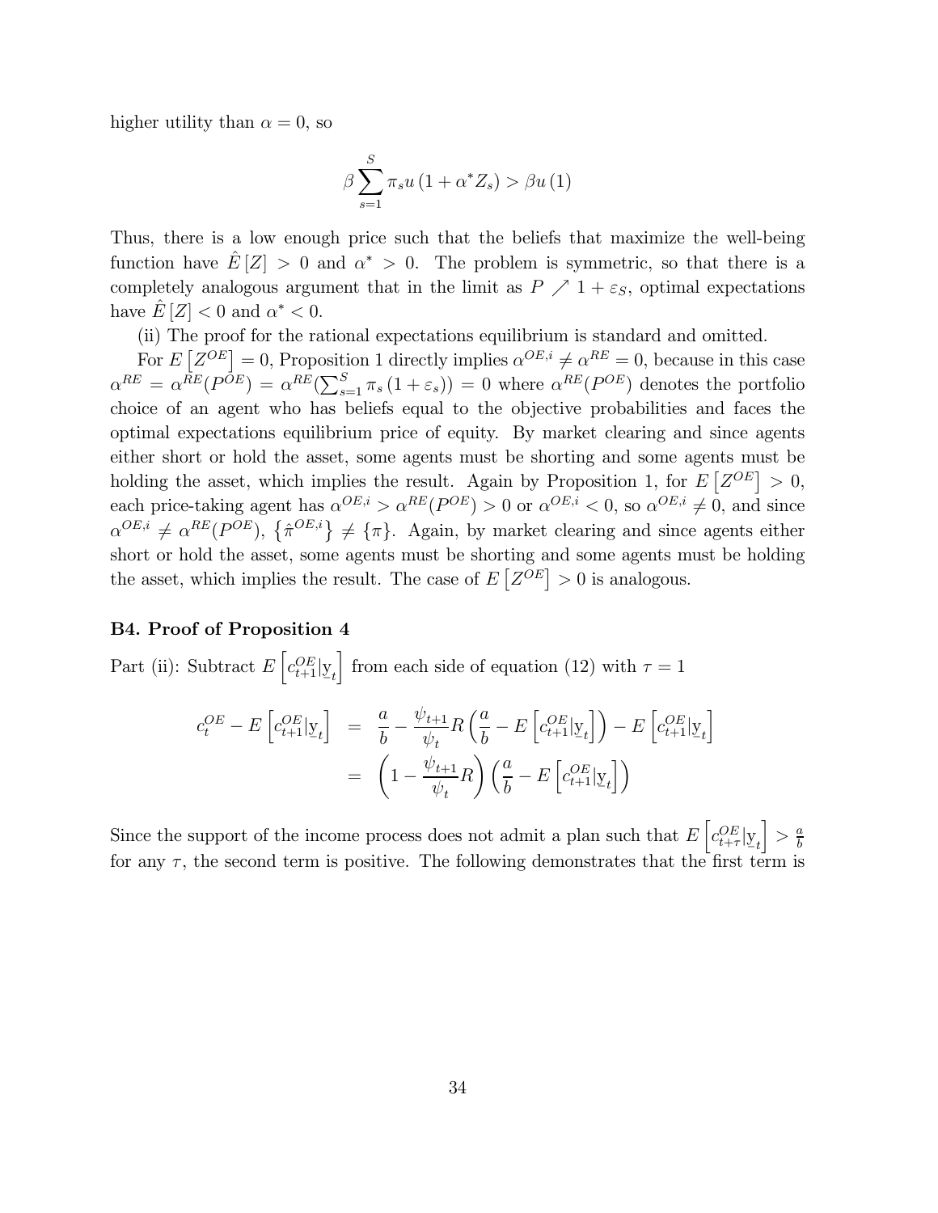higher utility than $\alpha = 0$, so

$$\beta \sum_{s=1}^{S} \pi_s u\left(1 + \alpha^* Z_s\right) > \beta u\left(1\right)$$

Thus, there is a low enough price such that the beliefs that maximize the well-being function have $\hat{E}[Z] > 0$ and $\alpha^* > 0$. The problem is symmetric, so that there is a completely analogous argument that in the limit as $P \nearrow 1 + \varepsilon_S$, optimal expectations have $\hat{E}[Z] < 0$ and $\alpha^* < 0$.

(ii) The proof for the rational expectations equilibrium is standard and omitted.

For $E\left[Z^{OE}\right] = 0$, Proposition 1 directly implies $\alpha^{OE,i} \neq \alpha^{RE} = 0$, because in this case $\alpha^{RE} = \alpha^{RE}(P^{OE}) = \alpha^{RE}(\sum_{s=1}^{S} \pi_s (1 + \varepsilon_s)) = 0$ where $\alpha^{RE}(P^{OE})$ denotes the portfolio choice of an agent who has beliefs equal to the objective probabilities and faces the optimal expectations equilibrium price of equity. By market clearing and since agents either short or hold the asset, some agents must be shorting and some agents must be holding the asset, which implies the result. Again by Proposition 1, for $E\left[Z^{OE}\right] > 0$, each price-taking agent has $\alpha^{OE,i} > \alpha^{RE}(P^{OE}) > 0$ or $\alpha^{OE,i} < 0$, so $\alpha^{OE,i} \neq 0$, and since $\alpha^{OE,i} \neq \alpha^{RE}(P^{OE})$, $\left\{\hat{\pi}^{OE,i}\right\} \neq \{\pi\}$. Again, by market clearing and since agents either short or hold the asset, some agents must be shorting and some agents must be holding the asset, which implies the result. The case of $E\left[Z^{OE}\right] > 0$ is analogous.

### B4. Proof of Proposition 4

Part (ii): Subtract $E\left[c_{t+1}^{OE} | \underline{y}_t\right]$ from each side of equation (12) with $\tau = 1$

$$
\begin{aligned}
c_t^{OE} - E\left[c_{t+1}^{OE} | \underline{y}_t\right] &= \frac{a}{b} - \frac{\psi_{t+1}}{\psi_t} R \left(\frac{a}{b} - E\left[c_{t+1}^{OE} | \underline{y}_t\right]\right) - E\left[c_{t+1}^{OE} | \underline{y}_t\right] \\
&= \left(1 - \frac{\psi_{t+1}}{\psi_t} R\right) \left(\frac{a}{b} - E\left[c_{t+1}^{OE} | \underline{y}_t\right]\right)
\end{aligned}
$$

Since the support of the income process does not admit a plan such that $E\left[c_{t+\tau}^{OE} | \underline{y}_t\right] > \frac{a}{b}$ for any $\tau$, the second term is positive. The following demonstrates that the first term is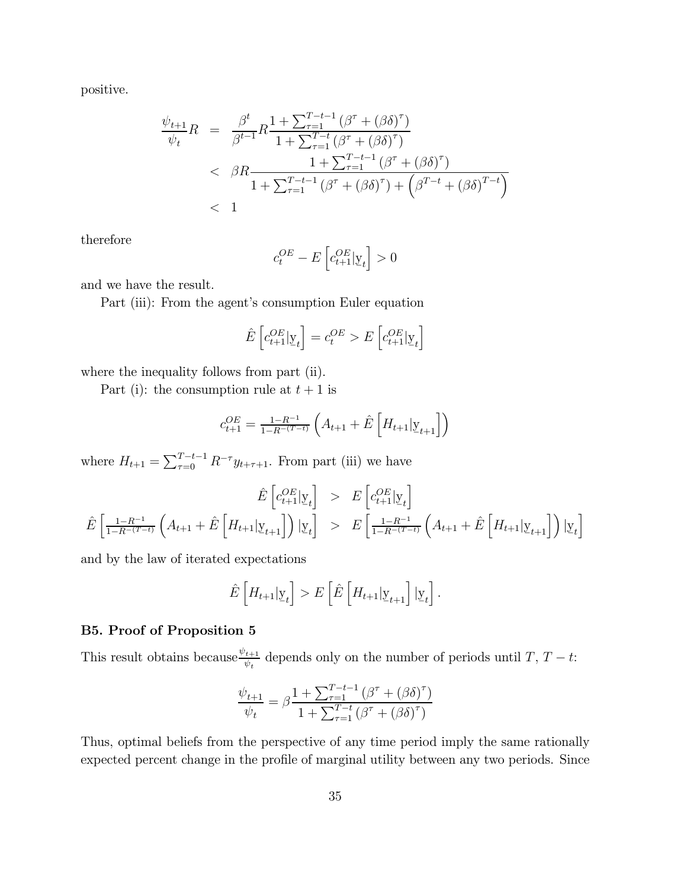positive.

$$
\begin{aligned}
\frac{\psi_{t+1}}{\psi_t} R &= \frac{\beta^t}{\beta^{t-1}} R \frac{1 + \sum_{\tau=1}^{T-t-1} \left(\beta^\tau + (\beta\delta)^\tau\right)}{1 + \sum_{\tau=1}^{T-t} \left(\beta^\tau + (\beta\delta)^\tau\right)} \\
&< \beta R \frac{1 + \sum_{\tau=1}^{T-t-1} \left(\beta^\tau + (\beta\delta)^\tau\right)}{1 + \sum_{\tau=1}^{T-t-1} \left(\beta^\tau + (\beta\delta)^\tau\right) + \left(\beta^{T-t} + (\beta\delta)^{T-t}\right)} \\
&< 1
\end{aligned}
$$

therefore

$$
c_t^{OE} - E\left[c_{t+1}^{OE} | \underset{\sim}{\mathrm{y}}_t\right] > 0
$$

and we have the result.

Part (iii): From the agent's consumption Euler equation

$$
\hat{E}\left[c_{t+1}^{OE} | \underset{\sim}{\mathrm{y}}_t\right] = c_t^{OE} > E\left[c_{t+1}^{OE} | \underset{\sim}{\mathrm{y}}_t\right]
$$

where the inequality follows from part (ii).

Part (i): the consumption rule at $t+1$ is

$$
c_{t+1}^{OE} = \tfrac{1-R^{-1}}{1-R^{-(T-t)}} \left(A_{t+1} + \hat{E}\left[H_{t+1} | \underset{\sim}{\mathrm{y}}_{t+1}\right]\right)
$$

where $H_{t+1} = \sum_{\tau=0}^{T-t-1} R^{-\tau} y_{t+\tau+1}$. From part (iii) we have

$$
\begin{aligned}
\hat{E}\left[c_{t+1}^{OE} | \underset{\sim}{\mathrm{y}}_t\right] &> E\left[c_{t+1}^{OE} | \underset{\sim}{\mathrm{y}}_t\right] \\
\hat{E}\left[\tfrac{1-R^{-1}}{1-R^{-(T-t)}} \left(A_{t+1} + \hat{E}\left[H_{t+1} | \underset{\sim}{\mathrm{y}}_{t+1}\right]\right) | \underset{\sim}{\mathrm{y}}_t\right] &> E\left[\tfrac{1-R^{-1}}{1-R^{-(T-t)}} \left(A_{t+1} + \hat{E}\left[H_{t+1} | \underset{\sim}{\mathrm{y}}_{t+1}\right]\right) | \underset{\sim}{\mathrm{y}}_t\right]
\end{aligned}
$$

and by the law of iterated expectations

$$
\hat{E}\left[H_{t+1} | \underset{\sim}{\mathrm{y}}_t\right] > E\left[\hat{E}\left[H_{t+1} | \underset{\sim}{\mathrm{y}}_{t+1}\right] | \underset{\sim}{\mathrm{y}}_t\right].
$$

### B5. Proof of Proposition 5

This result obtains because $\frac{\psi_{t+1}}{\psi_t}$ depends only on the number of periods until $T$, $T-t$:

$$
\frac{\psi_{t+1}}{\psi_t} = \beta \frac{1 + \sum_{\tau=1}^{T-t-1} \left(\beta^\tau + (\beta\delta)^\tau\right)}{1 + \sum_{\tau=1}^{T-t} \left(\beta^\tau + (\beta\delta)^\tau\right)}
$$

Thus, optimal beliefs from the perspective of any time period imply the same rationally expected percent change in the profile of marginal utility between any two periods. Since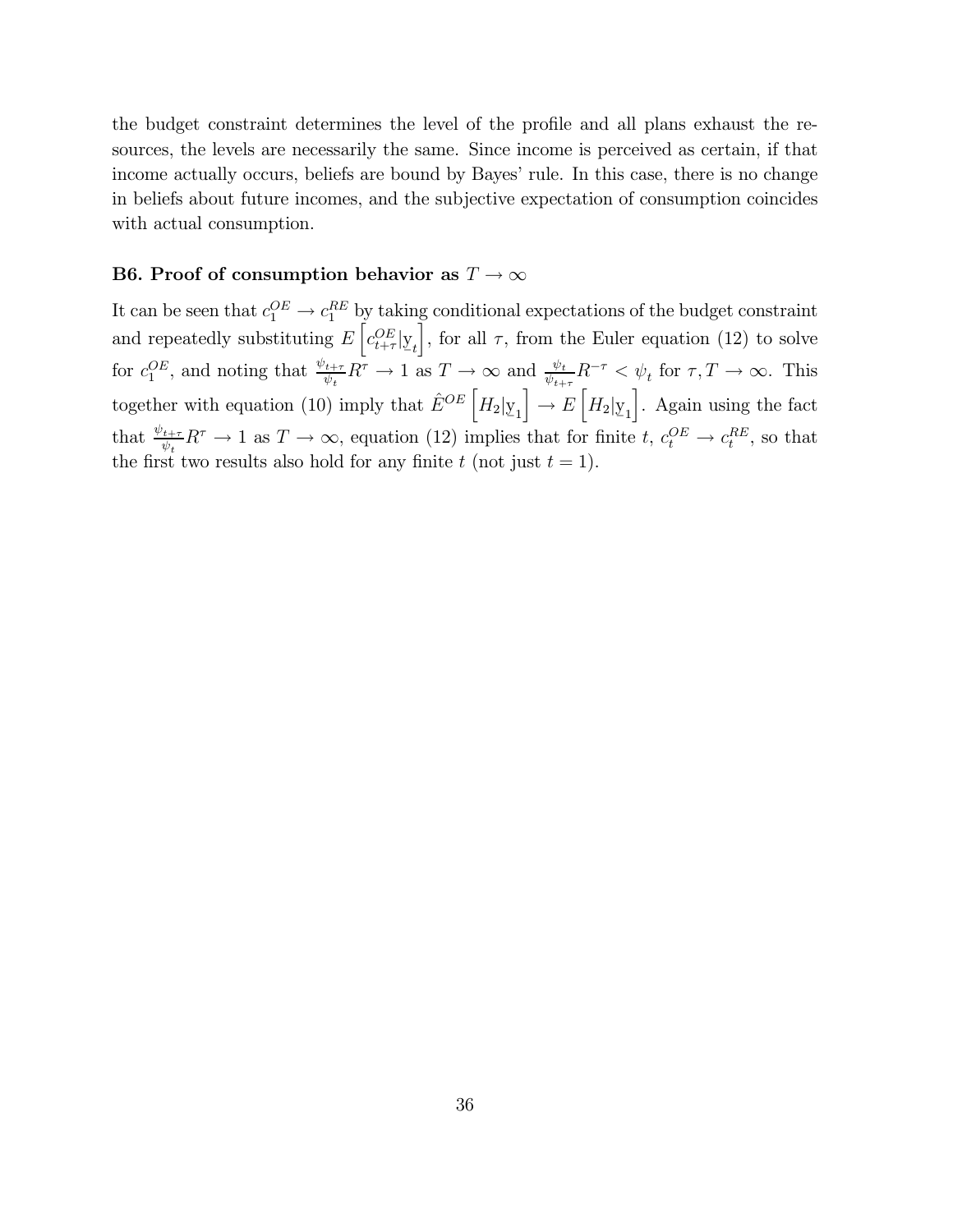the budget constraint determines the level of the profile and all plans exhaust the resources, the levels are necessarily the same. Since income is perceived as certain, if that income actually occurs, beliefs are bound by Bayes' rule. In this case, there is no change in beliefs about future incomes, and the subjective expectation of consumption coincides with actual consumption.

### B6. Proof of consumption behavior as $T \to \infty$

It can be seen that $c_1^{OE} \to c_1^{RE}$ by taking conditional expectations of the budget constraint and repeatedly substituting $E\left[c_{t+\tau}^{OE}|\underset{\sim}{y}_t\right]$, for all $\tau$, from the Euler equation (12) to solve for $c_1^{OE}$, and noting that $\frac{\psi_{t+\tau}}{\psi_t}R^{\tau} \to 1$ as $T \to \infty$ and $\frac{\psi_t}{\psi_{t+\tau}}R^{-\tau} < \psi_t$ for $\tau, T \to \infty$. This together with equation (10) imply that $\hat{E}^{OE}\left[H_2|\underset{\sim}{y}_1\right] \to E\left[H_2|\underset{\sim}{y}_1\right]$. Again using the fact that $\frac{\psi_{t+\tau}}{\psi_t}R^{\tau} \to 1$ as $T \to \infty$, equation (12) implies that for finite $t$, $c_t^{OE} \to c_t^{RE}$, so that the first two results also hold for any finite $t$ (not just $t = 1$).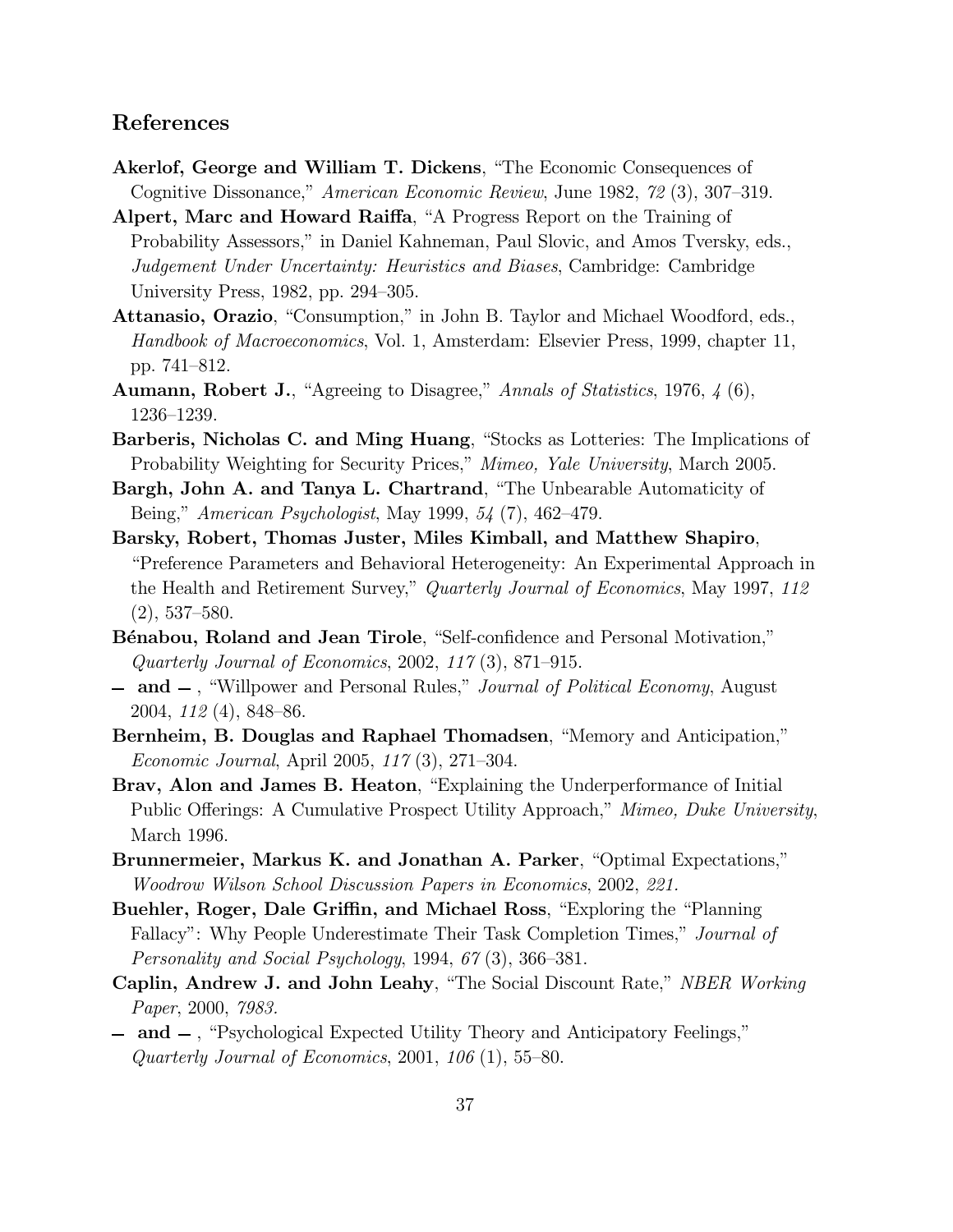## References

**Akerlof, George and William T. Dickens**, "The Economic Consequences of Cognitive Dissonance," *American Economic Review*, June 1982, *72* (3), 307–319.

**Alpert, Marc and Howard Raiffa**, "A Progress Report on the Training of Probability Assessors," in Daniel Kahneman, Paul Slovic, and Amos Tversky, eds., *Judgement Under Uncertainty: Heuristics and Biases*, Cambridge: Cambridge University Press, 1982, pp. 294–305.

**Attanasio, Orazio**, "Consumption," in John B. Taylor and Michael Woodford, eds., *Handbook of Macroeconomics*, Vol. 1, Amsterdam: Elsevier Press, 1999, chapter 11, pp. 741–812.

**Aumann, Robert J.**, "Agreeing to Disagree," *Annals of Statistics*, 1976, *4* (6), 1236–1239.

**Barberis, Nicholas C. and Ming Huang**, "Stocks as Lotteries: The Implications of Probability Weighting for Security Prices," *Mimeo, Yale University*, March 2005.

**Bargh, John A. and Tanya L. Chartrand**, "The Unbearable Automaticity of Being," *American Psychologist*, May 1999, *54* (7), 462–479.

**Barsky, Robert, Thomas Juster, Miles Kimball, and Matthew Shapiro**, "Preference Parameters and Behavioral Heterogeneity: An Experimental Approach in the Health and Retirement Survey," *Quarterly Journal of Economics*, May 1997, *112* (2), 537–580.

**Bénabou, Roland and Jean Tirole**, "Self-confidence and Personal Motivation," *Quarterly Journal of Economics*, 2002, *117* (3), 871–915.

**— and —** , "Willpower and Personal Rules," *Journal of Political Economy*, August 2004, *112* (4), 848–86.

**Bernheim, B. Douglas and Raphael Thomadsen**, "Memory and Anticipation," *Economic Journal*, April 2005, *117* (3), 271–304.

**Brav, Alon and James B. Heaton**, "Explaining the Underperformance of Initial Public Offerings: A Cumulative Prospect Utility Approach," *Mimeo, Duke University*, March 1996.

**Brunnermeier, Markus K. and Jonathan A. Parker**, "Optimal Expectations," *Woodrow Wilson School Discussion Papers in Economics*, 2002, *221.*

**Buehler, Roger, Dale Griffin, and Michael Ross**, "Exploring the "Planning Fallacy": Why People Underestimate Their Task Completion Times," *Journal of Personality and Social Psychology*, 1994, *67* (3), 366–381.

**Caplin, Andrew J. and John Leahy**, "The Social Discount Rate," *NBER Working Paper*, 2000, *7983.*

**— and —** , "Psychological Expected Utility Theory and Anticipatory Feelings," *Quarterly Journal of Economics*, 2001, *106* (1), 55–80.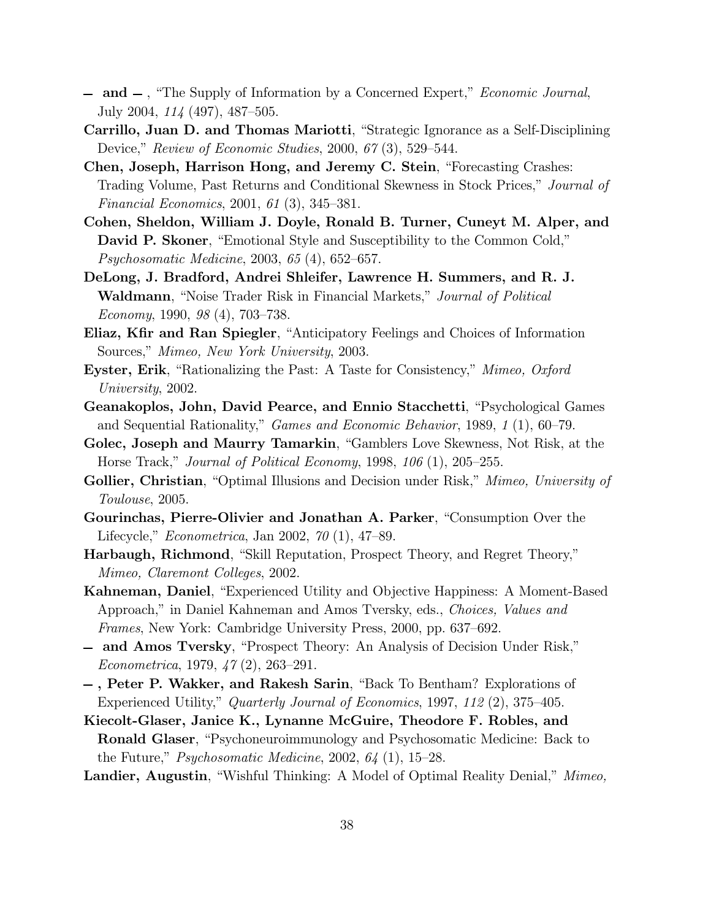**— and —**, "The Supply of Information by a Concerned Expert," *Economic Journal*, July 2004, *114* (497), 487–505.

**Carrillo, Juan D. and Thomas Mariotti**, "Strategic Ignorance as a Self-Disciplining Device," *Review of Economic Studies*, 2000, *67* (3), 529–544.

**Chen, Joseph, Harrison Hong, and Jeremy C. Stein**, "Forecasting Crashes: Trading Volume, Past Returns and Conditional Skewness in Stock Prices," *Journal of Financial Economics*, 2001, *61* (3), 345–381.

**Cohen, Sheldon, William J. Doyle, Ronald B. Turner, Cuneyt M. Alper, and David P. Skoner**, "Emotional Style and Susceptibility to the Common Cold," *Psychosomatic Medicine*, 2003, *65* (4), 652–657.

**DeLong, J. Bradford, Andrei Shleifer, Lawrence H. Summers, and R. J. Waldmann**, "Noise Trader Risk in Financial Markets," *Journal of Political Economy*, 1990, *98* (4), 703–738.

**Eliaz, Kfir and Ran Spiegler**, "Anticipatory Feelings and Choices of Information Sources," *Mimeo, New York University*, 2003.

**Eyster, Erik**, "Rationalizing the Past: A Taste for Consistency," *Mimeo, Oxford University*, 2002.

**Geanakoplos, John, David Pearce, and Ennio Stacchetti**, "Psychological Games and Sequential Rationality," *Games and Economic Behavior*, 1989, *1* (1), 60–79.

**Golec, Joseph and Maurry Tamarkin**, "Gamblers Love Skewness, Not Risk, at the Horse Track," *Journal of Political Economy*, 1998, *106* (1), 205–255.

**Gollier, Christian**, "Optimal Illusions and Decision under Risk," *Mimeo, University of Toulouse*, 2005.

**Gourinchas, Pierre-Olivier and Jonathan A. Parker**, "Consumption Over the Lifecycle," *Econometrica*, Jan 2002, *70* (1), 47–89.

**Harbaugh, Richmond**, "Skill Reputation, Prospect Theory, and Regret Theory," *Mimeo, Claremont Colleges*, 2002.

**Kahneman, Daniel**, "Experienced Utility and Objective Happiness: A Moment-Based Approach," in Daniel Kahneman and Amos Tversky, eds., *Choices, Values and Frames*, New York: Cambridge University Press, 2000, pp. 637–692.

**— and Amos Tversky**, "Prospect Theory: An Analysis of Decision Under Risk," *Econometrica*, 1979, *47* (2), 263–291.

**—, Peter P. Wakker, and Rakesh Sarin**, "Back To Bentham? Explorations of Experienced Utility," *Quarterly Journal of Economics*, 1997, *112* (2), 375–405.

**Kiecolt-Glaser, Janice K., Lynanne McGuire, Theodore F. Robles, and Ronald Glaser**, "Psychoneuroimmunology and Psychosomatic Medicine: Back to the Future," *Psychosomatic Medicine*, 2002, *64* (1), 15–28.

**Landier, Augustin**, "Wishful Thinking: A Model of Optimal Reality Denial," *Mimeo,*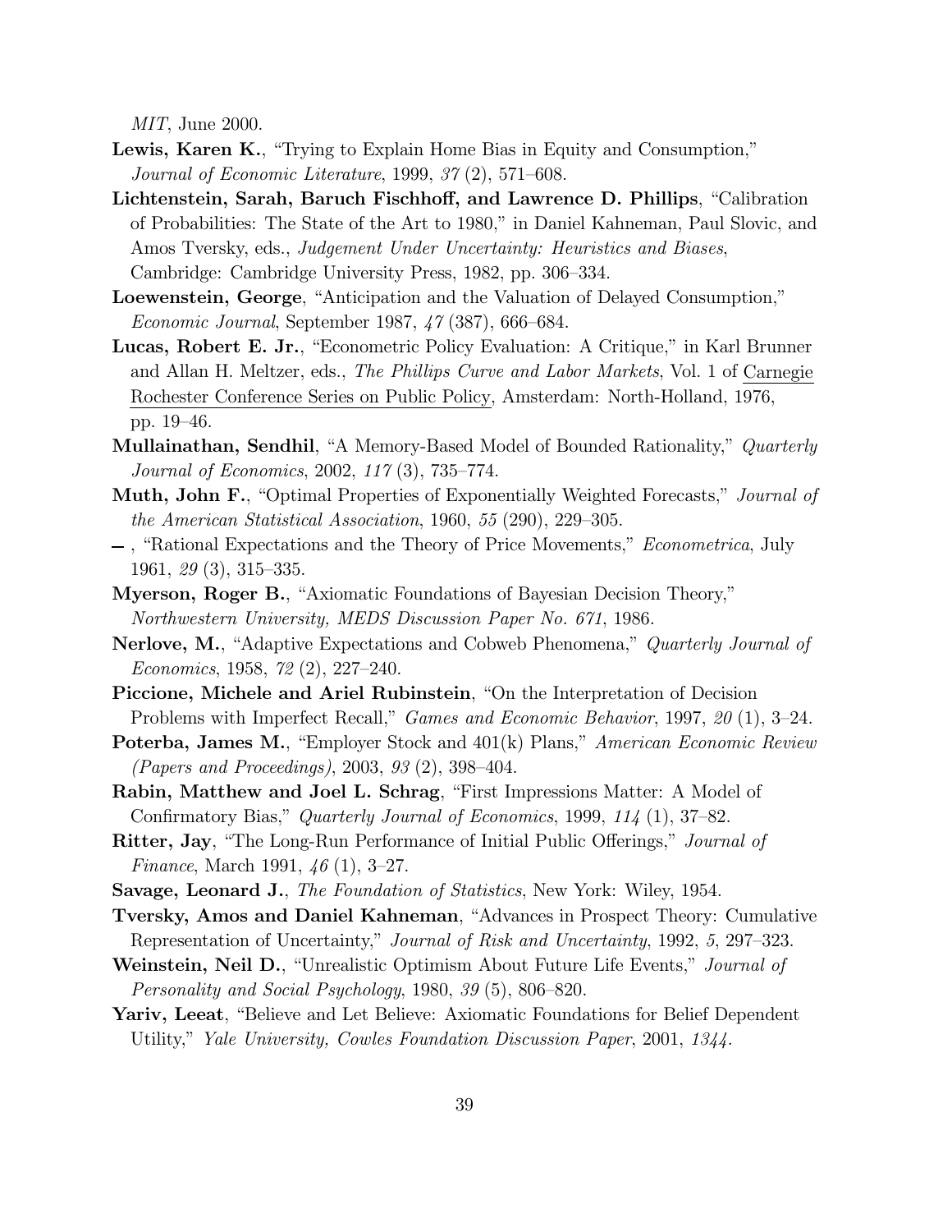*MIT*, June 2000.

**Lewis, Karen K.**, "Trying to Explain Home Bias in Equity and Consumption," *Journal of Economic Literature*, 1999, *37* (2), 571–608.

**Lichtenstein, Sarah, Baruch Fischhoff, and Lawrence D. Phillips**, "Calibration of Probabilities: The State of the Art to 1980," in Daniel Kahneman, Paul Slovic, and Amos Tversky, eds., *Judgement Under Uncertainty: Heuristics and Biases*, Cambridge: Cambridge University Press, 1982, pp. 306–334.

**Loewenstein, George**, "Anticipation and the Valuation of Delayed Consumption," *Economic Journal*, September 1987, *47* (387), 666–684.

**Lucas, Robert E. Jr.**, "Econometric Policy Evaluation: A Critique," in Karl Brunner and Allan H. Meltzer, eds., *The Phillips Curve and Labor Markets*, Vol. 1 of Carnegie Rochester Conference Series on Public Policy, Amsterdam: North-Holland, 1976, pp. 19–46.

**Mullainathan, Sendhil**, "A Memory-Based Model of Bounded Rationality," *Quarterly Journal of Economics*, 2002, *117* (3), 735–774.

**Muth, John F.**, "Optimal Properties of Exponentially Weighted Forecasts," *Journal of the American Statistical Association*, 1960, *55* (290), 229–305.

– , "Rational Expectations and the Theory of Price Movements," *Econometrica*, July 1961, *29* (3), 315–335.

**Myerson, Roger B.**, "Axiomatic Foundations of Bayesian Decision Theory," *Northwestern University, MEDS Discussion Paper No. 671*, 1986.

**Nerlove, M.**, "Adaptive Expectations and Cobweb Phenomena," *Quarterly Journal of Economics*, 1958, *72* (2), 227–240.

**Piccione, Michele and Ariel Rubinstein**, "On the Interpretation of Decision Problems with Imperfect Recall," *Games and Economic Behavior*, 1997, *20* (1), 3–24.

**Poterba, James M.**, "Employer Stock and 401(k) Plans," *American Economic Review (Papers and Proceedings)*, 2003, *93* (2), 398–404.

**Rabin, Matthew and Joel L. Schrag**, "First Impressions Matter: A Model of Confirmatory Bias," *Quarterly Journal of Economics*, 1999, *114* (1), 37–82.

**Ritter, Jay**, "The Long-Run Performance of Initial Public Offerings," *Journal of Finance*, March 1991, *46* (1), 3–27.

**Savage, Leonard J.**, *The Foundation of Statistics*, New York: Wiley, 1954.

**Tversky, Amos and Daniel Kahneman**, "Advances in Prospect Theory: Cumulative Representation of Uncertainty," *Journal of Risk and Uncertainty*, 1992, *5*, 297–323.

**Weinstein, Neil D.**, "Unrealistic Optimism About Future Life Events," *Journal of Personality and Social Psychology*, 1980, *39* (5), 806–820.

**Yariv, Leeat**, "Believe and Let Believe: Axiomatic Foundations for Belief Dependent Utility," *Yale University, Cowles Foundation Discussion Paper*, 2001, *1344*.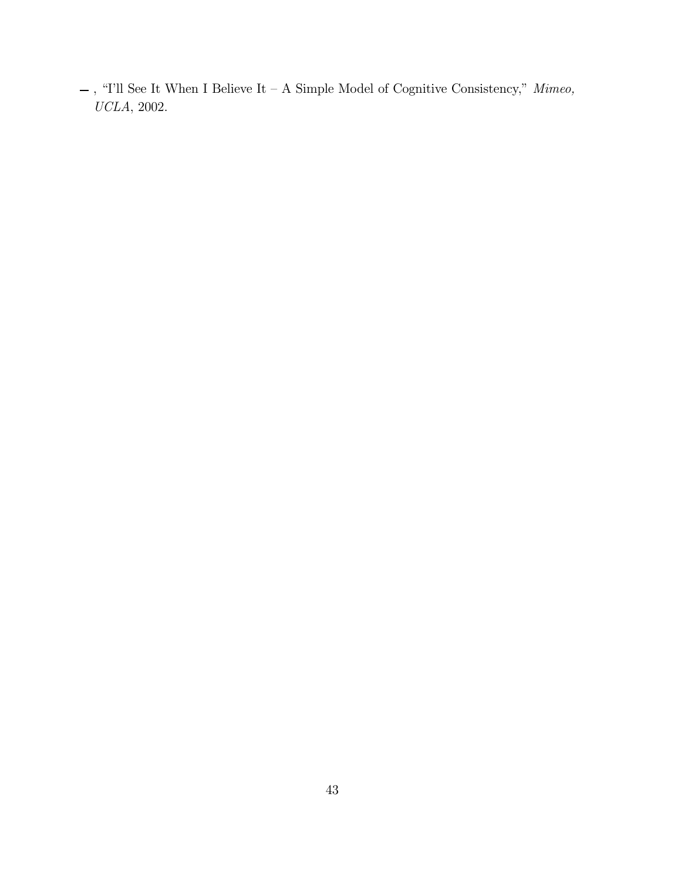— , "I'll See It When I Believe It – A Simple Model of Cognitive Consistency," *Mimeo, UCLA*, 2002.